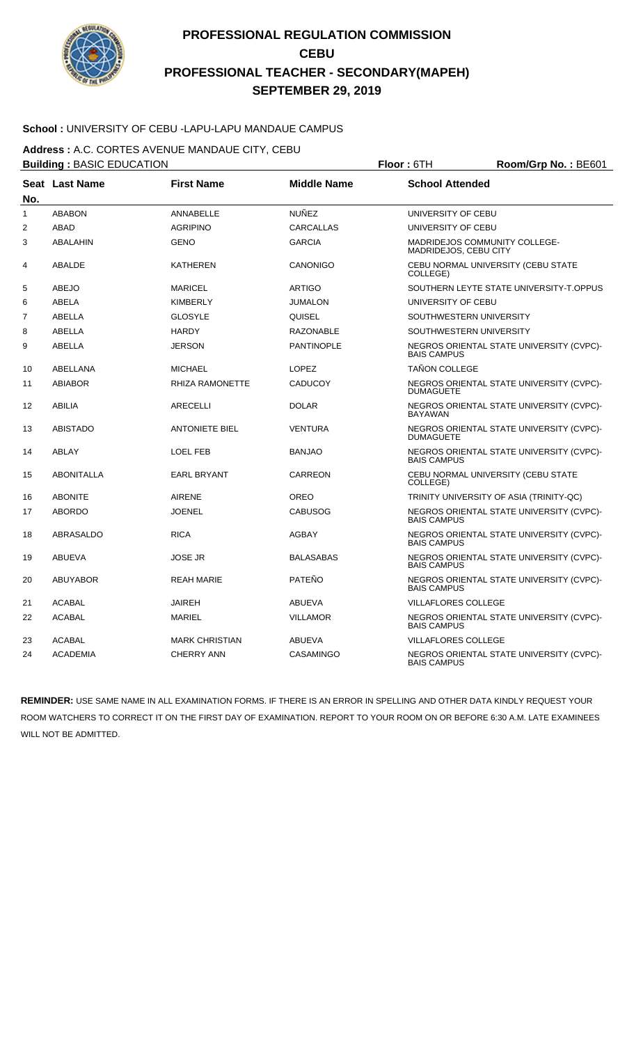# PROFESSIONAL REGULATION COMMISSION
# CEBU
# PROFESSIONAL TEACHER - SECONDARY(MAPEH)
# SEPTEMBER 29, 2019

**School :** UNIVERSITY OF CEBU -LAPU-LAPU MANDAUE CAMPUS

**Address :** A.C. CORTES AVENUE MANDAUE CITY, CEBU

**Building :** BASIC EDUCATION  **Floor :** 6TH  **Room/Grp No. :** BE601

| Seat No. | Last Name | First Name | Middle Name | School Attended |
|---|---|---|---|---|
| 1 | ABABON | ANNABELLE | NUÑEZ | UNIVERSITY OF CEBU |
| 2 | ABAD | AGRIPINO | CARCALLAS | UNIVERSITY OF CEBU |
| 3 | ABALAHIN | GENO | GARCIA | MADRIDEJOS COMMUNITY COLLEGE-MADRIDEJOS, CEBU CITY |
| 4 | ABALDE | KATHEREN | CANONIGO | CEBU NORMAL UNIVERSITY (CEBU STATE COLLEGE) |
| 5 | ABEJO | MARICEL | ARTIGO | SOUTHERN LEYTE STATE UNIVERSITY-T.OPPUS |
| 6 | ABELA | KIMBERLY | JUMALON | UNIVERSITY OF CEBU |
| 7 | ABELLA | GLOSYLE | QUISEL | SOUTHWESTERN UNIVERSITY |
| 8 | ABELLA | HARDY | RAZONABLE | SOUTHWESTERN UNIVERSITY |
| 9 | ABELLA | JERSON | PANTINOPLE | NEGROS ORIENTAL STATE UNIVERSITY (CVPC)-BAIS CAMPUS |
| 10 | ABELLANA | MICHAEL | LOPEZ | TAÑON COLLEGE |
| 11 | ABIABOR | RHIZA RAMONETTE | CADUCOY | NEGROS ORIENTAL STATE UNIVERSITY (CVPC)-DUMAGUETE |
| 12 | ABILIA | ARECELLI | DOLAR | NEGROS ORIENTAL STATE UNIVERSITY (CVPC)-BAYAWAN |
| 13 | ABISTADO | ANTONIETE BIEL | VENTURA | NEGROS ORIENTAL STATE UNIVERSITY (CVPC)-DUMAGUETE |
| 14 | ABLAY | LOEL FEB | BANJAO | NEGROS ORIENTAL STATE UNIVERSITY (CVPC)-BAIS CAMPUS |
| 15 | ABONITALLA | EARL BRYANT | CARREON | CEBU NORMAL UNIVERSITY (CEBU STATE COLLEGE) |
| 16 | ABONITE | AIRENE | OREO | TRINITY UNIVERSITY OF ASIA (TRINITY-QC) |
| 17 | ABORDO | JOENEL | CABUSOG | NEGROS ORIENTAL STATE UNIVERSITY (CVPC)-BAIS CAMPUS |
| 18 | ABRASALDO | RICA | AGBAY | NEGROS ORIENTAL STATE UNIVERSITY (CVPC)-BAIS CAMPUS |
| 19 | ABUEVA | JOSE JR | BALASABAS | NEGROS ORIENTAL STATE UNIVERSITY (CVPC)-BAIS CAMPUS |
| 20 | ABUYABOR | REAH MARIE | PATEÑO | NEGROS ORIENTAL STATE UNIVERSITY (CVPC)-BAIS CAMPUS |
| 21 | ACABAL | JAIREH | ABUEVA | VILLAFLORES COLLEGE |
| 22 | ACABAL | MARIEL | VILLAMOR | NEGROS ORIENTAL STATE UNIVERSITY (CVPC)-BAIS CAMPUS |
| 23 | ACABAL | MARK CHRISTIAN | ABUEVA | VILLAFLORES COLLEGE |
| 24 | ACADEMIA | CHERRY ANN | CASAMINGO | NEGROS ORIENTAL STATE UNIVERSITY (CVPC)-BAIS CAMPUS |

**REMINDER:** USE SAME NAME IN ALL EXAMINATION FORMS. IF THERE IS AN ERROR IN SPELLING AND OTHER DATA KINDLY REQUEST YOUR ROOM WATCHERS TO CORRECT IT ON THE FIRST DAY OF EXAMINATION. REPORT TO YOUR ROOM ON OR BEFORE 6:30 A.M. LATE EXAMINEES WILL NOT BE ADMITTED.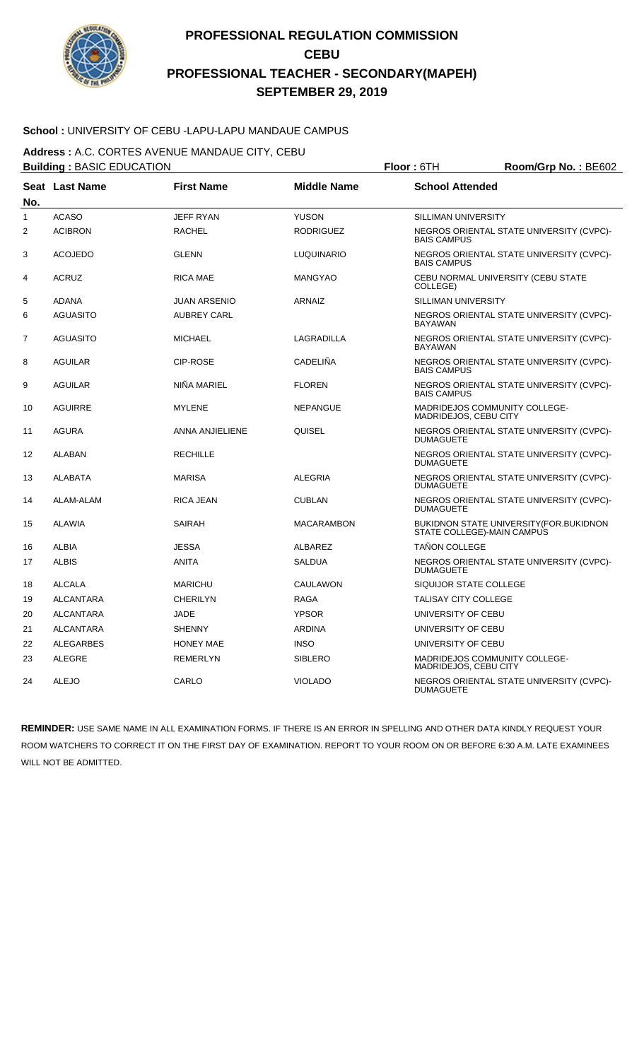# PROFESSIONAL REGULATION COMMISSION
## CEBU
## PROFESSIONAL TEACHER - SECONDARY(MAPEH)
## SEPTEMBER 29, 2019

**School :** UNIVERSITY OF CEBU -LAPU-LAPU MANDAUE CAMPUS

**Address :** A.C. CORTES AVENUE MANDAUE CITY, CEBU

**Building :** BASIC EDUCATION **Floor :** 6TH **Room/Grp No. :** BE602

| Seat No. | Last Name | First Name | Middle Name | School Attended |
|---|---|---|---|---|
| 1 | ACASO | JEFF RYAN | YUSON | SILLIMAN UNIVERSITY |
| 2 | ACIBRON | RACHEL | RODRIGUEZ | NEGROS ORIENTAL STATE UNIVERSITY (CVPC)-BAIS CAMPUS |
| 3 | ACOJEDO | GLENN | LUQUINARIO | NEGROS ORIENTAL STATE UNIVERSITY (CVPC)-BAIS CAMPUS |
| 4 | ACRUZ | RICA MAE | MANGYAO | CEBU NORMAL UNIVERSITY (CEBU STATE COLLEGE) |
| 5 | ADANA | JUAN ARSENIO | ARNAIZ | SILLIMAN UNIVERSITY |
| 6 | AGUASITO | AUBREY CARL | | NEGROS ORIENTAL STATE UNIVERSITY (CVPC)-BAYAWAN |
| 7 | AGUASITO | MICHAEL | LAGRADILLA | NEGROS ORIENTAL STATE UNIVERSITY (CVPC)-BAYAWAN |
| 8 | AGUILAR | CIP-ROSE | CADELIÑA | NEGROS ORIENTAL STATE UNIVERSITY (CVPC)-BAIS CAMPUS |
| 9 | AGUILAR | NIÑA MARIEL | FLOREN | NEGROS ORIENTAL STATE UNIVERSITY (CVPC)-BAIS CAMPUS |
| 10 | AGUIRRE | MYLENE | NEPANGUE | MADRIDEJOS COMMUNITY COLLEGE-MADRIDEJOS, CEBU CITY |
| 11 | AGURA | ANNA ANJIELIENE | QUISEL | NEGROS ORIENTAL STATE UNIVERSITY (CVPC)-DUMAGUETE |
| 12 | ALABAN | RECHILLE | | NEGROS ORIENTAL STATE UNIVERSITY (CVPC)-DUMAGUETE |
| 13 | ALABATA | MARISA | ALEGRIA | NEGROS ORIENTAL STATE UNIVERSITY (CVPC)-DUMAGUETE |
| 14 | ALAM-ALAM | RICA JEAN | CUBLAN | NEGROS ORIENTAL STATE UNIVERSITY (CVPC)-DUMAGUETE |
| 15 | ALAWIA | SAIRAH | MACARAMBON | BUKIDNON STATE UNIVERSITY(FOR.BUKIDNON STATE COLLEGE)-MAIN CAMPUS |
| 16 | ALBIA | JESSA | ALBAREZ | TAÑON COLLEGE |
| 17 | ALBIS | ANITA | SALDUA | NEGROS ORIENTAL STATE UNIVERSITY (CVPC)-DUMAGUETE |
| 18 | ALCALA | MARICHU | CAULAWON | SIQUIJOR STATE COLLEGE |
| 19 | ALCANTARA | CHERILYN | RAGA | TALISAY CITY COLLEGE |
| 20 | ALCANTARA | JADE | YPSOR | UNIVERSITY OF CEBU |
| 21 | ALCANTARA | SHENNY | ARDINA | UNIVERSITY OF CEBU |
| 22 | ALEGARBES | HONEY MAE | INSO | UNIVERSITY OF CEBU |
| 23 | ALEGRE | REMERLYN | SIBLERO | MADRIDEJOS COMMUNITY COLLEGE-MADRIDEJOS, CEBU CITY |
| 24 | ALEJO | CARLO | VIOLADO | NEGROS ORIENTAL STATE UNIVERSITY (CVPC)-DUMAGUETE |

**REMINDER:** USE SAME NAME IN ALL EXAMINATION FORMS. IF THERE IS AN ERROR IN SPELLING AND OTHER DATA KINDLY REQUEST YOUR ROOM WATCHERS TO CORRECT IT ON THE FIRST DAY OF EXAMINATION. REPORT TO YOUR ROOM ON OR BEFORE 6:30 A.M. LATE EXAMINEES WILL NOT BE ADMITTED.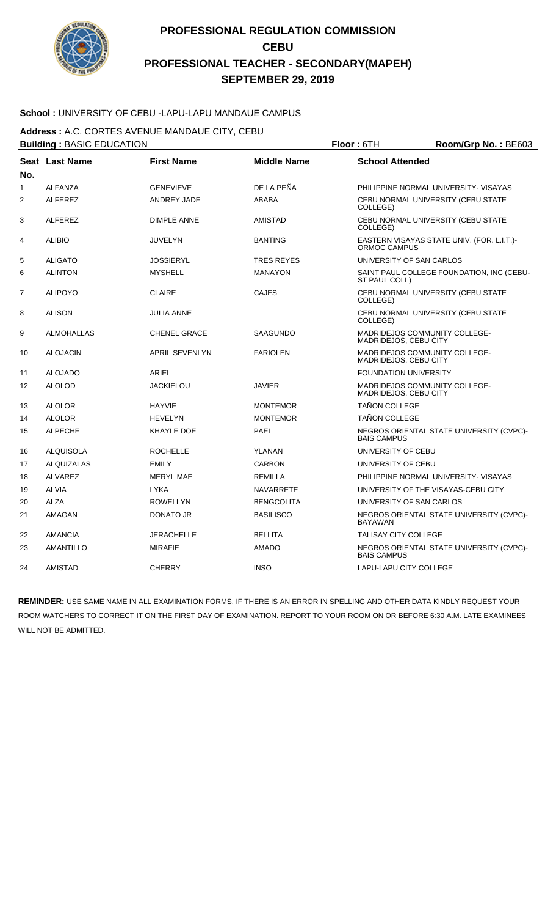# PROFESSIONAL REGULATION COMMISSION
## CEBU
## PROFESSIONAL TEACHER - SECONDARY(MAPEH)
## SEPTEMBER 29, 2019

**School :** UNIVERSITY OF CEBU -LAPU-LAPU MANDAUE CAMPUS

**Address :** A.C. CORTES AVENUE MANDAUE CITY, CEBU

**Building :** BASIC EDUCATION **Floor :** 6TH **Room/Grp No. :** BE603

| Seat No. | Last Name | First Name | Middle Name | School Attended |
|---|---|---|---|---|
| 1 | ALFANZA | GENEVIEVE | DE LA PEÑA | PHILIPPINE NORMAL UNIVERSITY- VISAYAS |
| 2 | ALFEREZ | ANDREY JADE | ABABA | CEBU NORMAL UNIVERSITY (CEBU STATE COLLEGE) |
| 3 | ALFEREZ | DIMPLE ANNE | AMISTAD | CEBU NORMAL UNIVERSITY (CEBU STATE COLLEGE) |
| 4 | ALIBIO | JUVELYN | BANTING | EASTERN VISAYAS STATE UNIV. (FOR. L.I.T.)- ORMOC CAMPUS |
| 5 | ALIGATO | JOSSIERYL | TRES REYES | UNIVERSITY OF SAN CARLOS |
| 6 | ALINTON | MYSHELL | MANAYON | SAINT PAUL COLLEGE FOUNDATION, INC (CEBU-ST PAUL COLL) |
| 7 | ALIPOYO | CLAIRE | CAJES | CEBU NORMAL UNIVERSITY (CEBU STATE COLLEGE) |
| 8 | ALISON | JULIA ANNE | | CEBU NORMAL UNIVERSITY (CEBU STATE COLLEGE) |
| 9 | ALMOHALLAS | CHENEL GRACE | SAAGUNDO | MADRIDEJOS COMMUNITY COLLEGE-MADRIDEJOS, CEBU CITY |
| 10 | ALOJACIN | APRIL SEVENLYN | FARIOLEN | MADRIDEJOS COMMUNITY COLLEGE-MADRIDEJOS, CEBU CITY |
| 11 | ALOJADO | ARIEL | | FOUNDATION UNIVERSITY |
| 12 | ALOLOD | JACKIELOU | JAVIER | MADRIDEJOS COMMUNITY COLLEGE-MADRIDEJOS, CEBU CITY |
| 13 | ALOLOR | HAYVIE | MONTEMOR | TAÑON COLLEGE |
| 14 | ALOLOR | HEVELYN | MONTEMOR | TAÑON COLLEGE |
| 15 | ALPECHE | KHAYLE DOE | PAEL | NEGROS ORIENTAL STATE UNIVERSITY (CVPC)-BAIS CAMPUS |
| 16 | ALQUISOLA | ROCHELLE | YLANAN | UNIVERSITY OF CEBU |
| 17 | ALQUIZALAS | EMILY | CARBON | UNIVERSITY OF CEBU |
| 18 | ALVAREZ | MERYL MAE | REMILLA | PHILIPPINE NORMAL UNIVERSITY- VISAYAS |
| 19 | ALVIA | LYKA | NAVARRETE | UNIVERSITY OF THE VISAYAS-CEBU CITY |
| 20 | ALZA | ROWELLYN | BENGCOLITA | UNIVERSITY OF SAN CARLOS |
| 21 | AMAGAN | DONATO JR | BASILISCO | NEGROS ORIENTAL STATE UNIVERSITY (CVPC)-BAYAWAN |
| 22 | AMANCIA | JERACHELLE | BELLITA | TALISAY CITY COLLEGE |
| 23 | AMANTILLO | MIRAFIE | AMADO | NEGROS ORIENTAL STATE UNIVERSITY (CVPC)-BAIS CAMPUS |
| 24 | AMISTAD | CHERRY | INSO | LAPU-LAPU CITY COLLEGE |

**REMINDER:** USE SAME NAME IN ALL EXAMINATION FORMS. IF THERE IS AN ERROR IN SPELLING AND OTHER DATA KINDLY REQUEST YOUR ROOM WATCHERS TO CORRECT IT ON THE FIRST DAY OF EXAMINATION. REPORT TO YOUR ROOM ON OR BEFORE 6:30 A.M. LATE EXAMINEES WILL NOT BE ADMITTED.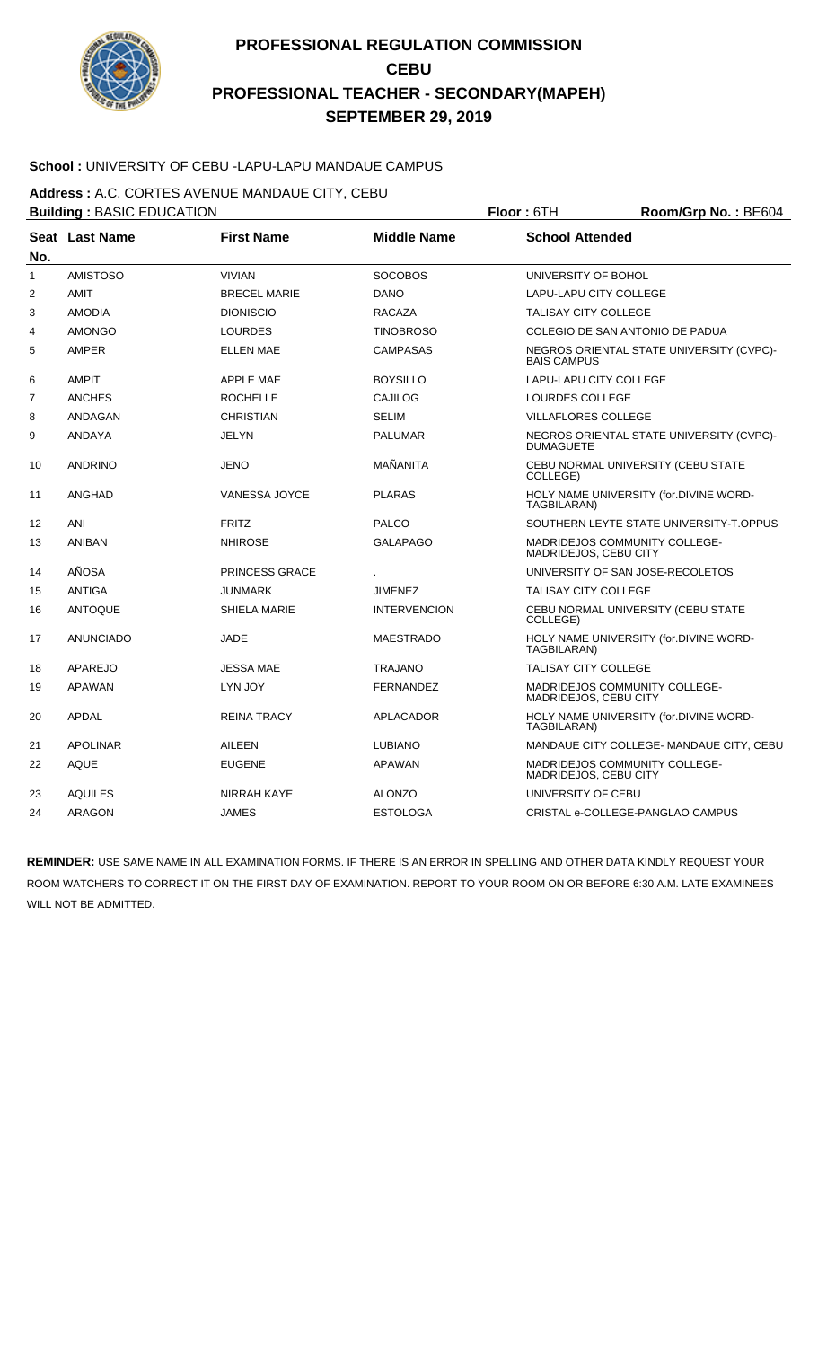# PROFESSIONAL REGULATION COMMISSION
## CEBU
## PROFESSIONAL TEACHER - SECONDARY(MAPEH)
## SEPTEMBER 29, 2019

**School :** UNIVERSITY OF CEBU -LAPU-LAPU MANDAUE CAMPUS

**Address :** A.C. CORTES AVENUE MANDAUE CITY, CEBU

**Building :** BASIC EDUCATION **Floor :** 6TH **Room/Grp No. :** BE604

| Seat No. | Last Name | First Name | Middle Name | School Attended |
|---|---|---|---|---|
| 1 | AMISTOSO | VIVIAN | SOCOBOS | UNIVERSITY OF BOHOL |
| 2 | AMIT | BRECEL MARIE | DANO | LAPU-LAPU CITY COLLEGE |
| 3 | AMODIA | DIONISCIO | RACAZA | TALISAY CITY COLLEGE |
| 4 | AMONGO | LOURDES | TINOBROSO | COLEGIO DE SAN ANTONIO DE PADUA |
| 5 | AMPER | ELLEN MAE | CAMPASAS | NEGROS ORIENTAL STATE UNIVERSITY (CVPC)-BAIS CAMPUS |
| 6 | AMPIT | APPLE MAE | BOYSILLO | LAPU-LAPU CITY COLLEGE |
| 7 | ANCHES | ROCHELLE | CAJILOG | LOURDES COLLEGE |
| 8 | ANDAGAN | CHRISTIAN | SELIM | VILLAFLORES COLLEGE |
| 9 | ANDAYA | JELYN | PALUMAR | NEGROS ORIENTAL STATE UNIVERSITY (CVPC)-DUMAGUETE |
| 10 | ANDRINO | JENO | MAÑANITA | CEBU NORMAL UNIVERSITY (CEBU STATE COLLEGE) |
| 11 | ANGHAD | VANESSA JOYCE | PLARAS | HOLY NAME UNIVERSITY (for.DIVINE WORD-TAGBILARAN) |
| 12 | ANI | FRITZ | PALCO | SOUTHERN LEYTE STATE UNIVERSITY-T.OPPUS |
| 13 | ANIBAN | NHIROSE | GALAPAGO | MADRIDEJOS COMMUNITY COLLEGE-MADRIDEJOS, CEBU CITY |
| 14 | AÑOSA | PRINCESS GRACE | . | UNIVERSITY OF SAN JOSE-RECOLETOS |
| 15 | ANTIGA | JUNMARK | JIMENEZ | TALISAY CITY COLLEGE |
| 16 | ANTOQUE | SHIELA MARIE | INTERVENCION | CEBU NORMAL UNIVERSITY (CEBU STATE COLLEGE) |
| 17 | ANUNCIADO | JADE | MAESTRADO | HOLY NAME UNIVERSITY (for.DIVINE WORD-TAGBILARAN) |
| 18 | APAREJO | JESSA MAE | TRAJANO | TALISAY CITY COLLEGE |
| 19 | APAWAN | LYN JOY | FERNANDEZ | MADRIDEJOS COMMUNITY COLLEGE-MADRIDEJOS, CEBU CITY |
| 20 | APDAL | REINA TRACY | APLACADOR | HOLY NAME UNIVERSITY (for.DIVINE WORD-TAGBILARAN) |
| 21 | APOLINAR | AILEEN | LUBIANO | MANDAUE CITY COLLEGE- MANDAUE CITY, CEBU |
| 22 | AQUE | EUGENE | APAWAN | MADRIDEJOS COMMUNITY COLLEGE-MADRIDEJOS, CEBU CITY |
| 23 | AQUILES | NIRRAH KAYE | ALONZO | UNIVERSITY OF CEBU |
| 24 | ARAGON | JAMES | ESTOLOGA | CRISTAL e-COLLEGE-PANGLAO CAMPUS |

**REMINDER:** USE SAME NAME IN ALL EXAMINATION FORMS. IF THERE IS AN ERROR IN SPELLING AND OTHER DATA KINDLY REQUEST YOUR ROOM WATCHERS TO CORRECT IT ON THE FIRST DAY OF EXAMINATION. REPORT TO YOUR ROOM ON OR BEFORE 6:30 A.M. LATE EXAMINEES WILL NOT BE ADMITTED.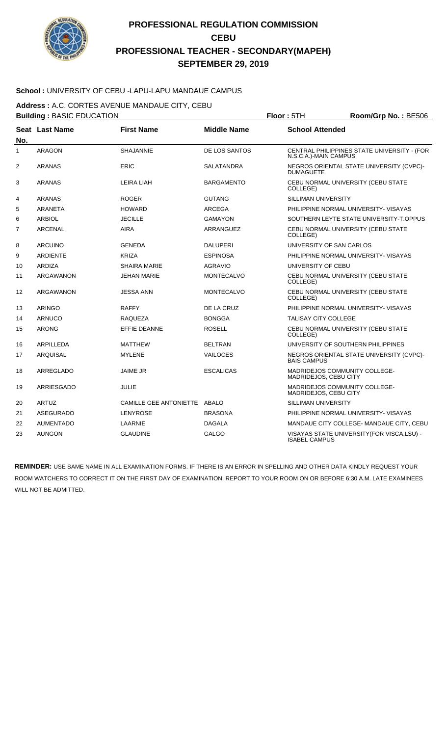# PROFESSIONAL REGULATION COMMISSION
## CEBU
## PROFESSIONAL TEACHER - SECONDARY(MAPEH)
## SEPTEMBER 29, 2019

**School :** UNIVERSITY OF CEBU -LAPU-LAPU MANDAUE CAMPUS

**Address :** A.C. CORTES AVENUE MANDAUE CITY, CEBU

**Building :** BASIC EDUCATION **Floor :** 5TH **Room/Grp No. :** BE506

| Seat No. | Last Name | First Name | Middle Name | School Attended |
|---|---|---|---|---|
| 1 | ARAGON | SHAJANNIE | DE LOS SANTOS | CENTRAL PHILIPPINES STATE UNIVERSITY - (FOR N.S.C.A.)-MAIN CAMPUS |
| 2 | ARANAS | ERIC | SALATANDRA | NEGROS ORIENTAL STATE UNIVERSITY (CVPC)-DUMAGUETE |
| 3 | ARANAS | LEIRA LIAH | BARGAMENTO | CEBU NORMAL UNIVERSITY (CEBU STATE COLLEGE) |
| 4 | ARANAS | ROGER | GUTANG | SILLIMAN UNIVERSITY |
| 5 | ARANETA | HOWARD | ARCEGA | PHILIPPINE NORMAL UNIVERSITY- VISAYAS |
| 6 | ARBIOL | JECILLE | GAMAYON | SOUTHERN LEYTE STATE UNIVERSITY-T.OPPUS |
| 7 | ARCENAL | AIRA | ARRANGUEZ | CEBU NORMAL UNIVERSITY (CEBU STATE COLLEGE) |
| 8 | ARCUINO | GENEDA | DALUPERI | UNIVERSITY OF SAN CARLOS |
| 9 | ARDIENTE | KRIZA | ESPINOSA | PHILIPPINE NORMAL UNIVERSITY- VISAYAS |
| 10 | ARDIZA | SHAIRA MARIE | AGRAVIO | UNIVERSITY OF CEBU |
| 11 | ARGAWANON | JEHAN MARIE | MONTECALVO | CEBU NORMAL UNIVERSITY (CEBU STATE COLLEGE) |
| 12 | ARGAWANON | JESSA ANN | MONTECALVO | CEBU NORMAL UNIVERSITY (CEBU STATE COLLEGE) |
| 13 | ARINGO | RAFFY | DE LA CRUZ | PHILIPPINE NORMAL UNIVERSITY- VISAYAS |
| 14 | ARNUCO | RAQUEZA | BONGGA | TALISAY CITY COLLEGE |
| 15 | ARONG | EFFIE DEANNE | ROSELL | CEBU NORMAL UNIVERSITY (CEBU STATE COLLEGE) |
| 16 | ARPILLEDA | MATTHEW | BELTRAN | UNIVERSITY OF SOUTHERN PHILIPPINES |
| 17 | ARQUISAL | MYLENE | VAILOCES | NEGROS ORIENTAL STATE UNIVERSITY (CVPC)-BAIS CAMPUS |
| 18 | ARREGLADO | JAIME JR | ESCALICAS | MADRIDEJOS COMMUNITY COLLEGE-MADRIDEJOS, CEBU CITY |
| 19 | ARRIESGADO | JULIE | | MADRIDEJOS COMMUNITY COLLEGE-MADRIDEJOS, CEBU CITY |
| 20 | ARTUZ | CAMILLE GEE ANTONIETTE | ABALO | SILLIMAN UNIVERSITY |
| 21 | ASEGURADO | LENYROSE | BRASONA | PHILIPPINE NORMAL UNIVERSITY- VISAYAS |
| 22 | AUMENTADO | LAARNIE | DAGALA | MANDAUE CITY COLLEGE- MANDAUE CITY, CEBU |
| 23 | AUNGON | GLAUDINE | GALGO | VISAYAS STATE UNIVERSITY(FOR VISCA,LSU) - ISABEL CAMPUS |

**REMINDER:** USE SAME NAME IN ALL EXAMINATION FORMS. IF THERE IS AN ERROR IN SPELLING AND OTHER DATA KINDLY REQUEST YOUR ROOM WATCHERS TO CORRECT IT ON THE FIRST DAY OF EXAMINATION. REPORT TO YOUR ROOM ON OR BEFORE 6:30 A.M. LATE EXAMINEES WILL NOT BE ADMITTED.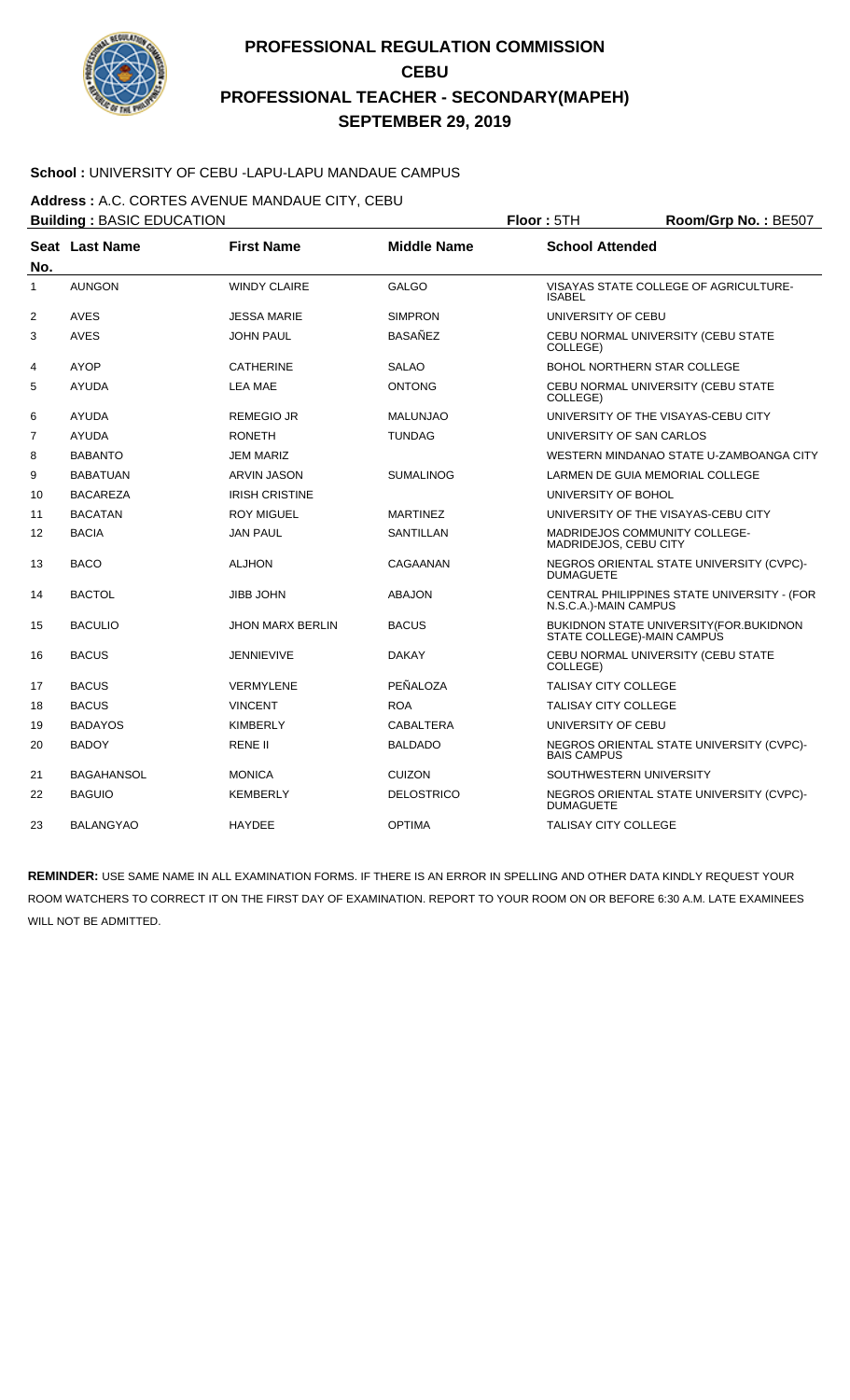# PROFESSIONAL REGULATION COMMISSION
# CEBU
# PROFESSIONAL TEACHER - SECONDARY(MAPEH)
# SEPTEMBER 29, 2019

**School :** UNIVERSITY OF CEBU -LAPU-LAPU MANDAUE CAMPUS

**Address :** A.C. CORTES AVENUE MANDAUE CITY, CEBU

**Building :** BASIC EDUCATION **Floor :** 5TH **Room/Grp No. :** BE507

| Seat No. | Last Name | First Name | Middle Name | School Attended |
|---|---|---|---|---|
| 1 | AUNGON | WINDY CLAIRE | GALGO | VISAYAS STATE COLLEGE OF AGRICULTURE-ISABEL |
| 2 | AVES | JESSA MARIE | SIMPRON | UNIVERSITY OF CEBU |
| 3 | AVES | JOHN PAUL | BASAÑEZ | CEBU NORMAL UNIVERSITY (CEBU STATE COLLEGE) |
| 4 | AYOP | CATHERINE | SALAO | BOHOL NORTHERN STAR COLLEGE |
| 5 | AYUDA | LEA MAE | ONTONG | CEBU NORMAL UNIVERSITY (CEBU STATE COLLEGE) |
| 6 | AYUDA | REMEGIO JR | MALUNJAO | UNIVERSITY OF THE VISAYAS-CEBU CITY |
| 7 | AYUDA | RONETH | TUNDAG | UNIVERSITY OF SAN CARLOS |
| 8 | BABANTO | JEM MARIZ | | WESTERN MINDANAO STATE U-ZAMBOANGA CITY |
| 9 | BABATUAN | ARVIN JASON | SUMALINOG | LARMEN DE GUIA MEMORIAL COLLEGE |
| 10 | BACAREZA | IRISH CRISTINE | | UNIVERSITY OF BOHOL |
| 11 | BACATAN | ROY MIGUEL | MARTINEZ | UNIVERSITY OF THE VISAYAS-CEBU CITY |
| 12 | BACIA | JAN PAUL | SANTILLAN | MADRIDEJOS COMMUNITY COLLEGE-MADRIDEJOS, CEBU CITY |
| 13 | BACO | ALJHON | CAGAANAN | NEGROS ORIENTAL STATE UNIVERSITY (CVPC)-DUMAGUETE |
| 14 | BACTOL | JIBB JOHN | ABAJON | CENTRAL PHILIPPINES STATE UNIVERSITY - (FOR N.S.C.A.)-MAIN CAMPUS |
| 15 | BACULIO | JHON MARX BERLIN | BACUS | BUKIDNON STATE UNIVERSITY(FOR.BUKIDNON STATE COLLEGE)-MAIN CAMPUS |
| 16 | BACUS | JENNIEVIVE | DAKAY | CEBU NORMAL UNIVERSITY (CEBU STATE COLLEGE) |
| 17 | BACUS | VERMYLENE | PEÑALOZA | TALISAY CITY COLLEGE |
| 18 | BACUS | VINCENT | ROA | TALISAY CITY COLLEGE |
| 19 | BADAYOS | KIMBERLY | CABALTERA | UNIVERSITY OF CEBU |
| 20 | BADOY | RENE II | BALDADO | NEGROS ORIENTAL STATE UNIVERSITY (CVPC)-BAIS CAMPUS |
| 21 | BAGAHANSOL | MONICA | CUIZON | SOUTHWESTERN UNIVERSITY |
| 22 | BAGUIO | KEMBERLY | DELOSTRICO | NEGROS ORIENTAL STATE UNIVERSITY (CVPC)-DUMAGUETE |
| 23 | BALANGYAO | HAYDEE | OPTIMA | TALISAY CITY COLLEGE |

**REMINDER:** USE SAME NAME IN ALL EXAMINATION FORMS. IF THERE IS AN ERROR IN SPELLING AND OTHER DATA KINDLY REQUEST YOUR ROOM WATCHERS TO CORRECT IT ON THE FIRST DAY OF EXAMINATION. REPORT TO YOUR ROOM ON OR BEFORE 6:30 A.M. LATE EXAMINEES WILL NOT BE ADMITTED.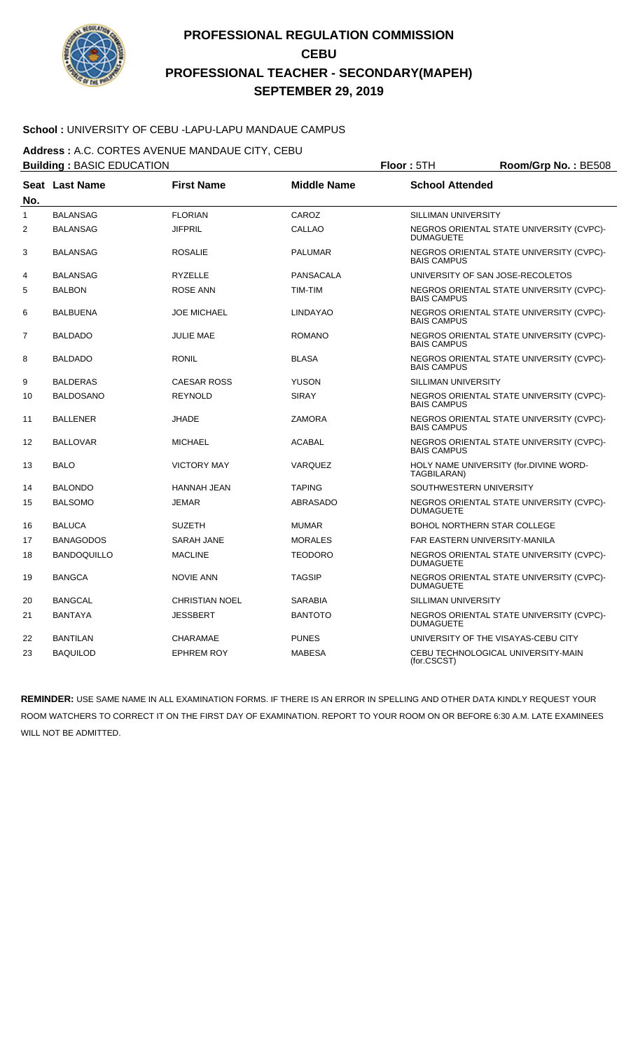# PROFESSIONAL REGULATION COMMISSION
## CEBU
## PROFESSIONAL TEACHER - SECONDARY(MAPEH)
## SEPTEMBER 29, 2019

**School :** UNIVERSITY OF CEBU -LAPU-LAPU MANDAUE CAMPUS

**Address :** A.C. CORTES AVENUE MANDAUE CITY, CEBU

**Building :** BASIC EDUCATION **Floor :** 5TH **Room/Grp No. :** BE508

| Seat No. | Last Name | First Name | Middle Name | School Attended |
|---|---|---|---|---|
| 1 | BALANSAG | FLORIAN | CAROZ | SILLIMAN UNIVERSITY |
| 2 | BALANSAG | JIFPRIL | CALLAO | NEGROS ORIENTAL STATE UNIVERSITY (CVPC)-DUMAGUETE |
| 3 | BALANSAG | ROSALIE | PALUMAR | NEGROS ORIENTAL STATE UNIVERSITY (CVPC)-BAIS CAMPUS |
| 4 | BALANSAG | RYZELLE | PANSACALA | UNIVERSITY OF SAN JOSE-RECOLETOS |
| 5 | BALBON | ROSE ANN | TIM-TIM | NEGROS ORIENTAL STATE UNIVERSITY (CVPC)-BAIS CAMPUS |
| 6 | BALBUENA | JOE MICHAEL | LINDAYAO | NEGROS ORIENTAL STATE UNIVERSITY (CVPC)-BAIS CAMPUS |
| 7 | BALDADO | JULIE MAE | ROMANO | NEGROS ORIENTAL STATE UNIVERSITY (CVPC)-BAIS CAMPUS |
| 8 | BALDADO | RONIL | BLASA | NEGROS ORIENTAL STATE UNIVERSITY (CVPC)-BAIS CAMPUS |
| 9 | BALDERAS | CAESAR ROSS | YUSON | SILLIMAN UNIVERSITY |
| 10 | BALDOSANO | REYNOLD | SIRAY | NEGROS ORIENTAL STATE UNIVERSITY (CVPC)-BAIS CAMPUS |
| 11 | BALLENER | JHADE | ZAMORA | NEGROS ORIENTAL STATE UNIVERSITY (CVPC)-BAIS CAMPUS |
| 12 | BALLOVAR | MICHAEL | ACABAL | NEGROS ORIENTAL STATE UNIVERSITY (CVPC)-BAIS CAMPUS |
| 13 | BALO | VICTORY MAY | VARQUEZ | HOLY NAME UNIVERSITY (for.DIVINE WORD-TAGBILARAN) |
| 14 | BALONDO | HANNAH JEAN | TAPING | SOUTHWESTERN UNIVERSITY |
| 15 | BALSOMO | JEMAR | ABRASADO | NEGROS ORIENTAL STATE UNIVERSITY (CVPC)-DUMAGUETE |
| 16 | BALUCA | SUZETH | MUMAR | BOHOL NORTHERN STAR COLLEGE |
| 17 | BANAGODOS | SARAH JANE | MORALES | FAR EASTERN UNIVERSITY-MANILA |
| 18 | BANDOQUILLO | MACLINE | TEODORO | NEGROS ORIENTAL STATE UNIVERSITY (CVPC)-DUMAGUETE |
| 19 | BANGCA | NOVIE ANN | TAGSIP | NEGROS ORIENTAL STATE UNIVERSITY (CVPC)-DUMAGUETE |
| 20 | BANGCAL | CHRISTIAN NOEL | SARABIA | SILLIMAN UNIVERSITY |
| 21 | BANTAYA | JESSBERT | BANTOTO | NEGROS ORIENTAL STATE UNIVERSITY (CVPC)-DUMAGUETE |
| 22 | BANTILAN | CHARAMAE | PUNES | UNIVERSITY OF THE VISAYAS-CEBU CITY |
| 23 | BAQUILOD | EPHREM ROY | MABESA | CEBU TECHNOLOGICAL UNIVERSITY-MAIN (for.CSCST) |

**REMINDER:** USE SAME NAME IN ALL EXAMINATION FORMS. IF THERE IS AN ERROR IN SPELLING AND OTHER DATA KINDLY REQUEST YOUR ROOM WATCHERS TO CORRECT IT ON THE FIRST DAY OF EXAMINATION. REPORT TO YOUR ROOM ON OR BEFORE 6:30 A.M. LATE EXAMINEES WILL NOT BE ADMITTED.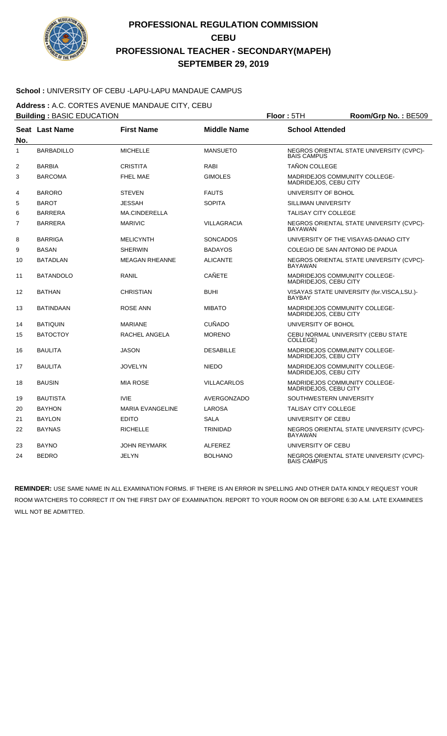# PROFESSIONAL REGULATION COMMISSION
## CEBU
## PROFESSIONAL TEACHER - SECONDARY(MAPEH)
## SEPTEMBER 29, 2019

**School :** UNIVERSITY OF CEBU -LAPU-LAPU MANDAUE CAMPUS

**Address :** A.C. CORTES AVENUE MANDAUE CITY, CEBU

**Building :** BASIC EDUCATION **Floor :** 5TH **Room/Grp No. :** BE509

| Seat No. | Last Name | First Name | Middle Name | School Attended |
|---|---|---|---|---|
| 1 | BARBADILLO | MICHELLE | MANSUETO | NEGROS ORIENTAL STATE UNIVERSITY (CVPC)-BAIS CAMPUS |
| 2 | BARBIA | CRISTITA | RABI | TAÑON COLLEGE |
| 3 | BARCOMA | FHEL MAE | GIMOLES | MADRIDEJOS COMMUNITY COLLEGE-MADRIDEJOS, CEBU CITY |
| 4 | BARORO | STEVEN | FAUTS | UNIVERSITY OF BOHOL |
| 5 | BAROT | JESSAH | SOPITA | SILLIMAN UNIVERSITY |
| 6 | BARRERA | MA.CINDERELLA | | TALISAY CITY COLLEGE |
| 7 | BARRERA | MARIVIC | VILLAGRACIA | NEGROS ORIENTAL STATE UNIVERSITY (CVPC)-BAYAWAN |
| 8 | BARRIGA | MELICYNTH | SONCADOS | UNIVERSITY OF THE VISAYAS-DANAO CITY |
| 9 | BASAN | SHERWIN | BADAYOS | COLEGIO DE SAN ANTONIO DE PADUA |
| 10 | BATADLAN | MEAGAN RHEANNE | ALICANTE | NEGROS ORIENTAL STATE UNIVERSITY (CVPC)-BAYAWAN |
| 11 | BATANDOLO | RANIL | CAÑETE | MADRIDEJOS COMMUNITY COLLEGE-MADRIDEJOS, CEBU CITY |
| 12 | BATHAN | CHRISTIAN | BUHI | VISAYAS STATE UNIVERSITY (for.VISCA,LSU.)-BAYBAY |
| 13 | BATINDAAN | ROSE ANN | MIBATO | MADRIDEJOS COMMUNITY COLLEGE-MADRIDEJOS, CEBU CITY |
| 14 | BATIQUIN | MARIANE | CUÑADO | UNIVERSITY OF BOHOL |
| 15 | BATOCTOY | RACHEL ANGELA | MORENO | CEBU NORMAL UNIVERSITY (CEBU STATE COLLEGE) |
| 16 | BAULITA | JASON | DESABILLE | MADRIDEJOS COMMUNITY COLLEGE-MADRIDEJOS, CEBU CITY |
| 17 | BAULITA | JOVELYN | NIEDO | MADRIDEJOS COMMUNITY COLLEGE-MADRIDEJOS, CEBU CITY |
| 18 | BAUSIN | MIA ROSE | VILLACARLOS | MADRIDEJOS COMMUNITY COLLEGE-MADRIDEJOS, CEBU CITY |
| 19 | BAUTISTA | IVIE | AVERGONZADO | SOUTHWESTERN UNIVERSITY |
| 20 | BAYHON | MARIA EVANGELINE | LAROSA | TALISAY CITY COLLEGE |
| 21 | BAYLON | EDITO | SALA | UNIVERSITY OF CEBU |
| 22 | BAYNAS | RICHELLE | TRINIDAD | NEGROS ORIENTAL STATE UNIVERSITY (CVPC)-BAYAWAN |
| 23 | BAYNO | JOHN REYMARK | ALFEREZ | UNIVERSITY OF CEBU |
| 24 | BEDRO | JELYN | BOLHANO | NEGROS ORIENTAL STATE UNIVERSITY (CVPC)-BAIS CAMPUS |

**REMINDER:** USE SAME NAME IN ALL EXAMINATION FORMS. IF THERE IS AN ERROR IN SPELLING AND OTHER DATA KINDLY REQUEST YOUR ROOM WATCHERS TO CORRECT IT ON THE FIRST DAY OF EXAMINATION. REPORT TO YOUR ROOM ON OR BEFORE 6:30 A.M. LATE EXAMINEES WILL NOT BE ADMITTED.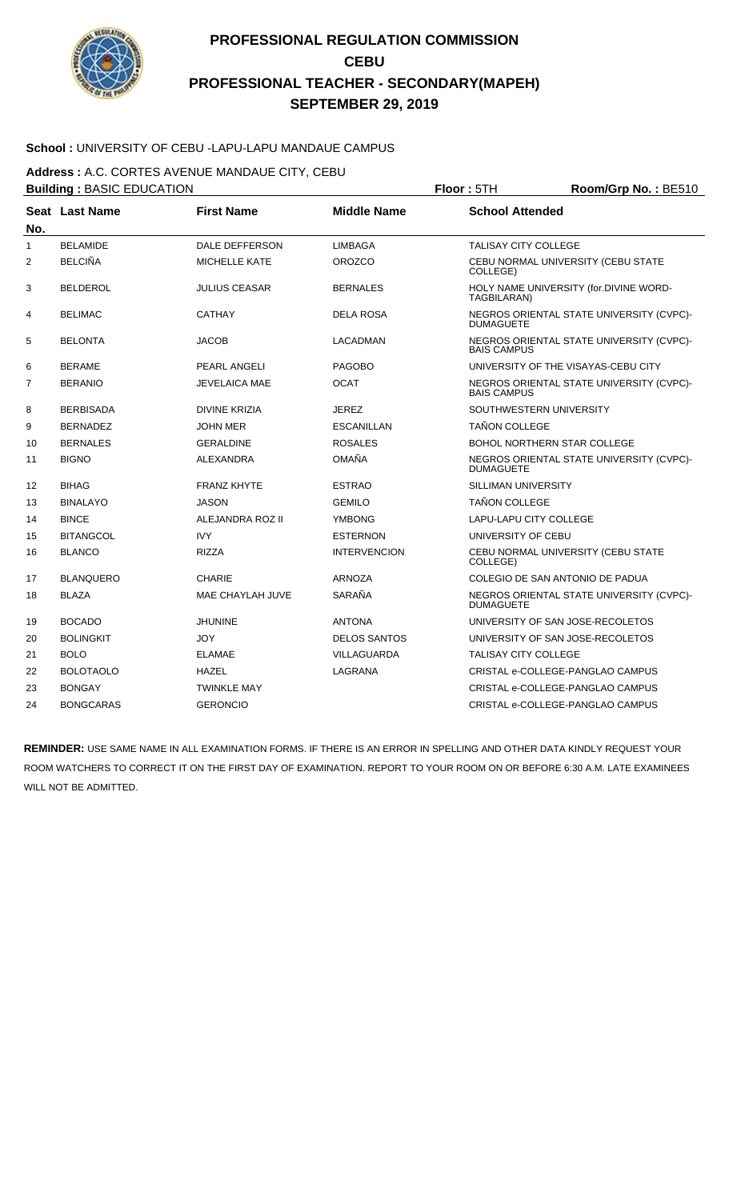# PROFESSIONAL REGULATION COMMISSION
## CEBU
## PROFESSIONAL TEACHER - SECONDARY(MAPEH)
## SEPTEMBER 29, 2019

**School :** UNIVERSITY OF CEBU -LAPU-LAPU MANDAUE CAMPUS

**Address :** A.C. CORTES AVENUE MANDAUE CITY, CEBU

**Building :** BASIC EDUCATION **Floor :** 5TH **Room/Grp No. :** BE510

| Seat No. | Last Name | First Name | Middle Name | School Attended |
|---|---|---|---|---|
| 1 | BELAMIDE | DALE DEFFERSON | LIMBAGA | TALISAY CITY COLLEGE |
| 2 | BELCIÑA | MICHELLE KATE | OROZCO | CEBU NORMAL UNIVERSITY (CEBU STATE COLLEGE) |
| 3 | BELDEROL | JULIUS CEASAR | BERNALES | HOLY NAME UNIVERSITY (for.DIVINE WORD-TAGBILARAN) |
| 4 | BELIMAC | CATHAY | DELA ROSA | NEGROS ORIENTAL STATE UNIVERSITY (CVPC)-DUMAGUETE |
| 5 | BELONTA | JACOB | LACADMAN | NEGROS ORIENTAL STATE UNIVERSITY (CVPC)-BAIS CAMPUS |
| 6 | BERAME | PEARL ANGELI | PAGOBO | UNIVERSITY OF THE VISAYAS-CEBU CITY |
| 7 | BERANIO | JEVELAICA MAE | OCAT | NEGROS ORIENTAL STATE UNIVERSITY (CVPC)-BAIS CAMPUS |
| 8 | BERBISADA | DIVINE KRIZIA | JEREZ | SOUTHWESTERN UNIVERSITY |
| 9 | BERNADEZ | JOHN MER | ESCANILLAN | TAÑON COLLEGE |
| 10 | BERNALES | GERALDINE | ROSALES | BOHOL NORTHERN STAR COLLEGE |
| 11 | BIGNO | ALEXANDRA | OMAÑA | NEGROS ORIENTAL STATE UNIVERSITY (CVPC)-DUMAGUETE |
| 12 | BIHAG | FRANZ KHYTE | ESTRAO | SILLIMAN UNIVERSITY |
| 13 | BINALAYO | JASON | GEMILO | TAÑON COLLEGE |
| 14 | BINCE | ALEJANDRA ROZ II | YMBONG | LAPU-LAPU CITY COLLEGE |
| 15 | BITANGCOL | IVY | ESTERNON | UNIVERSITY OF CEBU |
| 16 | BLANCO | RIZZA | INTERVENCION | CEBU NORMAL UNIVERSITY (CEBU STATE COLLEGE) |
| 17 | BLANQUERO | CHARIE | ARNOZA | COLEGIO DE SAN ANTONIO DE PADUA |
| 18 | BLAZA | MAE CHAYLAH JUVE | SARAÑA | NEGROS ORIENTAL STATE UNIVERSITY (CVPC)-DUMAGUETE |
| 19 | BOCADO | JHUNINE | ANTONA | UNIVERSITY OF SAN JOSE-RECOLETOS |
| 20 | BOLINGKIT | JOY | DELOS SANTOS | UNIVERSITY OF SAN JOSE-RECOLETOS |
| 21 | BOLO | ELAMAE | VILLAGUARDA | TALISAY CITY COLLEGE |
| 22 | BOLOTAOLO | HAZEL | LAGRANA | CRISTAL e-COLLEGE-PANGLAO CAMPUS |
| 23 | BONGAY | TWINKLE MAY | | CRISTAL e-COLLEGE-PANGLAO CAMPUS |
| 24 | BONGCARAS | GERONCIO | | CRISTAL e-COLLEGE-PANGLAO CAMPUS |

**REMINDER:** USE SAME NAME IN ALL EXAMINATION FORMS. IF THERE IS AN ERROR IN SPELLING AND OTHER DATA KINDLY REQUEST YOUR ROOM WATCHERS TO CORRECT IT ON THE FIRST DAY OF EXAMINATION. REPORT TO YOUR ROOM ON OR BEFORE 6:30 A.M. LATE EXAMINEES WILL NOT BE ADMITTED.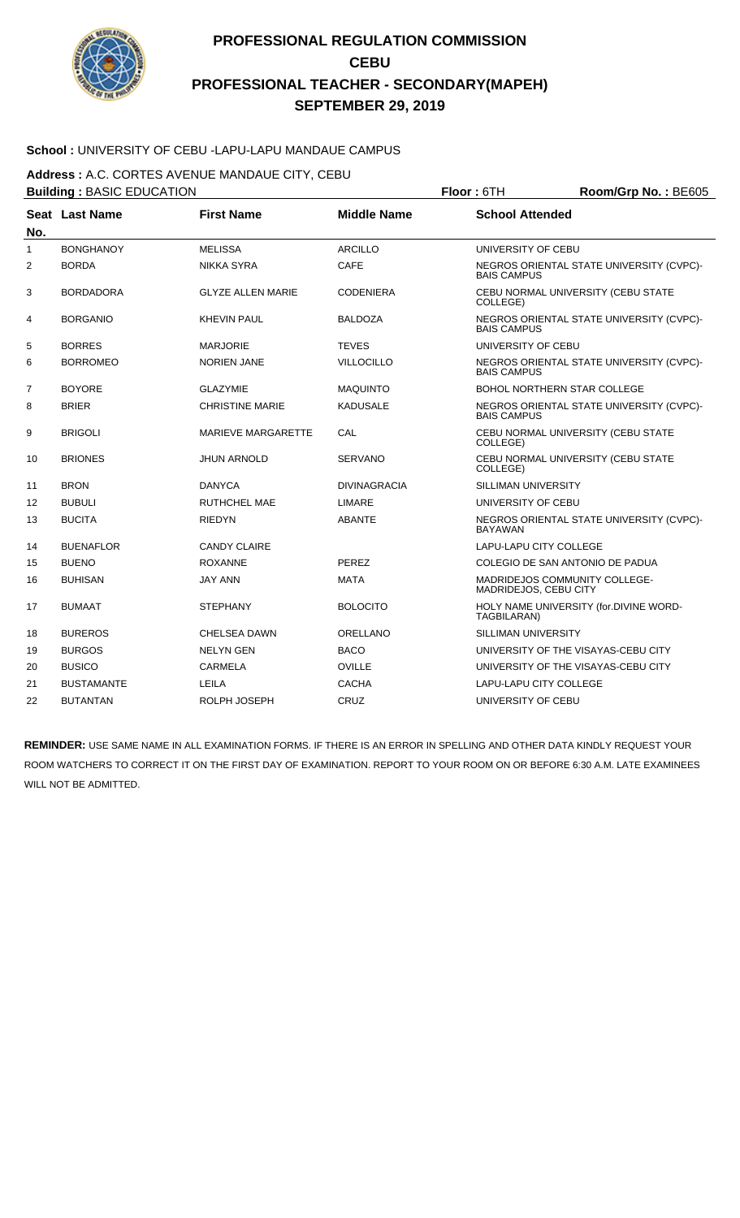# PROFESSIONAL REGULATION COMMISSION
## CEBU
## PROFESSIONAL TEACHER - SECONDARY(MAPEH)
## SEPTEMBER 29, 2019

**School :** UNIVERSITY OF CEBU -LAPU-LAPU MANDAUE CAMPUS

**Address :** A.C. CORTES AVENUE MANDAUE CITY, CEBU

**Building :** BASIC EDUCATION **Floor :** 6TH **Room/Grp No. :** BE605

| Seat No. | Last Name | First Name | Middle Name | School Attended |
|---|---|---|---|---|
| 1 | BONGHANOY | MELISSA | ARCILLO | UNIVERSITY OF CEBU |
| 2 | BORDA | NIKKA SYRA | CAFE | NEGROS ORIENTAL STATE UNIVERSITY (CVPC)-BAIS CAMPUS |
| 3 | BORDADORA | GLYZE ALLEN MARIE | CODENIERA | CEBU NORMAL UNIVERSITY (CEBU STATE COLLEGE) |
| 4 | BORGANIO | KHEVIN PAUL | BALDOZA | NEGROS ORIENTAL STATE UNIVERSITY (CVPC)-BAIS CAMPUS |
| 5 | BORRES | MARJORIE | TEVES | UNIVERSITY OF CEBU |
| 6 | BORROMEO | NORIEN JANE | VILLOCILLO | NEGROS ORIENTAL STATE UNIVERSITY (CVPC)-BAIS CAMPUS |
| 7 | BOYORE | GLAZYMIE | MAQUINTO | BOHOL NORTHERN STAR COLLEGE |
| 8 | BRIER | CHRISTINE MARIE | KADUSALE | NEGROS ORIENTAL STATE UNIVERSITY (CVPC)-BAIS CAMPUS |
| 9 | BRIGOLI | MARIEVE MARGARETTE | CAL | CEBU NORMAL UNIVERSITY (CEBU STATE COLLEGE) |
| 10 | BRIONES | JHUN ARNOLD | SERVANO | CEBU NORMAL UNIVERSITY (CEBU STATE COLLEGE) |
| 11 | BRON | DANYCA | DIVINAGRACIA | SILLIMAN UNIVERSITY |
| 12 | BUBULI | RUTHCHEL MAE | LIMARE | UNIVERSITY OF CEBU |
| 13 | BUCITA | RIEDYN | ABANTE | NEGROS ORIENTAL STATE UNIVERSITY (CVPC)-BAYAWAN |
| 14 | BUENAFLOR | CANDY CLAIRE | | LAPU-LAPU CITY COLLEGE |
| 15 | BUENO | ROXANNE | PEREZ | COLEGIO DE SAN ANTONIO DE PADUA |
| 16 | BUHISAN | JAY ANN | MATA | MADRIDEJOS COMMUNITY COLLEGE-MADRIDEJOS, CEBU CITY |
| 17 | BUMAAT | STEPHANY | BOLOCITO | HOLY NAME UNIVERSITY (for.DIVINE WORD-TAGBILARAN) |
| 18 | BUREROS | CHELSEA DAWN | ORELLANO | SILLIMAN UNIVERSITY |
| 19 | BURGOS | NELYN GEN | BACO | UNIVERSITY OF THE VISAYAS-CEBU CITY |
| 20 | BUSICO | CARMELA | OVILLE | UNIVERSITY OF THE VISAYAS-CEBU CITY |
| 21 | BUSTAMANTE | LEILA | CACHA | LAPU-LAPU CITY COLLEGE |
| 22 | BUTANTAN | ROLPH JOSEPH | CRUZ | UNIVERSITY OF CEBU |

**REMINDER:** USE SAME NAME IN ALL EXAMINATION FORMS. IF THERE IS AN ERROR IN SPELLING AND OTHER DATA KINDLY REQUEST YOUR ROOM WATCHERS TO CORRECT IT ON THE FIRST DAY OF EXAMINATION. REPORT TO YOUR ROOM ON OR BEFORE 6:30 A.M. LATE EXAMINEES WILL NOT BE ADMITTED.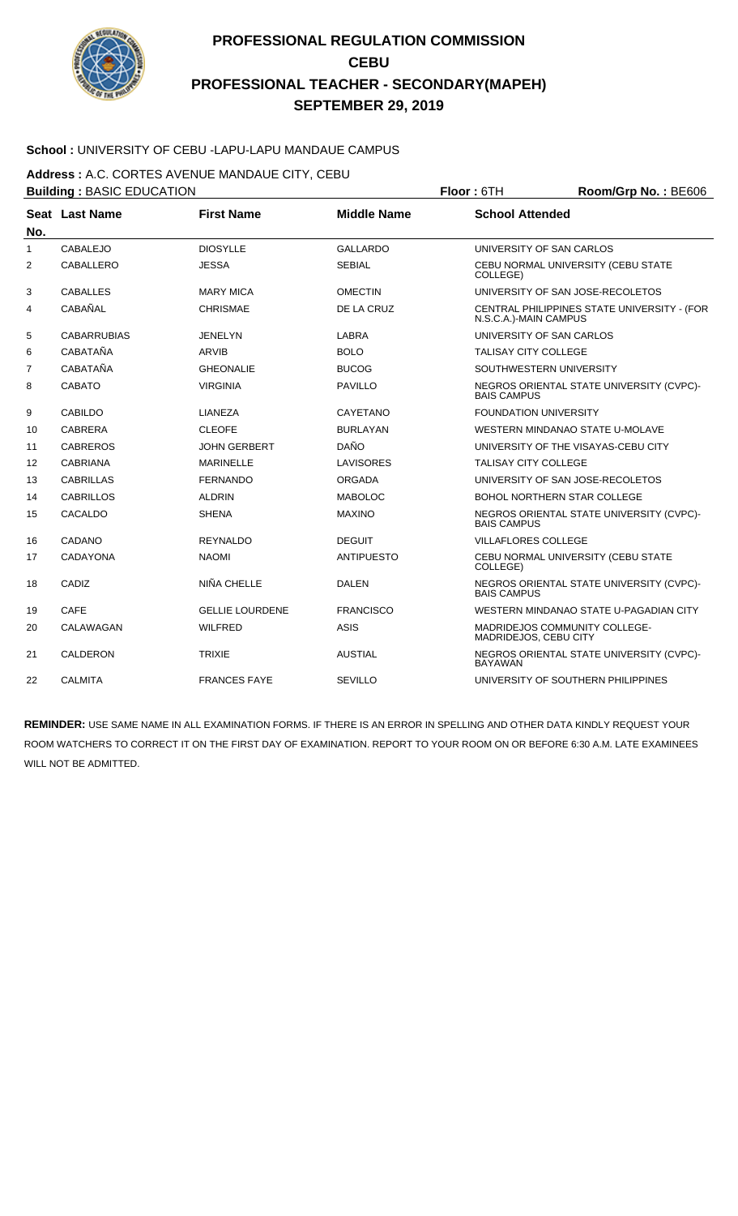# PROFESSIONAL REGULATION COMMISSION
# CEBU
# PROFESSIONAL TEACHER - SECONDARY(MAPEH)
# SEPTEMBER 29, 2019

**School :** UNIVERSITY OF CEBU -LAPU-LAPU MANDAUE CAMPUS

**Address :** A.C. CORTES AVENUE MANDAUE CITY, CEBU

**Building :** BASIC EDUCATION **Floor :** 6TH **Room/Grp No. :** BE606

| Seat No. | Last Name | First Name | Middle Name | School Attended |
|---|---|---|---|---|
| 1 | CABALEJO | DIOSYLLE | GALLARDO | UNIVERSITY OF SAN CARLOS |
| 2 | CABALLERO | JESSA | SEBIAL | CEBU NORMAL UNIVERSITY (CEBU STATE COLLEGE) |
| 3 | CABALLES | MARY MICA | OMECTIN | UNIVERSITY OF SAN JOSE-RECOLETOS |
| 4 | CABAÑAL | CHRISMAE | DE LA CRUZ | CENTRAL PHILIPPINES STATE UNIVERSITY - (FOR N.S.C.A.)-MAIN CAMPUS |
| 5 | CABARRUBIAS | JENELYN | LABRA | UNIVERSITY OF SAN CARLOS |
| 6 | CABATAÑA | ARVIB | BOLO | TALISAY CITY COLLEGE |
| 7 | CABATAÑA | GHEONALIE | BUCOG | SOUTHWESTERN UNIVERSITY |
| 8 | CABATO | VIRGINIA | PAVILLO | NEGROS ORIENTAL STATE UNIVERSITY (CVPC)-BAIS CAMPUS |
| 9 | CABILDO | LIANEZA | CAYETANO | FOUNDATION UNIVERSITY |
| 10 | CABRERA | CLEOFE | BURLAYAN | WESTERN MINDANAO STATE U-MOLAVE |
| 11 | CABREROS | JOHN GERBERT | DAÑO | UNIVERSITY OF THE VISAYAS-CEBU CITY |
| 12 | CABRIANA | MARINELLE | LAVISORES | TALISAY CITY COLLEGE |
| 13 | CABRILLAS | FERNANDO | ORGADA | UNIVERSITY OF SAN JOSE-RECOLETOS |
| 14 | CABRILLOS | ALDRIN | MABOLOC | BOHOL NORTHERN STAR COLLEGE |
| 15 | CACALDO | SHENA | MAXINO | NEGROS ORIENTAL STATE UNIVERSITY (CVPC)-BAIS CAMPUS |
| 16 | CADANO | REYNALDO | DEGUIT | VILLAFLORES COLLEGE |
| 17 | CADAYONA | NAOMI | ANTIPUESTO | CEBU NORMAL UNIVERSITY (CEBU STATE COLLEGE) |
| 18 | CADIZ | NIÑA CHELLE | DALEN | NEGROS ORIENTAL STATE UNIVERSITY (CVPC)-BAIS CAMPUS |
| 19 | CAFE | GELLIE LOURDENE | FRANCISCO | WESTERN MINDANAO STATE U-PAGADIAN CITY |
| 20 | CALAWAGAN | WILFRED | ASIS | MADRIDEJOS COMMUNITY COLLEGE-MADRIDEJOS, CEBU CITY |
| 21 | CALDERON | TRIXIE | AUSTIAL | NEGROS ORIENTAL STATE UNIVERSITY (CVPC)-BAYAWAN |
| 22 | CALMITA | FRANCES FAYE | SEVILLO | UNIVERSITY OF SOUTHERN PHILIPPINES |

**REMINDER:** USE SAME NAME IN ALL EXAMINATION FORMS. IF THERE IS AN ERROR IN SPELLING AND OTHER DATA KINDLY REQUEST YOUR ROOM WATCHERS TO CORRECT IT ON THE FIRST DAY OF EXAMINATION. REPORT TO YOUR ROOM ON OR BEFORE 6:30 A.M. LATE EXAMINEES WILL NOT BE ADMITTED.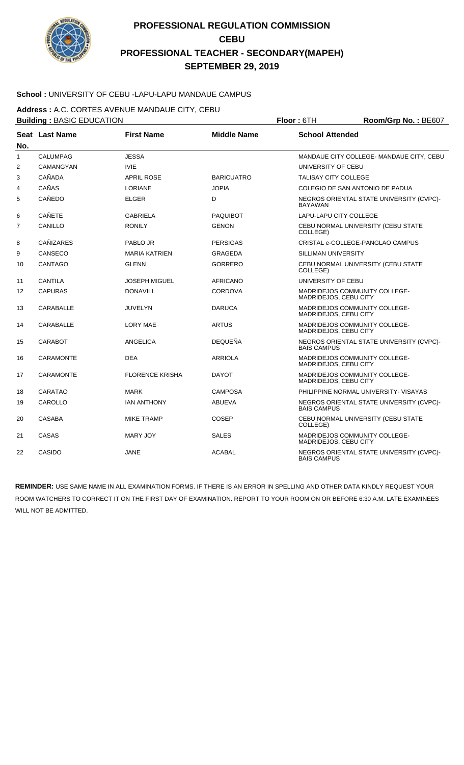# PROFESSIONAL REGULATION COMMISSION
# CEBU
# PROFESSIONAL TEACHER - SECONDARY(MAPEH)
# SEPTEMBER 29, 2019

**School :** UNIVERSITY OF CEBU -LAPU-LAPU MANDAUE CAMPUS

**Address :** A.C. CORTES AVENUE MANDAUE CITY, CEBU

**Building :** BASIC EDUCATION **Floor :** 6TH **Room/Grp No. :** BE607

| Seat No. | Last Name | First Name | Middle Name | School Attended |
|---|---|---|---|---|
| 1 | CALUMPAG | JESSA | | MANDAUE CITY COLLEGE- MANDAUE CITY, CEBU |
| 2 | CAMANGYAN | IVIE | | UNIVERSITY OF CEBU |
| 3 | CAÑADA | APRIL ROSE | BARICUATRO | TALISAY CITY COLLEGE |
| 4 | CAÑAS | LORIANE | JOPIA | COLEGIO DE SAN ANTONIO DE PADUA |
| 5 | CAÑEDO | ELGER | D | NEGROS ORIENTAL STATE UNIVERSITY (CVPC)-BAYAWAN |
| 6 | CAÑETE | GABRIELA | PAQUIBOT | LAPU-LAPU CITY COLLEGE |
| 7 | CANILLO | RONILY | GENON | CEBU NORMAL UNIVERSITY (CEBU STATE COLLEGE) |
| 8 | CAÑIZARES | PABLO JR | PERSIGAS | CRISTAL e-COLLEGE-PANGLAO CAMPUS |
| 9 | CANSECO | MARIA KATRIEN | GRAGEDA | SILLIMAN UNIVERSITY |
| 10 | CANTAGO | GLENN | GORRERO | CEBU NORMAL UNIVERSITY (CEBU STATE COLLEGE) |
| 11 | CANTILA | JOSEPH MIGUEL | AFRICANO | UNIVERSITY OF CEBU |
| 12 | CAPURAS | DONAVILL | CORDOVA | MADRIDEJOS COMMUNITY COLLEGE-MADRIDEJOS, CEBU CITY |
| 13 | CARABALLE | JUVELYN | DARUCA | MADRIDEJOS COMMUNITY COLLEGE-MADRIDEJOS, CEBU CITY |
| 14 | CARABALLE | LORY MAE | ARTUS | MADRIDEJOS COMMUNITY COLLEGE-MADRIDEJOS, CEBU CITY |
| 15 | CARABOT | ANGELICA | DEQUEÑA | NEGROS ORIENTAL STATE UNIVERSITY (CVPC)-BAIS CAMPUS |
| 16 | CARAMONTE | DEA | ARRIOLA | MADRIDEJOS COMMUNITY COLLEGE-MADRIDEJOS, CEBU CITY |
| 17 | CARAMONTE | FLORENCE KRISHA | DAYOT | MADRIDEJOS COMMUNITY COLLEGE-MADRIDEJOS, CEBU CITY |
| 18 | CARATAO | MARK | CAMPOSA | PHILIPPINE NORMAL UNIVERSITY- VISAYAS |
| 19 | CAROLLO | IAN ANTHONY | ABUEVA | NEGROS ORIENTAL STATE UNIVERSITY (CVPC)-BAIS CAMPUS |
| 20 | CASABA | MIKE TRAMP | COSEP | CEBU NORMAL UNIVERSITY (CEBU STATE COLLEGE) |
| 21 | CASAS | MARY JOY | SALES | MADRIDEJOS COMMUNITY COLLEGE-MADRIDEJOS, CEBU CITY |
| 22 | CASIDO | JANE | ACABAL | NEGROS ORIENTAL STATE UNIVERSITY (CVPC)-BAIS CAMPUS |

**REMINDER:** USE SAME NAME IN ALL EXAMINATION FORMS. IF THERE IS AN ERROR IN SPELLING AND OTHER DATA KINDLY REQUEST YOUR ROOM WATCHERS TO CORRECT IT ON THE FIRST DAY OF EXAMINATION. REPORT TO YOUR ROOM ON OR BEFORE 6:30 A.M. LATE EXAMINEES WILL NOT BE ADMITTED.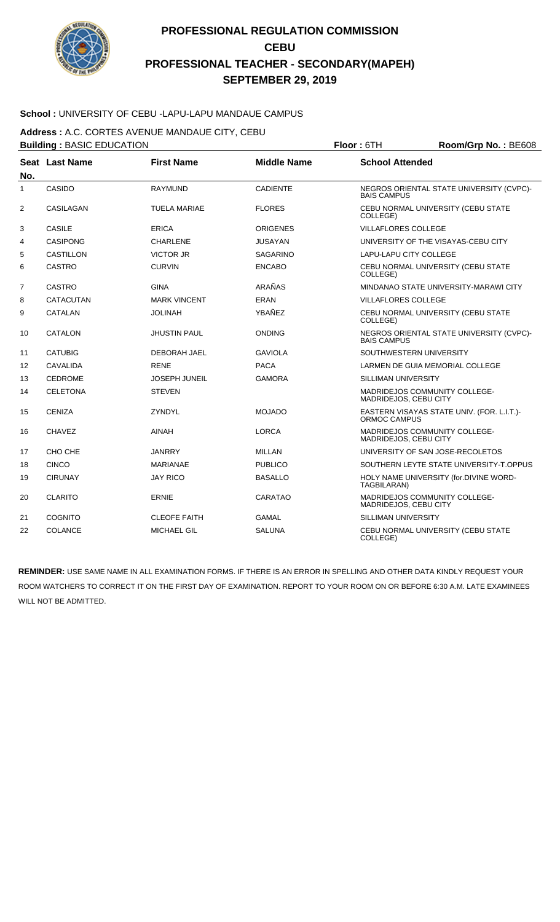# PROFESSIONAL REGULATION COMMISSION
## CEBU
## PROFESSIONAL TEACHER - SECONDARY(MAPEH)
## SEPTEMBER 29, 2019

**School :** UNIVERSITY OF CEBU -LAPU-LAPU MANDAUE CAMPUS

**Address :** A.C. CORTES AVENUE MANDAUE CITY, CEBU

**Building :** BASIC EDUCATION **Floor :** 6TH **Room/Grp No. :** BE608

| Seat No. | Last Name | First Name | Middle Name | School Attended |
|---|---|---|---|---|
| 1 | CASIDO | RAYMUND | CADIENTE | NEGROS ORIENTAL STATE UNIVERSITY (CVPC)-BAIS CAMPUS |
| 2 | CASILAGAN | TUELA MARIAE | FLORES | CEBU NORMAL UNIVERSITY (CEBU STATE COLLEGE) |
| 3 | CASILE | ERICA | ORIGENES | VILLAFLORES COLLEGE |
| 4 | CASIPONG | CHARLENE | JUSAYAN | UNIVERSITY OF THE VISAYAS-CEBU CITY |
| 5 | CASTILLON | VICTOR JR | SAGARINO | LAPU-LAPU CITY COLLEGE |
| 6 | CASTRO | CURVIN | ENCABO | CEBU NORMAL UNIVERSITY (CEBU STATE COLLEGE) |
| 7 | CASTRO | GINA | ARAÑAS | MINDANAO STATE UNIVERSITY-MARAWI CITY |
| 8 | CATACUTAN | MARK VINCENT | ERAN | VILLAFLORES COLLEGE |
| 9 | CATALAN | JOLINAH | YBAÑEZ | CEBU NORMAL UNIVERSITY (CEBU STATE COLLEGE) |
| 10 | CATALON | JHUSTIN PAUL | ONDING | NEGROS ORIENTAL STATE UNIVERSITY (CVPC)-BAIS CAMPUS |
| 11 | CATUBIG | DEBORAH JAEL | GAVIOLA | SOUTHWESTERN UNIVERSITY |
| 12 | CAVALIDA | RENE | PACA | LARMEN DE GUIA MEMORIAL COLLEGE |
| 13 | CEDROME | JOSEPH JUNEIL | GAMORA | SILLIMAN UNIVERSITY |
| 14 | CELETONA | STEVEN | | MADRIDEJOS COMMUNITY COLLEGE-MADRIDEJOS, CEBU CITY |
| 15 | CENIZA | ZYNDYL | MOJADO | EASTERN VISAYAS STATE UNIV. (FOR. L.I.T.)-ORMOC CAMPUS |
| 16 | CHAVEZ | AINAH | LORCA | MADRIDEJOS COMMUNITY COLLEGE-MADRIDEJOS, CEBU CITY |
| 17 | CHO CHE | JANRRY | MILLAN | UNIVERSITY OF SAN JOSE-RECOLETOS |
| 18 | CINCO | MARIANAE | PUBLICO | SOUTHERN LEYTE STATE UNIVERSITY-T.OPPUS |
| 19 | CIRUNAY | JAY RICO | BASALLO | HOLY NAME UNIVERSITY (for.DIVINE WORD-TAGBILARAN) |
| 20 | CLARITO | ERNIE | CARATAO | MADRIDEJOS COMMUNITY COLLEGE-MADRIDEJOS, CEBU CITY |
| 21 | COGNITO | CLEOFE FAITH | GAMAL | SILLIMAN UNIVERSITY |
| 22 | COLANCE | MICHAEL GIL | SALUNA | CEBU NORMAL UNIVERSITY (CEBU STATE COLLEGE) |

**REMINDER:** USE SAME NAME IN ALL EXAMINATION FORMS. IF THERE IS AN ERROR IN SPELLING AND OTHER DATA KINDLY REQUEST YOUR ROOM WATCHERS TO CORRECT IT ON THE FIRST DAY OF EXAMINATION. REPORT TO YOUR ROOM ON OR BEFORE 6:30 A.M. LATE EXAMINEES WILL NOT BE ADMITTED.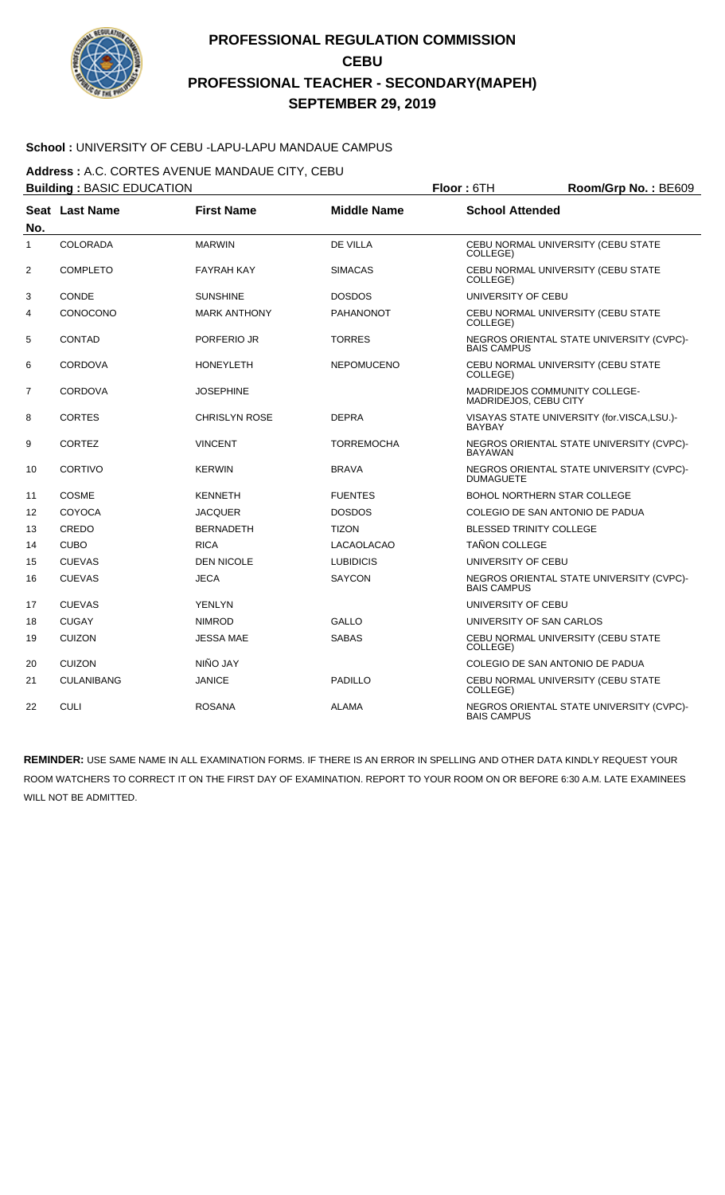# PROFESSIONAL REGULATION COMMISSION
## CEBU
## PROFESSIONAL TEACHER - SECONDARY(MAPEH)
## SEPTEMBER 29, 2019

**School :** UNIVERSITY OF CEBU -LAPU-LAPU MANDAUE CAMPUS

**Address :** A.C. CORTES AVENUE MANDAUE CITY, CEBU

**Building :** BASIC EDUCATION **Floor :** 6TH **Room/Grp No. :** BE609

| Seat No. | Last Name | First Name | Middle Name | School Attended |
|---|---|---|---|---|
| 1 | COLORADA | MARWIN | DE VILLA | CEBU NORMAL UNIVERSITY (CEBU STATE COLLEGE) |
| 2 | COMPLETO | FAYRAH KAY | SIMACAS | CEBU NORMAL UNIVERSITY (CEBU STATE COLLEGE) |
| 3 | CONDE | SUNSHINE | DOSDOS | UNIVERSITY OF CEBU |
| 4 | CONOCONO | MARK ANTHONY | PAHANONOT | CEBU NORMAL UNIVERSITY (CEBU STATE COLLEGE) |
| 5 | CONTAD | PORFERIO JR | TORRES | NEGROS ORIENTAL STATE UNIVERSITY (CVPC)-BAIS CAMPUS |
| 6 | CORDOVA | HONEYLETH | NEPOMUCENO | CEBU NORMAL UNIVERSITY (CEBU STATE COLLEGE) |
| 7 | CORDOVA | JOSEPHINE | | MADRIDEJOS COMMUNITY COLLEGE-MADRIDEJOS, CEBU CITY |
| 8 | CORTES | CHRISLYN ROSE | DEPRA | VISAYAS STATE UNIVERSITY (for.VISCA,LSU.)-BAYBAY |
| 9 | CORTEZ | VINCENT | TORREMOCHA | NEGROS ORIENTAL STATE UNIVERSITY (CVPC)-BAYAWAN |
| 10 | CORTIVO | KERWIN | BRAVA | NEGROS ORIENTAL STATE UNIVERSITY (CVPC)-DUMAGUETE |
| 11 | COSME | KENNETH | FUENTES | BOHOL NORTHERN STAR COLLEGE |
| 12 | COYOCA | JACQUER | DOSDOS | COLEGIO DE SAN ANTONIO DE PADUA |
| 13 | CREDO | BERNADETH | TIZON | BLESSED TRINITY COLLEGE |
| 14 | CUBO | RICA | LACAOLACAO | TAÑON COLLEGE |
| 15 | CUEVAS | DEN NICOLE | LUBIDICIS | UNIVERSITY OF CEBU |
| 16 | CUEVAS | JECA | SAYCON | NEGROS ORIENTAL STATE UNIVERSITY (CVPC)-BAIS CAMPUS |
| 17 | CUEVAS | YENLYN | | UNIVERSITY OF CEBU |
| 18 | CUGAY | NIMROD | GALLO | UNIVERSITY OF SAN CARLOS |
| 19 | CUIZON | JESSA MAE | SABAS | CEBU NORMAL UNIVERSITY (CEBU STATE COLLEGE) |
| 20 | CUIZON | NIÑO JAY | | COLEGIO DE SAN ANTONIO DE PADUA |
| 21 | CULANIBANG | JANICE | PADILLO | CEBU NORMAL UNIVERSITY (CEBU STATE COLLEGE) |
| 22 | CULI | ROSANA | ALAMA | NEGROS ORIENTAL STATE UNIVERSITY (CVPC)-BAIS CAMPUS |

**REMINDER:** USE SAME NAME IN ALL EXAMINATION FORMS. IF THERE IS AN ERROR IN SPELLING AND OTHER DATA KINDLY REQUEST YOUR ROOM WATCHERS TO CORRECT IT ON THE FIRST DAY OF EXAMINATION. REPORT TO YOUR ROOM ON OR BEFORE 6:30 A.M. LATE EXAMINEES WILL NOT BE ADMITTED.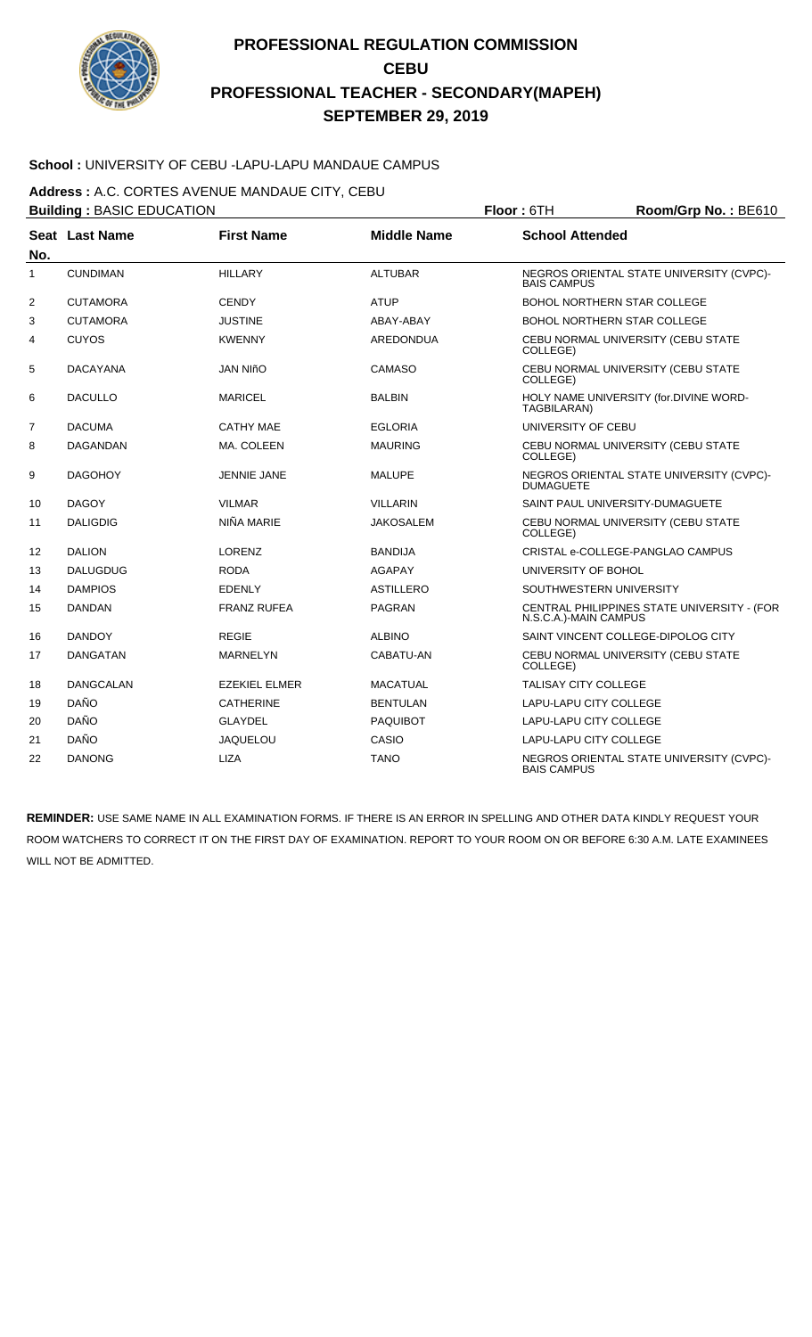# PROFESSIONAL REGULATION COMMISSION
# CEBU
# PROFESSIONAL TEACHER - SECONDARY(MAPEH)
# SEPTEMBER 29, 2019

**School :** UNIVERSITY OF CEBU -LAPU-LAPU MANDAUE CAMPUS

**Address :** A.C. CORTES AVENUE MANDAUE CITY, CEBU

**Building :** BASIC EDUCATION **Floor :** 6TH **Room/Grp No. :** BE610

| Seat No. | Last Name | First Name | Middle Name | School Attended |
|---|---|---|---|---|
| 1 | CUNDIMAN | HILLARY | ALTUBAR | NEGROS ORIENTAL STATE UNIVERSITY (CVPC)-BAIS CAMPUS |
| 2 | CUTAMORA | CENDY | ATUP | BOHOL NORTHERN STAR COLLEGE |
| 3 | CUTAMORA | JUSTINE | ABAY-ABAY | BOHOL NORTHERN STAR COLLEGE |
| 4 | CUYOS | KWENNY | AREDONDUA | CEBU NORMAL UNIVERSITY (CEBU STATE COLLEGE) |
| 5 | DACAYANA | JAN NIñO | CAMASO | CEBU NORMAL UNIVERSITY (CEBU STATE COLLEGE) |
| 6 | DACULLO | MARICEL | BALBIN | HOLY NAME UNIVERSITY (for.DIVINE WORD-TAGBILARAN) |
| 7 | DACUMA | CATHY MAE | EGLORIA | UNIVERSITY OF CEBU |
| 8 | DAGANDAN | MA. COLEEN | MAURING | CEBU NORMAL UNIVERSITY (CEBU STATE COLLEGE) |
| 9 | DAGOHOY | JENNIE JANE | MALUPE | NEGROS ORIENTAL STATE UNIVERSITY (CVPC)-DUMAGUETE |
| 10 | DAGOY | VILMAR | VILLARIN | SAINT PAUL UNIVERSITY-DUMAGUETE |
| 11 | DALIGDIG | NIÑA MARIE | JAKOSALEM | CEBU NORMAL UNIVERSITY (CEBU STATE COLLEGE) |
| 12 | DALION | LORENZ | BANDIJA | CRISTAL e-COLLEGE-PANGLAO CAMPUS |
| 13 | DALUGDUG | RODA | AGAPAY | UNIVERSITY OF BOHOL |
| 14 | DAMPIOS | EDENLY | ASTILLERO | SOUTHWESTERN UNIVERSITY |
| 15 | DANDAN | FRANZ RUFEA | PAGRAN | CENTRAL PHILIPPINES STATE UNIVERSITY - (FOR N.S.C.A.)-MAIN CAMPUS |
| 16 | DANDOY | REGIE | ALBINO | SAINT VINCENT COLLEGE-DIPOLOG CITY |
| 17 | DANGATAN | MARNELYN | CABATU-AN | CEBU NORMAL UNIVERSITY (CEBU STATE COLLEGE) |
| 18 | DANGCALAN | EZEKIEL ELMER | MACATUAL | TALISAY CITY COLLEGE |
| 19 | DAÑO | CATHERINE | BENTULAN | LAPU-LAPU CITY COLLEGE |
| 20 | DAÑO | GLAYDEL | PAQUIBOT | LAPU-LAPU CITY COLLEGE |
| 21 | DAÑO | JAQUELOU | CASIO | LAPU-LAPU CITY COLLEGE |
| 22 | DANONG | LIZA | TANO | NEGROS ORIENTAL STATE UNIVERSITY (CVPC)-BAIS CAMPUS |

**REMINDER:** USE SAME NAME IN ALL EXAMINATION FORMS. IF THERE IS AN ERROR IN SPELLING AND OTHER DATA KINDLY REQUEST YOUR ROOM WATCHERS TO CORRECT IT ON THE FIRST DAY OF EXAMINATION. REPORT TO YOUR ROOM ON OR BEFORE 6:30 A.M. LATE EXAMINEES WILL NOT BE ADMITTED.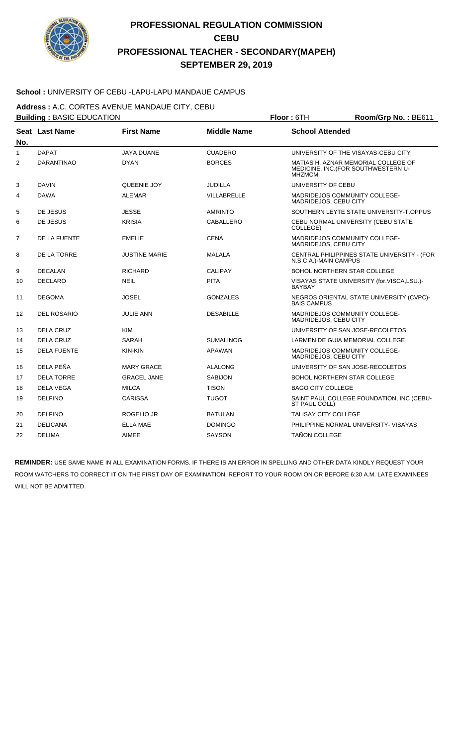# PROFESSIONAL REGULATION COMMISSION
## CEBU
## PROFESSIONAL TEACHER - SECONDARY(MAPEH)
## SEPTEMBER 29, 2019

**School :** UNIVERSITY OF CEBU -LAPU-LAPU MANDAUE CAMPUS

**Address :** A.C. CORTES AVENUE MANDAUE CITY, CEBU

**Building :** BASIC EDUCATION **Floor :** 6TH **Room/Grp No. :** BE611

| Seat No. | Last Name | First Name | Middle Name | School Attended |
|---|---|---|---|---|
| 1 | DAPAT | JAYA DUANE | CUADERO | UNIVERSITY OF THE VISAYAS-CEBU CITY |
| 2 | DARANTINAO | DYAN | BORCES | MATIAS H. AZNAR MEMORIAL COLLEGE OF MEDICINE, INC.(FOR SOUTHWESTERN U-MHZMCM |
| 3 | DAVIN | QUEENIE JOY | JUDILLA | UNIVERSITY OF CEBU |
| 4 | DAWA | ALEMAR | VILLABRELLE | MADRIDEJOS COMMUNITY COLLEGE-MADRIDEJOS, CEBU CITY |
| 5 | DE JESUS | JESSE | AMRINTO | SOUTHERN LEYTE STATE UNIVERSITY-T.OPPUS |
| 6 | DE JESUS | KRISIA | CABALLERO | CEBU NORMAL UNIVERSITY (CEBU STATE COLLEGE) |
| 7 | DE LA FUENTE | EMELIE | CENA | MADRIDEJOS COMMUNITY COLLEGE-MADRIDEJOS, CEBU CITY |
| 8 | DE LA TORRE | JUSTINE MARIE | MALALA | CENTRAL PHILIPPINES STATE UNIVERSITY - (FOR N.S.C.A.)-MAIN CAMPUS |
| 9 | DECALAN | RICHARD | CALIPAY | BOHOL NORTHERN STAR COLLEGE |
| 10 | DECLARO | NEIL | PITA | VISAYAS STATE UNIVERSITY (for.VISCA,LSU.)-BAYBAY |
| 11 | DEGOMA | JOSEL | GONZALES | NEGROS ORIENTAL STATE UNIVERSITY (CVPC)-BAIS CAMPUS |
| 12 | DEL ROSARIO | JULIE ANN | DESABILLE | MADRIDEJOS COMMUNITY COLLEGE-MADRIDEJOS, CEBU CITY |
| 13 | DELA CRUZ | KIM | | UNIVERSITY OF SAN JOSE-RECOLETOS |
| 14 | DELA CRUZ | SARAH | SUMALINOG | LARMEN DE GUIA MEMORIAL COLLEGE |
| 15 | DELA FUENTE | KIN-KIN | APAWAN | MADRIDEJOS COMMUNITY COLLEGE-MADRIDEJOS, CEBU CITY |
| 16 | DELA PEÑA | MARY GRACE | ALALONG | UNIVERSITY OF SAN JOSE-RECOLETOS |
| 17 | DELA TORRE | GRACEL JANE | SABIJON | BOHOL NORTHERN STAR COLLEGE |
| 18 | DELA VEGA | MILCA | TISON | BAGO CITY COLLEGE |
| 19 | DELFINO | CARISSA | TUGOT | SAINT PAUL COLLEGE FOUNDATION, INC (CEBU-ST PAUL COLL) |
| 20 | DELFINO | ROGELIO JR | BATULAN | TALISAY CITY COLLEGE |
| 21 | DELICANA | ELLA MAE | DOMINGO | PHILIPPINE NORMAL UNIVERSITY- VISAYAS |
| 22 | DELIMA | AIMEE | SAYSON | TAÑON COLLEGE |

**REMINDER:** USE SAME NAME IN ALL EXAMINATION FORMS. IF THERE IS AN ERROR IN SPELLING AND OTHER DATA KINDLY REQUEST YOUR ROOM WATCHERS TO CORRECT IT ON THE FIRST DAY OF EXAMINATION. REPORT TO YOUR ROOM ON OR BEFORE 6:30 A.M. LATE EXAMINEES WILL NOT BE ADMITTED.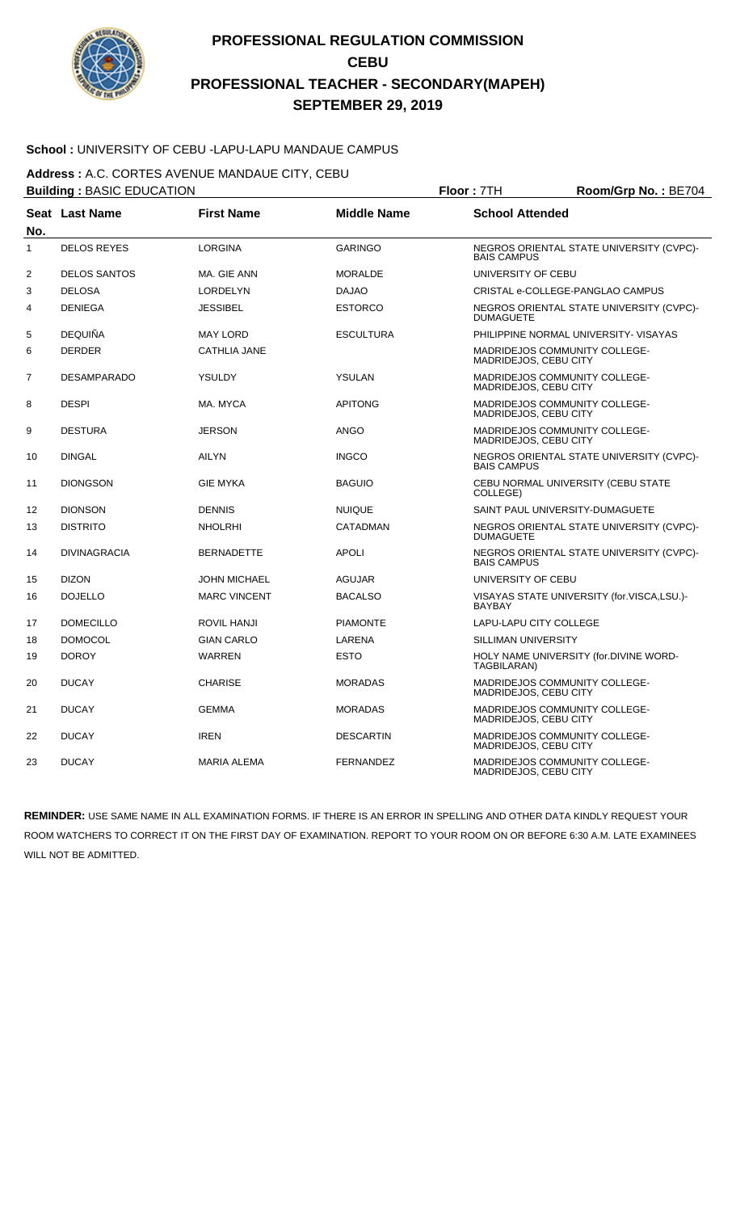# PROFESSIONAL REGULATION COMMISSION
# CEBU
# PROFESSIONAL TEACHER - SECONDARY(MAPEH)
# SEPTEMBER 29, 2019

**School :** UNIVERSITY OF CEBU -LAPU-LAPU MANDAUE CAMPUS

**Address :** A.C. CORTES AVENUE MANDAUE CITY, CEBU

**Building :** BASIC EDUCATION **Floor :** 7TH **Room/Grp No. :** BE704

| Seat No. | Last Name | First Name | Middle Name | School Attended |
|---|---|---|---|---|
| 1 | DELOS REYES | LORGINA | GARINGO | NEGROS ORIENTAL STATE UNIVERSITY (CVPC)-BAIS CAMPUS |
| 2 | DELOS SANTOS | MA. GIE ANN | MORALDE | UNIVERSITY OF CEBU |
| 3 | DELOSA | LORDELYN | DAJAO | CRISTAL e-COLLEGE-PANGLAO CAMPUS |
| 4 | DENIEGA | JESSIBEL | ESTORCO | NEGROS ORIENTAL STATE UNIVERSITY (CVPC)-DUMAGUETE |
| 5 | DEQUIÑA | MAY LORD | ESCULTURA | PHILIPPINE NORMAL UNIVERSITY- VISAYAS |
| 6 | DERDER | CATHLIA JANE | | MADRIDEJOS COMMUNITY COLLEGE-MADRIDEJOS, CEBU CITY |
| 7 | DESAMPARADO | YSULDY | YSULAN | MADRIDEJOS COMMUNITY COLLEGE-MADRIDEJOS, CEBU CITY |
| 8 | DESPI | MA. MYCA | APITONG | MADRIDEJOS COMMUNITY COLLEGE-MADRIDEJOS, CEBU CITY |
| 9 | DESTURA | JERSON | ANGO | MADRIDEJOS COMMUNITY COLLEGE-MADRIDEJOS, CEBU CITY |
| 10 | DINGAL | AILYN | INGCO | NEGROS ORIENTAL STATE UNIVERSITY (CVPC)-BAIS CAMPUS |
| 11 | DIONGSON | GIE MYKA | BAGUIO | CEBU NORMAL UNIVERSITY (CEBU STATE COLLEGE) |
| 12 | DIONSON | DENNIS | NUIQUE | SAINT PAUL UNIVERSITY-DUMAGUETE |
| 13 | DISTRITO | NHOLRHI | CATADMAN | NEGROS ORIENTAL STATE UNIVERSITY (CVPC)-DUMAGUETE |
| 14 | DIVINAGRACIA | BERNADETTE | APOLI | NEGROS ORIENTAL STATE UNIVERSITY (CVPC)-BAIS CAMPUS |
| 15 | DIZON | JOHN MICHAEL | AGUJAR | UNIVERSITY OF CEBU |
| 16 | DOJELLO | MARC VINCENT | BACALSO | VISAYAS STATE UNIVERSITY (for.VISCA,LSU.)-BAYBAY |
| 17 | DOMECILLO | ROVIL HANJI | PIAMONTE | LAPU-LAPU CITY COLLEGE |
| 18 | DOMOCOL | GIAN CARLO | LARENA | SILLIMAN UNIVERSITY |
| 19 | DOROY | WARREN | ESTO | HOLY NAME UNIVERSITY (for.DIVINE WORD-TAGBILARAN) |
| 20 | DUCAY | CHARISE | MORADAS | MADRIDEJOS COMMUNITY COLLEGE-MADRIDEJOS, CEBU CITY |
| 21 | DUCAY | GEMMA | MORADAS | MADRIDEJOS COMMUNITY COLLEGE-MADRIDEJOS, CEBU CITY |
| 22 | DUCAY | IREN | DESCARTIN | MADRIDEJOS COMMUNITY COLLEGE-MADRIDEJOS, CEBU CITY |
| 23 | DUCAY | MARIA ALEMA | FERNANDEZ | MADRIDEJOS COMMUNITY COLLEGE-MADRIDEJOS, CEBU CITY |

**REMINDER:** USE SAME NAME IN ALL EXAMINATION FORMS. IF THERE IS AN ERROR IN SPELLING AND OTHER DATA KINDLY REQUEST YOUR ROOM WATCHERS TO CORRECT IT ON THE FIRST DAY OF EXAMINATION. REPORT TO YOUR ROOM ON OR BEFORE 6:30 A.M. LATE EXAMINEES WILL NOT BE ADMITTED.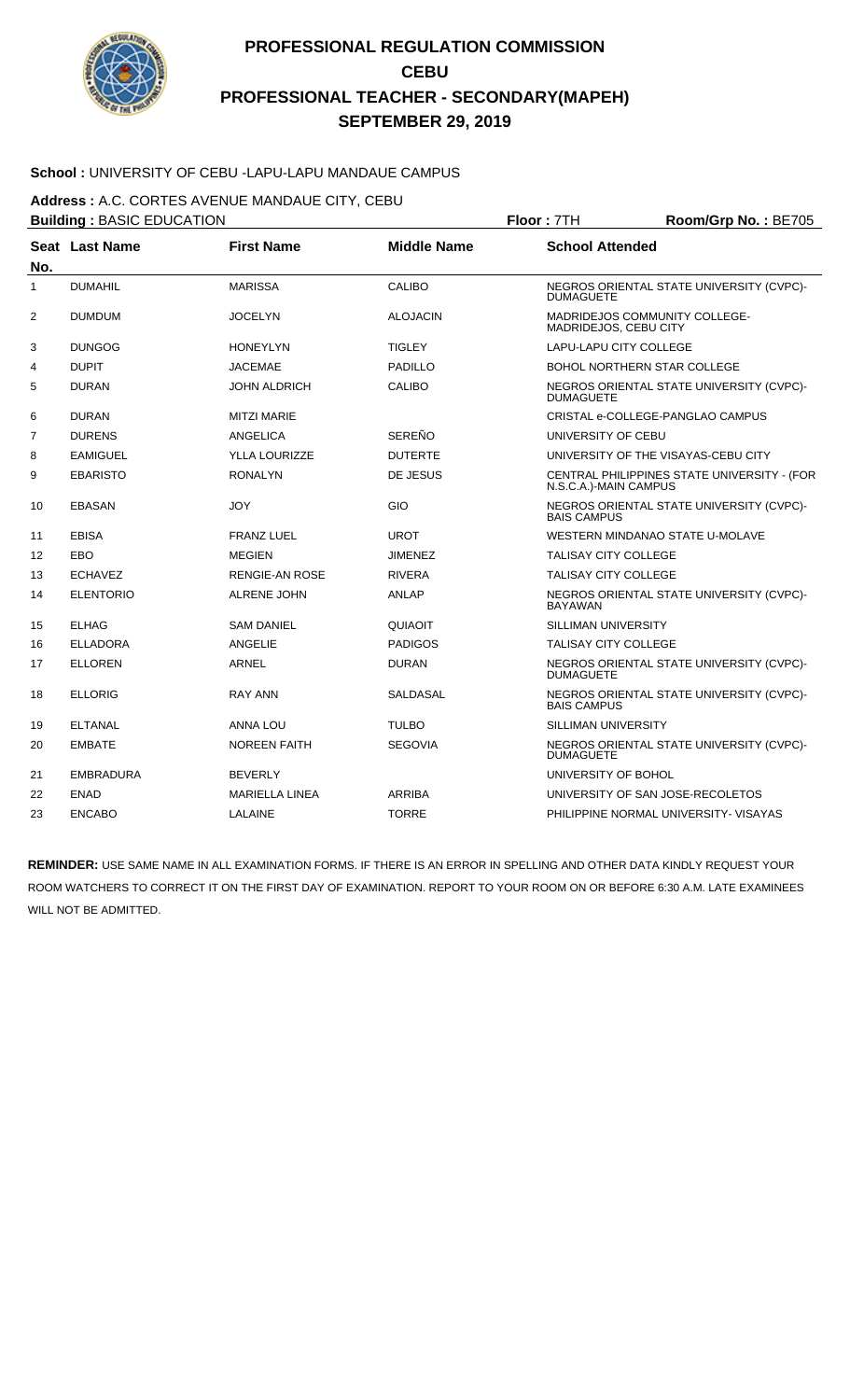# PROFESSIONAL REGULATION COMMISSION
# CEBU
# PROFESSIONAL TEACHER - SECONDARY(MAPEH)
# SEPTEMBER 29, 2019

**School :** UNIVERSITY OF CEBU -LAPU-LAPU MANDAUE CAMPUS

**Address :** A.C. CORTES AVENUE MANDAUE CITY, CEBU

**Building :** BASIC EDUCATION **Floor :** 7TH **Room/Grp No. :** BE705

| Seat No. | Last Name | First Name | Middle Name | School Attended |
|---|---|---|---|---|
| 1 | DUMAHIL | MARISSA | CALIBO | NEGROS ORIENTAL STATE UNIVERSITY (CVPC)-DUMAGUETE |
| 2 | DUMDUM | JOCELYN | ALOJACIN | MADRIDEJOS COMMUNITY COLLEGE-MADRIDEJOS, CEBU CITY |
| 3 | DUNGOG | HONEYLYN | TIGLEY | LAPU-LAPU CITY COLLEGE |
| 4 | DUPIT | JACEMAE | PADILLO | BOHOL NORTHERN STAR COLLEGE |
| 5 | DURAN | JOHN ALDRICH | CALIBO | NEGROS ORIENTAL STATE UNIVERSITY (CVPC)-DUMAGUETE |
| 6 | DURAN | MITZI MARIE | | CRISTAL e-COLLEGE-PANGLAO CAMPUS |
| 7 | DURENS | ANGELICA | SEREÑO | UNIVERSITY OF CEBU |
| 8 | EAMIGUEL | YLLA LOURIZZE | DUTERTE | UNIVERSITY OF THE VISAYAS-CEBU CITY |
| 9 | EBARISTO | RONALYN | DE JESUS | CENTRAL PHILIPPINES STATE UNIVERSITY - (FOR N.S.C.A.)-MAIN CAMPUS |
| 10 | EBASAN | JOY | GIO | NEGROS ORIENTAL STATE UNIVERSITY (CVPC)-BAIS CAMPUS |
| 11 | EBISA | FRANZ LUEL | UROT | WESTERN MINDANAO STATE U-MOLAVE |
| 12 | EBO | MEGIEN | JIMENEZ | TALISAY CITY COLLEGE |
| 13 | ECHAVEZ | RENGIE-AN ROSE | RIVERA | TALISAY CITY COLLEGE |
| 14 | ELENTORIO | ALRENE JOHN | ANLAP | NEGROS ORIENTAL STATE UNIVERSITY (CVPC)-BAYAWAN |
| 15 | ELHAG | SAM DANIEL | QUIAOIT | SILLIMAN UNIVERSITY |
| 16 | ELLADORA | ANGELIE | PADIGOS | TALISAY CITY COLLEGE |
| 17 | ELLOREN | ARNEL | DURAN | NEGROS ORIENTAL STATE UNIVERSITY (CVPC)-DUMAGUETE |
| 18 | ELLORIG | RAY ANN | SALDASAL | NEGROS ORIENTAL STATE UNIVERSITY (CVPC)-BAIS CAMPUS |
| 19 | ELTANAL | ANNA LOU | TULBO | SILLIMAN UNIVERSITY |
| 20 | EMBATE | NOREEN FAITH | SEGOVIA | NEGROS ORIENTAL STATE UNIVERSITY (CVPC)-DUMAGUETE |
| 21 | EMBRADURA | BEVERLY | | UNIVERSITY OF BOHOL |
| 22 | ENAD | MARIELLA LINEA | ARRIBA | UNIVERSITY OF SAN JOSE-RECOLETOS |
| 23 | ENCABO | LALAINE | TORRE | PHILIPPINE NORMAL UNIVERSITY- VISAYAS |

**REMINDER:** USE SAME NAME IN ALL EXAMINATION FORMS. IF THERE IS AN ERROR IN SPELLING AND OTHER DATA KINDLY REQUEST YOUR ROOM WATCHERS TO CORRECT IT ON THE FIRST DAY OF EXAMINATION. REPORT TO YOUR ROOM ON OR BEFORE 6:30 A.M. LATE EXAMINEES WILL NOT BE ADMITTED.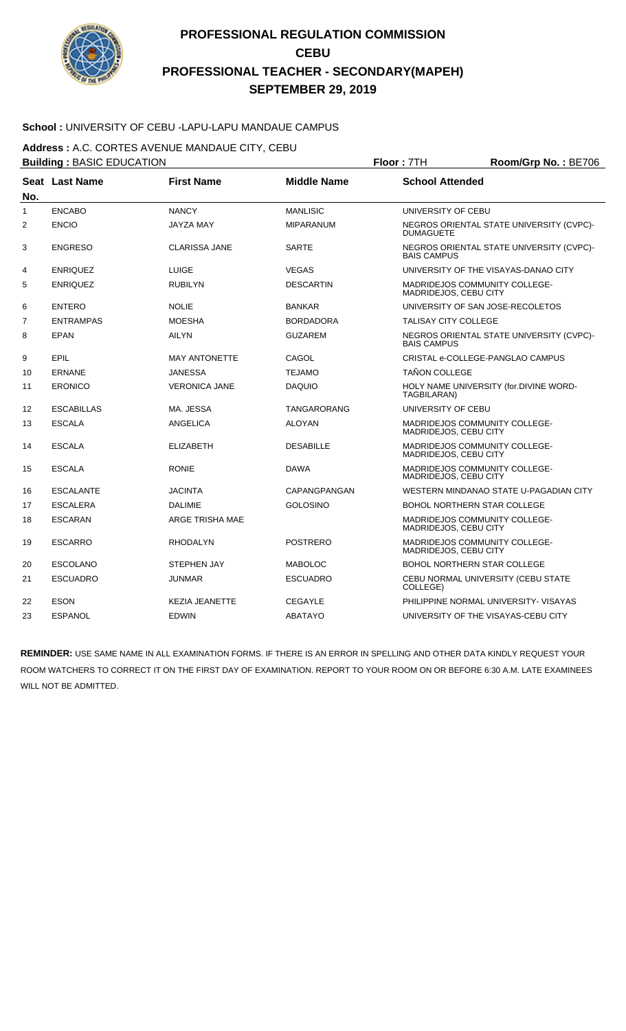# PROFESSIONAL REGULATION COMMISSION
# CEBU
# PROFESSIONAL TEACHER - SECONDARY(MAPEH)
# SEPTEMBER 29, 2019

**School :** UNIVERSITY OF CEBU -LAPU-LAPU MANDAUE CAMPUS

**Address :** A.C. CORTES AVENUE MANDAUE CITY, CEBU

**Building :** BASIC EDUCATION **Floor :** 7TH **Room/Grp No. :** BE706

| Seat No. | Last Name | First Name | Middle Name | School Attended |
|---|---|---|---|---|
| 1 | ENCABO | NANCY | MANLISIC | UNIVERSITY OF CEBU |
| 2 | ENCIO | JAYZA MAY | MIPARANUM | NEGROS ORIENTAL STATE UNIVERSITY (CVPC)-DUMAGUETE |
| 3 | ENGRESO | CLARISSA JANE | SARTE | NEGROS ORIENTAL STATE UNIVERSITY (CVPC)-BAIS CAMPUS |
| 4 | ENRIQUEZ | LUIGE | VEGAS | UNIVERSITY OF THE VISAYAS-DANAO CITY |
| 5 | ENRIQUEZ | RUBILYN | DESCARTIN | MADRIDEJOS COMMUNITY COLLEGE-MADRIDEJOS, CEBU CITY |
| 6 | ENTERO | NOLIE | BANKAR | UNIVERSITY OF SAN JOSE-RECOLETOS |
| 7 | ENTRAMPAS | MOESHA | BORDADORA | TALISAY CITY COLLEGE |
| 8 | EPAN | AILYN | GUZAREM | NEGROS ORIENTAL STATE UNIVERSITY (CVPC)-BAIS CAMPUS |
| 9 | EPIL | MAY ANTONETTE | CAGOL | CRISTAL e-COLLEGE-PANGLAO CAMPUS |
| 10 | ERNANE | JANESSA | TEJAMO | TAÑON COLLEGE |
| 11 | ERONICO | VERONICA JANE | DAQUIO | HOLY NAME UNIVERSITY (for.DIVINE WORD-TAGBILARAN) |
| 12 | ESCABILLAS | MA. JESSA | TANGARORANG | UNIVERSITY OF CEBU |
| 13 | ESCALA | ANGELICA | ALOYAN | MADRIDEJOS COMMUNITY COLLEGE-MADRIDEJOS, CEBU CITY |
| 14 | ESCALA | ELIZABETH | DESABILLE | MADRIDEJOS COMMUNITY COLLEGE-MADRIDEJOS, CEBU CITY |
| 15 | ESCALA | RONIE | DAWA | MADRIDEJOS COMMUNITY COLLEGE-MADRIDEJOS, CEBU CITY |
| 16 | ESCALANTE | JACINTA | CAPANGPANGAN | WESTERN MINDANAO STATE U-PAGADIAN CITY |
| 17 | ESCALERA | DALIMIE | GOLOSINO | BOHOL NORTHERN STAR COLLEGE |
| 18 | ESCARAN | ARGE TRISHA MAE | | MADRIDEJOS COMMUNITY COLLEGE-MADRIDEJOS, CEBU CITY |
| 19 | ESCARRO | RHODALYN | POSTRERO | MADRIDEJOS COMMUNITY COLLEGE-MADRIDEJOS, CEBU CITY |
| 20 | ESCOLANO | STEPHEN JAY | MABOLOC | BOHOL NORTHERN STAR COLLEGE |
| 21 | ESCUADRO | JUNMAR | ESCUADRO | CEBU NORMAL UNIVERSITY (CEBU STATE COLLEGE) |
| 22 | ESON | KEZIA JEANETTE | CEGAYLE | PHILIPPINE NORMAL UNIVERSITY- VISAYAS |
| 23 | ESPANOL | EDWIN | ABATAYO | UNIVERSITY OF THE VISAYAS-CEBU CITY |

**REMINDER:** USE SAME NAME IN ALL EXAMINATION FORMS. IF THERE IS AN ERROR IN SPELLING AND OTHER DATA KINDLY REQUEST YOUR ROOM WATCHERS TO CORRECT IT ON THE FIRST DAY OF EXAMINATION. REPORT TO YOUR ROOM ON OR BEFORE 6:30 A.M. LATE EXAMINEES WILL NOT BE ADMITTED.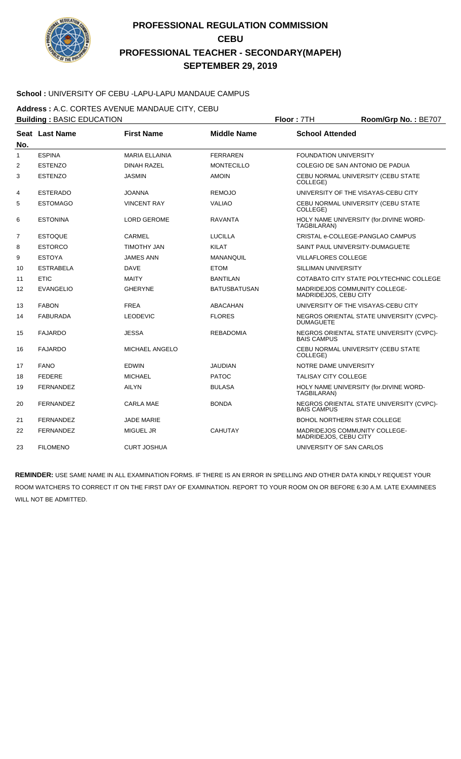# PROFESSIONAL REGULATION COMMISSION
# CEBU
# PROFESSIONAL TEACHER - SECONDARY(MAPEH)
# SEPTEMBER 29, 2019

**School :** UNIVERSITY OF CEBU -LAPU-LAPU MANDAUE CAMPUS

**Address :** A.C. CORTES AVENUE MANDAUE CITY, CEBU

**Building :** BASIC EDUCATION **Floor :** 7TH **Room/Grp No. :** BE707

| Seat No. | Last Name | First Name | Middle Name | School Attended |
|---|---|---|---|---|
| 1 | ESPINA | MARIA ELLAINIA | FERRAREN | FOUNDATION UNIVERSITY |
| 2 | ESTENZO | DINAH RAZEL | MONTECILLO | COLEGIO DE SAN ANTONIO DE PADUA |
| 3 | ESTENZO | JASMIN | AMOIN | CEBU NORMAL UNIVERSITY (CEBU STATE COLLEGE) |
| 4 | ESTERADO | JOANNA | REMOJO | UNIVERSITY OF THE VISAYAS-CEBU CITY |
| 5 | ESTOMAGO | VINCENT RAY | VALIAO | CEBU NORMAL UNIVERSITY (CEBU STATE COLLEGE) |
| 6 | ESTONINA | LORD GEROME | RAVANTA | HOLY NAME UNIVERSITY (for.DIVINE WORD-TAGBILARAN) |
| 7 | ESTOQUE | CARMEL | LUCILLA | CRISTAL e-COLLEGE-PANGLAO CAMPUS |
| 8 | ESTORCO | TIMOTHY JAN | KILAT | SAINT PAUL UNIVERSITY-DUMAGUETE |
| 9 | ESTOYA | JAMES ANN | MANANQUIL | VILLAFLORES COLLEGE |
| 10 | ESTRABELA | DAVE | ETOM | SILLIMAN UNIVERSITY |
| 11 | ETIC | MAITY | BANTILAN | COTABATO CITY STATE POLYTECHNIC COLLEGE |
| 12 | EVANGELIO | GHERYNE | BATUSBATUSAN | MADRIDEJOS COMMUNITY COLLEGE-MADRIDEJOS, CEBU CITY |
| 13 | FABON | FREA | ABACAHAN | UNIVERSITY OF THE VISAYAS-CEBU CITY |
| 14 | FABURADA | LEODEVIC | FLORES | NEGROS ORIENTAL STATE UNIVERSITY (CVPC)-DUMAGUETE |
| 15 | FAJARDO | JESSA | REBADOMIA | NEGROS ORIENTAL STATE UNIVERSITY (CVPC)-BAIS CAMPUS |
| 16 | FAJARDO | MICHAEL ANGELO | | CEBU NORMAL UNIVERSITY (CEBU STATE COLLEGE) |
| 17 | FANO | EDWIN | JAUDIAN | NOTRE DAME UNIVERSITY |
| 18 | FEDERE | MICHAEL | PATOC | TALISAY CITY COLLEGE |
| 19 | FERNANDEZ | AILYN | BULASA | HOLY NAME UNIVERSITY (for.DIVINE WORD-TAGBILARAN) |
| 20 | FERNANDEZ | CARLA MAE | BONDA | NEGROS ORIENTAL STATE UNIVERSITY (CVPC)-BAIS CAMPUS |
| 21 | FERNANDEZ | JADE MARIE | | BOHOL NORTHERN STAR COLLEGE |
| 22 | FERNANDEZ | MIGUEL JR | CAHUTAY | MADRIDEJOS COMMUNITY COLLEGE-MADRIDEJOS, CEBU CITY |
| 23 | FILOMENO | CURT JOSHUA | | UNIVERSITY OF SAN CARLOS |

**REMINDER:** USE SAME NAME IN ALL EXAMINATION FORMS. IF THERE IS AN ERROR IN SPELLING AND OTHER DATA KINDLY REQUEST YOUR ROOM WATCHERS TO CORRECT IT ON THE FIRST DAY OF EXAMINATION. REPORT TO YOUR ROOM ON OR BEFORE 6:30 A.M. LATE EXAMINEES WILL NOT BE ADMITTED.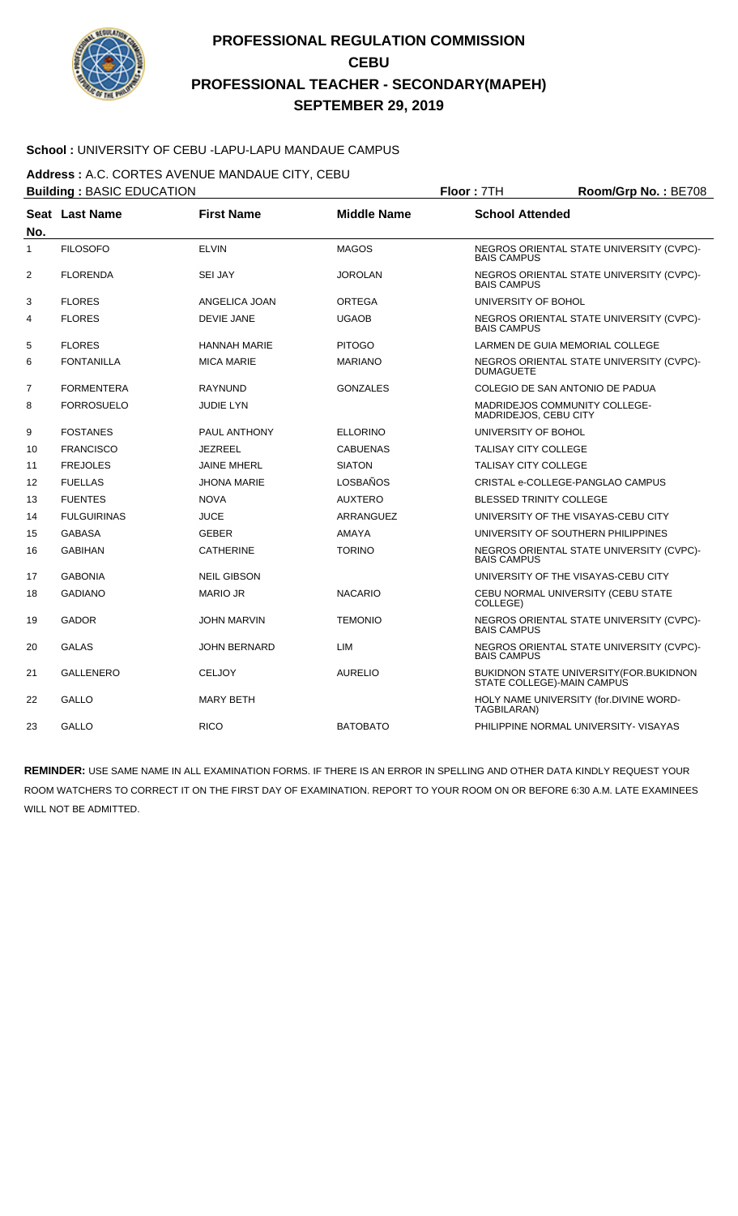# PROFESSIONAL REGULATION COMMISSION
## CEBU
## PROFESSIONAL TEACHER - SECONDARY(MAPEH)
## SEPTEMBER 29, 2019

**School :** UNIVERSITY OF CEBU -LAPU-LAPU MANDAUE CAMPUS

**Address :** A.C. CORTES AVENUE MANDAUE CITY, CEBU

**Building :** BASIC EDUCATION **Floor :** 7TH **Room/Grp No. :** BE708

| Seat No. | Last Name | First Name | Middle Name | School Attended |
|---|---|---|---|---|
| 1 | FILOSOFO | ELVIN | MAGOS | NEGROS ORIENTAL STATE UNIVERSITY (CVPC)-BAIS CAMPUS |
| 2 | FLORENDA | SEI JAY | JOROLAN | NEGROS ORIENTAL STATE UNIVERSITY (CVPC)-BAIS CAMPUS |
| 3 | FLORES | ANGELICA JOAN | ORTEGA | UNIVERSITY OF BOHOL |
| 4 | FLORES | DEVIE JANE | UGAOB | NEGROS ORIENTAL STATE UNIVERSITY (CVPC)-BAIS CAMPUS |
| 5 | FLORES | HANNAH MARIE | PITOGO | LARMEN DE GUIA MEMORIAL COLLEGE |
| 6 | FONTANILLA | MICA MARIE | MARIANO | NEGROS ORIENTAL STATE UNIVERSITY (CVPC)-DUMAGUETE |
| 7 | FORMENTERA | RAYNUND | GONZALES | COLEGIO DE SAN ANTONIO DE PADUA |
| 8 | FORROSUELO | JUDIE LYN | | MADRIDEJOS COMMUNITY COLLEGE-MADRIDEJOS, CEBU CITY |
| 9 | FOSTANES | PAUL ANTHONY | ELLORINO | UNIVERSITY OF BOHOL |
| 10 | FRANCISCO | JEZREEL | CABUENAS | TALISAY CITY COLLEGE |
| 11 | FREJOLES | JAINE MHERL | SIATON | TALISAY CITY COLLEGE |
| 12 | FUELLAS | JHONA MARIE | LOSBAÑOS | CRISTAL e-COLLEGE-PANGLAO CAMPUS |
| 13 | FUENTES | NOVA | AUXTERO | BLESSED TRINITY COLLEGE |
| 14 | FULGUIRINAS | JUCE | ARRANGUEZ | UNIVERSITY OF THE VISAYAS-CEBU CITY |
| 15 | GABASA | GEBER | AMAYA | UNIVERSITY OF SOUTHERN PHILIPPINES |
| 16 | GABIHAN | CATHERINE | TORINO | NEGROS ORIENTAL STATE UNIVERSITY (CVPC)-BAIS CAMPUS |
| 17 | GABONIA | NEIL GIBSON | | UNIVERSITY OF THE VISAYAS-CEBU CITY |
| 18 | GADIANO | MARIO JR | NACARIO | CEBU NORMAL UNIVERSITY (CEBU STATE COLLEGE) |
| 19 | GADOR | JOHN MARVIN | TEMONIO | NEGROS ORIENTAL STATE UNIVERSITY (CVPC)-BAIS CAMPUS |
| 20 | GALAS | JOHN BERNARD | LIM | NEGROS ORIENTAL STATE UNIVERSITY (CVPC)-BAIS CAMPUS |
| 21 | GALLENERO | CELJOY | AURELIO | BUKIDNON STATE UNIVERSITY(FOR.BUKIDNON STATE COLLEGE)-MAIN CAMPUS |
| 22 | GALLO | MARY BETH | | HOLY NAME UNIVERSITY (for.DIVINE WORD-TAGBILARAN) |
| 23 | GALLO | RICO | BATOBATO | PHILIPPINE NORMAL UNIVERSITY- VISAYAS |

**REMINDER:** USE SAME NAME IN ALL EXAMINATION FORMS. IF THERE IS AN ERROR IN SPELLING AND OTHER DATA KINDLY REQUEST YOUR ROOM WATCHERS TO CORRECT IT ON THE FIRST DAY OF EXAMINATION. REPORT TO YOUR ROOM ON OR BEFORE 6:30 A.M. LATE EXAMINEES WILL NOT BE ADMITTED.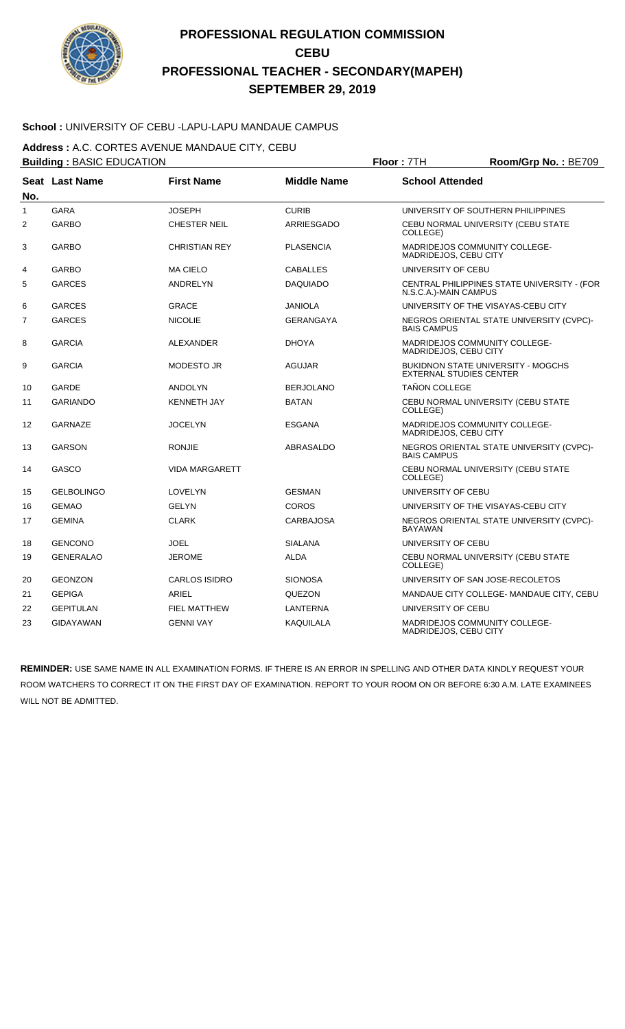# PROFESSIONAL REGULATION COMMISSION
# CEBU
# PROFESSIONAL TEACHER - SECONDARY(MAPEH)
# SEPTEMBER 29, 2019

**School :** UNIVERSITY OF CEBU -LAPU-LAPU MANDAUE CAMPUS

**Address :** A.C. CORTES AVENUE MANDAUE CITY, CEBU

**Building :** BASIC EDUCATION **Floor :** 7TH **Room/Grp No. :** BE709

| Seat No. | Last Name | First Name | Middle Name | School Attended |
|---|---|---|---|---|
| 1 | GARA | JOSEPH | CURIB | UNIVERSITY OF SOUTHERN PHILIPPINES |
| 2 | GARBO | CHESTER NEIL | ARRIESGADO | CEBU NORMAL UNIVERSITY (CEBU STATE COLLEGE) |
| 3 | GARBO | CHRISTIAN REY | PLASENCIA | MADRIDEJOS COMMUNITY COLLEGE-MADRIDEJOS, CEBU CITY |
| 4 | GARBO | MA CIELO | CABALLES | UNIVERSITY OF CEBU |
| 5 | GARCES | ANDRELYN | DAQUIADO | CENTRAL PHILIPPINES STATE UNIVERSITY - (FOR N.S.C.A.)-MAIN CAMPUS |
| 6 | GARCES | GRACE | JANIOLA | UNIVERSITY OF THE VISAYAS-CEBU CITY |
| 7 | GARCES | NICOLIE | GERANGAYA | NEGROS ORIENTAL STATE UNIVERSITY (CVPC)-BAIS CAMPUS |
| 8 | GARCIA | ALEXANDER | DHOYA | MADRIDEJOS COMMUNITY COLLEGE-MADRIDEJOS, CEBU CITY |
| 9 | GARCIA | MODESTO JR | AGUJAR | BUKIDNON STATE UNIVERSITY - MOGCHS EXTERNAL STUDIES CENTER |
| 10 | GARDE | ANDOLYN | BERJOLANO | TAÑON COLLEGE |
| 11 | GARIANDO | KENNETH JAY | BATAN | CEBU NORMAL UNIVERSITY (CEBU STATE COLLEGE) |
| 12 | GARNAZE | JOCELYN | ESGANA | MADRIDEJOS COMMUNITY COLLEGE-MADRIDEJOS, CEBU CITY |
| 13 | GARSON | RONJIE | ABRASALDO | NEGROS ORIENTAL STATE UNIVERSITY (CVPC)-BAIS CAMPUS |
| 14 | GASCO | VIDA MARGARETT | | CEBU NORMAL UNIVERSITY (CEBU STATE COLLEGE) |
| 15 | GELBOLINGO | LOVELYN | GESMAN | UNIVERSITY OF CEBU |
| 16 | GEMAO | GELYN | COROS | UNIVERSITY OF THE VISAYAS-CEBU CITY |
| 17 | GEMINA | CLARK | CARBAJOSA | NEGROS ORIENTAL STATE UNIVERSITY (CVPC)-BAYAWAN |
| 18 | GENCONO | JOEL | SIALANA | UNIVERSITY OF CEBU |
| 19 | GENERALAO | JEROME | ALDA | CEBU NORMAL UNIVERSITY (CEBU STATE COLLEGE) |
| 20 | GEONZON | CARLOS ISIDRO | SIONOSA | UNIVERSITY OF SAN JOSE-RECOLETOS |
| 21 | GEPIGA | ARIEL | QUEZON | MANDAUE CITY COLLEGE- MANDAUE CITY, CEBU |
| 22 | GEPITULAN | FIEL MATTHEW | LANTERNA | UNIVERSITY OF CEBU |
| 23 | GIDAYAWAN | GENNI VAY | KAQUILALA | MADRIDEJOS COMMUNITY COLLEGE-MADRIDEJOS, CEBU CITY |

**REMINDER:** USE SAME NAME IN ALL EXAMINATION FORMS. IF THERE IS AN ERROR IN SPELLING AND OTHER DATA KINDLY REQUEST YOUR ROOM WATCHERS TO CORRECT IT ON THE FIRST DAY OF EXAMINATION. REPORT TO YOUR ROOM ON OR BEFORE 6:30 A.M. LATE EXAMINEES WILL NOT BE ADMITTED.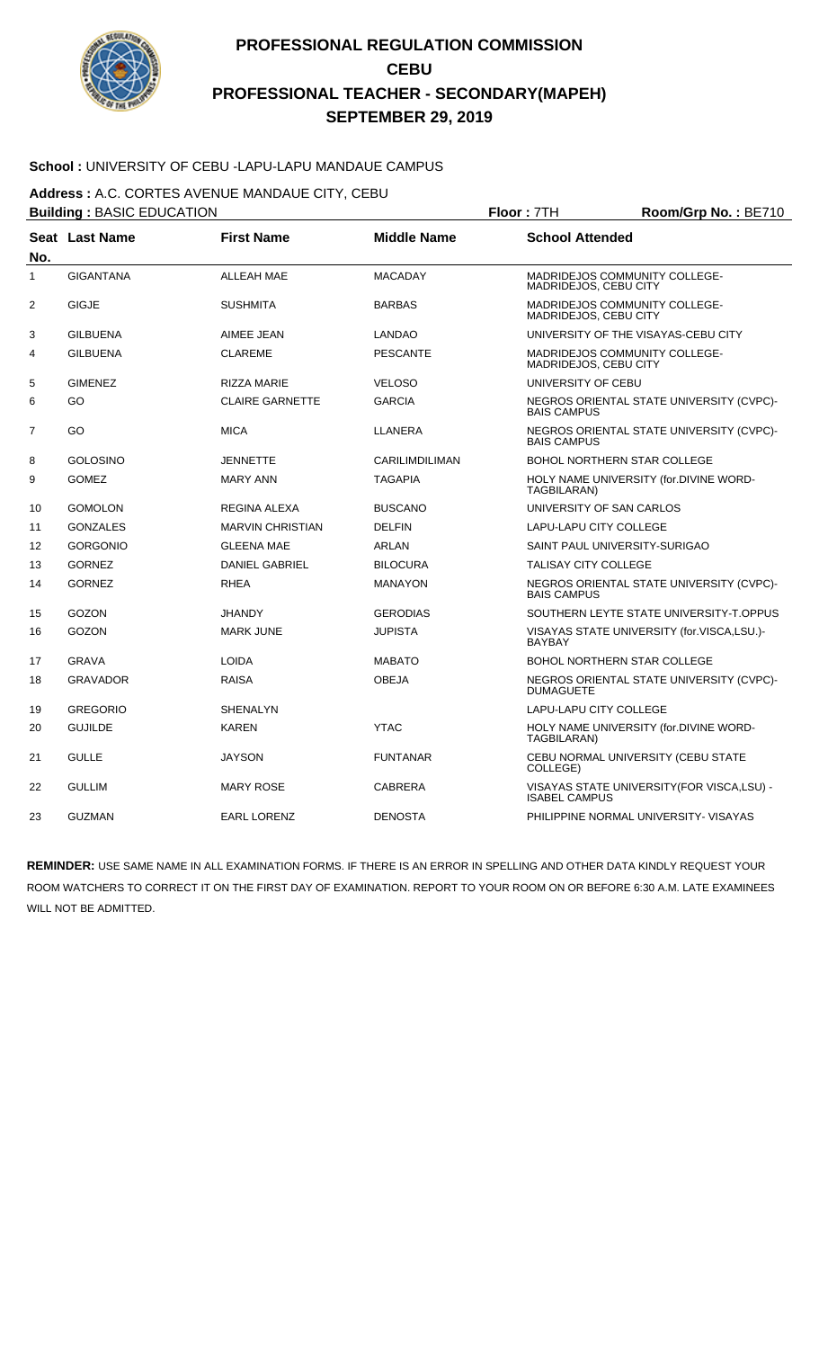# PROFESSIONAL REGULATION COMMISSION
# CEBU
# PROFESSIONAL TEACHER - SECONDARY(MAPEH)
# SEPTEMBER 29, 2019

**School :** UNIVERSITY OF CEBU -LAPU-LAPU MANDAUE CAMPUS

**Address :** A.C. CORTES AVENUE MANDAUE CITY, CEBU

**Building :** BASIC EDUCATION **Floor :** 7TH **Room/Grp No. :** BE710

| Seat No. | Last Name | First Name | Middle Name | School Attended |
|---|---|---|---|---|
| 1 | GIGANTANA | ALLEAH MAE | MACADAY | MADRIDEJOS COMMUNITY COLLEGE-MADRIDEJOS, CEBU CITY |
| 2 | GIGJE | SUSHMITA | BARBAS | MADRIDEJOS COMMUNITY COLLEGE-MADRIDEJOS, CEBU CITY |
| 3 | GILBUENA | AIMEE JEAN | LANDAO | UNIVERSITY OF THE VISAYAS-CEBU CITY |
| 4 | GILBUENA | CLAREME | PESCANTE | MADRIDEJOS COMMUNITY COLLEGE-MADRIDEJOS, CEBU CITY |
| 5 | GIMENEZ | RIZZA MARIE | VELOSO | UNIVERSITY OF CEBU |
| 6 | GO | CLAIRE GARNETTE | GARCIA | NEGROS ORIENTAL STATE UNIVERSITY (CVPC)-BAIS CAMPUS |
| 7 | GO | MICA | LLANERA | NEGROS ORIENTAL STATE UNIVERSITY (CVPC)-BAIS CAMPUS |
| 8 | GOLOSINO | JENNETTE | CARILIMDILIMAN | BOHOL NORTHERN STAR COLLEGE |
| 9 | GOMEZ | MARY ANN | TAGAPIA | HOLY NAME UNIVERSITY (for.DIVINE WORD-TAGBILARAN) |
| 10 | GOMOLON | REGINA ALEXA | BUSCANO | UNIVERSITY OF SAN CARLOS |
| 11 | GONZALES | MARVIN CHRISTIAN | DELFIN | LAPU-LAPU CITY COLLEGE |
| 12 | GORGONIO | GLEENA MAE | ARLAN | SAINT PAUL UNIVERSITY-SURIGAO |
| 13 | GORNEZ | DANIEL GABRIEL | BILOCURA | TALISAY CITY COLLEGE |
| 14 | GORNEZ | RHEA | MANAYON | NEGROS ORIENTAL STATE UNIVERSITY (CVPC)-BAIS CAMPUS |
| 15 | GOZON | JHANDY | GERODIAS | SOUTHERN LEYTE STATE UNIVERSITY-T.OPPUS |
| 16 | GOZON | MARK JUNE | JUPISTA | VISAYAS STATE UNIVERSITY (for.VISCA,LSU.)-BAYBAY |
| 17 | GRAVA | LOIDA | MABATO | BOHOL NORTHERN STAR COLLEGE |
| 18 | GRAVADOR | RAISA | OBEJA | NEGROS ORIENTAL STATE UNIVERSITY (CVPC)-DUMAGUETE |
| 19 | GREGORIO | SHENALYN | | LAPU-LAPU CITY COLLEGE |
| 20 | GUJILDE | KAREN | YTAC | HOLY NAME UNIVERSITY (for.DIVINE WORD-TAGBILARAN) |
| 21 | GULLE | JAYSON | FUNTANAR | CEBU NORMAL UNIVERSITY (CEBU STATE COLLEGE) |
| 22 | GULLIM | MARY ROSE | CABRERA | VISAYAS STATE UNIVERSITY(FOR VISCA,LSU) -ISABEL CAMPUS |
| 23 | GUZMAN | EARL LORENZ | DENOSTA | PHILIPPINE NORMAL UNIVERSITY- VISAYAS |

**REMINDER:** USE SAME NAME IN ALL EXAMINATION FORMS. IF THERE IS AN ERROR IN SPELLING AND OTHER DATA KINDLY REQUEST YOUR ROOM WATCHERS TO CORRECT IT ON THE FIRST DAY OF EXAMINATION. REPORT TO YOUR ROOM ON OR BEFORE 6:30 A.M. LATE EXAMINEES WILL NOT BE ADMITTED.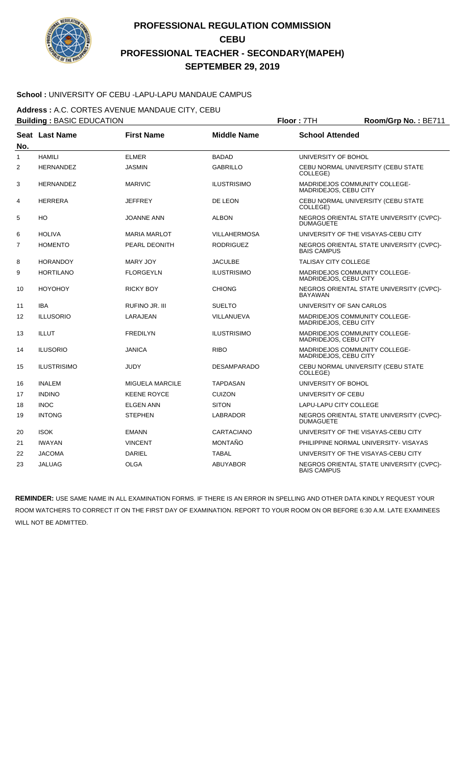# PROFESSIONAL REGULATION COMMISSION
# CEBU
# PROFESSIONAL TEACHER - SECONDARY(MAPEH)
# SEPTEMBER 29, 2019

**School :** UNIVERSITY OF CEBU -LAPU-LAPU MANDAUE CAMPUS

**Address :** A.C. CORTES AVENUE MANDAUE CITY, CEBU

**Building :** BASIC EDUCATION **Floor :** 7TH **Room/Grp No. :** BE711

| Seat No. | Last Name | First Name | Middle Name | School Attended |
|---|---|---|---|---|
| 1 | HAMILI | ELMER | BADAD | UNIVERSITY OF BOHOL |
| 2 | HERNANDEZ | JASMIN | GABRILLO | CEBU NORMAL UNIVERSITY (CEBU STATE COLLEGE) |
| 3 | HERNANDEZ | MARIVIC | ILUSTRISIMO | MADRIDEJOS COMMUNITY COLLEGE-MADRIDEJOS, CEBU CITY |
| 4 | HERRERA | JEFFREY | DE LEON | CEBU NORMAL UNIVERSITY (CEBU STATE COLLEGE) |
| 5 | HO | JOANNE ANN | ALBON | NEGROS ORIENTAL STATE UNIVERSITY (CVPC)-DUMAGUETE |
| 6 | HOLIVA | MARIA MARLOT | VILLAHERMOSA | UNIVERSITY OF THE VISAYAS-CEBU CITY |
| 7 | HOMENTO | PEARL DEONITH | RODRIGUEZ | NEGROS ORIENTAL STATE UNIVERSITY (CVPC)-BAIS CAMPUS |
| 8 | HORANDOY | MARY JOY | JACULBE | TALISAY CITY COLLEGE |
| 9 | HORTILANO | FLORGEYLN | ILUSTRISIMO | MADRIDEJOS COMMUNITY COLLEGE-MADRIDEJOS, CEBU CITY |
| 10 | HOYOHOY | RICKY BOY | CHIONG | NEGROS ORIENTAL STATE UNIVERSITY (CVPC)-BAYAWAN |
| 11 | IBA | RUFINO JR. III | SUELTO | UNIVERSITY OF SAN CARLOS |
| 12 | ILLUSORIO | LARAJEAN | VILLANUEVA | MADRIDEJOS COMMUNITY COLLEGE-MADRIDEJOS, CEBU CITY |
| 13 | ILLUT | FREDILYN | ILUSTRISIMO | MADRIDEJOS COMMUNITY COLLEGE-MADRIDEJOS, CEBU CITY |
| 14 | ILUSORIO | JANICA | RIBO | MADRIDEJOS COMMUNITY COLLEGE-MADRIDEJOS, CEBU CITY |
| 15 | ILUSTRISIMO | JUDY | DESAMPARADO | CEBU NORMAL UNIVERSITY (CEBU STATE COLLEGE) |
| 16 | INALEM | MIGUELA MARCILE | TAPDASAN | UNIVERSITY OF BOHOL |
| 17 | INDINO | KEENE ROYCE | CUIZON | UNIVERSITY OF CEBU |
| 18 | INOC | ELGEN ANN | SITON | LAPU-LAPU CITY COLLEGE |
| 19 | INTONG | STEPHEN | LABRADOR | NEGROS ORIENTAL STATE UNIVERSITY (CVPC)-DUMAGUETE |
| 20 | ISOK | EMANN | CARTACIANO | UNIVERSITY OF THE VISAYAS-CEBU CITY |
| 21 | IWAYAN | VINCENT | MONTAÑO | PHILIPPINE NORMAL UNIVERSITY- VISAYAS |
| 22 | JACOMA | DARIEL | TABAL | UNIVERSITY OF THE VISAYAS-CEBU CITY |
| 23 | JALUAG | OLGA | ABUYABOR | NEGROS ORIENTAL STATE UNIVERSITY (CVPC)-BAIS CAMPUS |

**REMINDER:** USE SAME NAME IN ALL EXAMINATION FORMS. IF THERE IS AN ERROR IN SPELLING AND OTHER DATA KINDLY REQUEST YOUR ROOM WATCHERS TO CORRECT IT ON THE FIRST DAY OF EXAMINATION. REPORT TO YOUR ROOM ON OR BEFORE 6:30 A.M. LATE EXAMINEES WILL NOT BE ADMITTED.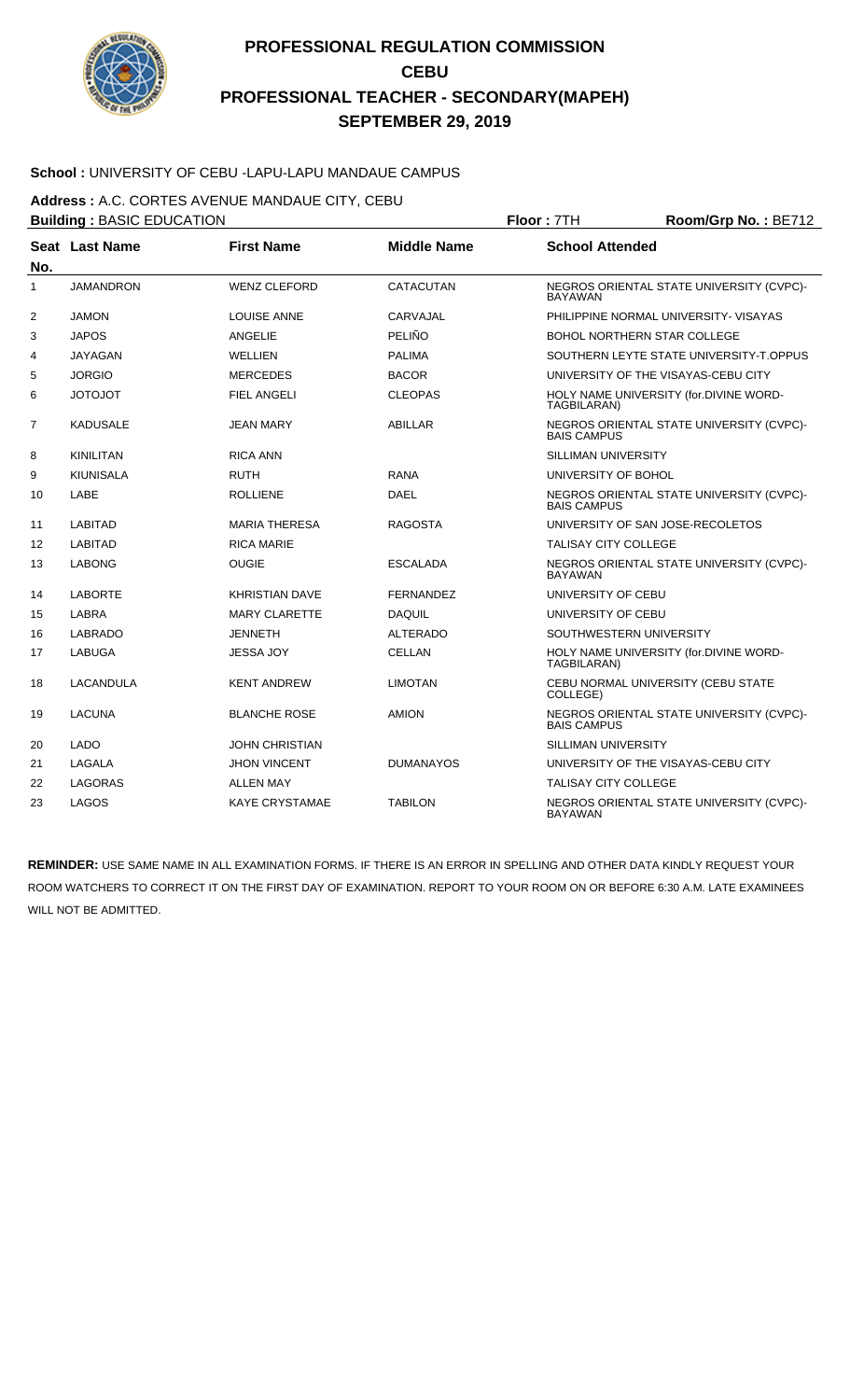# PROFESSIONAL REGULATION COMMISSION
## CEBU
## PROFESSIONAL TEACHER - SECONDARY(MAPEH)
## SEPTEMBER 29, 2019

**School :** UNIVERSITY OF CEBU -LAPU-LAPU MANDAUE CAMPUS

**Address :** A.C. CORTES AVENUE MANDAUE CITY, CEBU

**Building :** BASIC EDUCATION **Floor :** 7TH **Room/Grp No. :** BE712

| Seat No. | Last Name | First Name | Middle Name | School Attended |
|---|---|---|---|---|
| 1 | JAMANDRON | WENZ CLEFORD | CATACUTAN | NEGROS ORIENTAL STATE UNIVERSITY (CVPC)-BAYAWAN |
| 2 | JAMON | LOUISE ANNE | CARVAJAL | PHILIPPINE NORMAL UNIVERSITY- VISAYAS |
| 3 | JAPOS | ANGELIE | PELIÑO | BOHOL NORTHERN STAR COLLEGE |
| 4 | JAYAGAN | WELLIEN | PALIMA | SOUTHERN LEYTE STATE UNIVERSITY-T.OPPUS |
| 5 | JORGIO | MERCEDES | BACOR | UNIVERSITY OF THE VISAYAS-CEBU CITY |
| 6 | JOTOJOT | FIEL ANGELI | CLEOPAS | HOLY NAME UNIVERSITY (for.DIVINE WORD-TAGBILARAN) |
| 7 | KADUSALE | JEAN MARY | ABILLAR | NEGROS ORIENTAL STATE UNIVERSITY (CVPC)-BAIS CAMPUS |
| 8 | KINILITAN | RICA ANN | | SILLIMAN UNIVERSITY |
| 9 | KIUNISALA | RUTH | RANA | UNIVERSITY OF BOHOL |
| 10 | LABE | ROLLIENE | DAEL | NEGROS ORIENTAL STATE UNIVERSITY (CVPC)-BAIS CAMPUS |
| 11 | LABITAD | MARIA THERESA | RAGOSTA | UNIVERSITY OF SAN JOSE-RECOLETOS |
| 12 | LABITAD | RICA MARIE | | TALISAY CITY COLLEGE |
| 13 | LABONG | OUGIE | ESCALADA | NEGROS ORIENTAL STATE UNIVERSITY (CVPC)-BAYAWAN |
| 14 | LABORTE | KHRISTIAN DAVE | FERNANDEZ | UNIVERSITY OF CEBU |
| 15 | LABRA | MARY CLARETTE | DAQUIL | UNIVERSITY OF CEBU |
| 16 | LABRADO | JENNETH | ALTERADO | SOUTHWESTERN UNIVERSITY |
| 17 | LABUGA | JESSA JOY | CELLAN | HOLY NAME UNIVERSITY (for.DIVINE WORD-TAGBILARAN) |
| 18 | LACANDULA | KENT ANDREW | LIMOTAN | CEBU NORMAL UNIVERSITY (CEBU STATE COLLEGE) |
| 19 | LACUNA | BLANCHE ROSE | AMION | NEGROS ORIENTAL STATE UNIVERSITY (CVPC)-BAIS CAMPUS |
| 20 | LADO | JOHN CHRISTIAN | | SILLIMAN UNIVERSITY |
| 21 | LAGALA | JHON VINCENT | DUMANAYOS | UNIVERSITY OF THE VISAYAS-CEBU CITY |
| 22 | LAGORAS | ALLEN MAY | | TALISAY CITY COLLEGE |
| 23 | LAGOS | KAYE CRYSTAMAE | TABILON | NEGROS ORIENTAL STATE UNIVERSITY (CVPC)-BAYAWAN |

**REMINDER:** USE SAME NAME IN ALL EXAMINATION FORMS. IF THERE IS AN ERROR IN SPELLING AND OTHER DATA KINDLY REQUEST YOUR ROOM WATCHERS TO CORRECT IT ON THE FIRST DAY OF EXAMINATION. REPORT TO YOUR ROOM ON OR BEFORE 6:30 A.M. LATE EXAMINEES WILL NOT BE ADMITTED.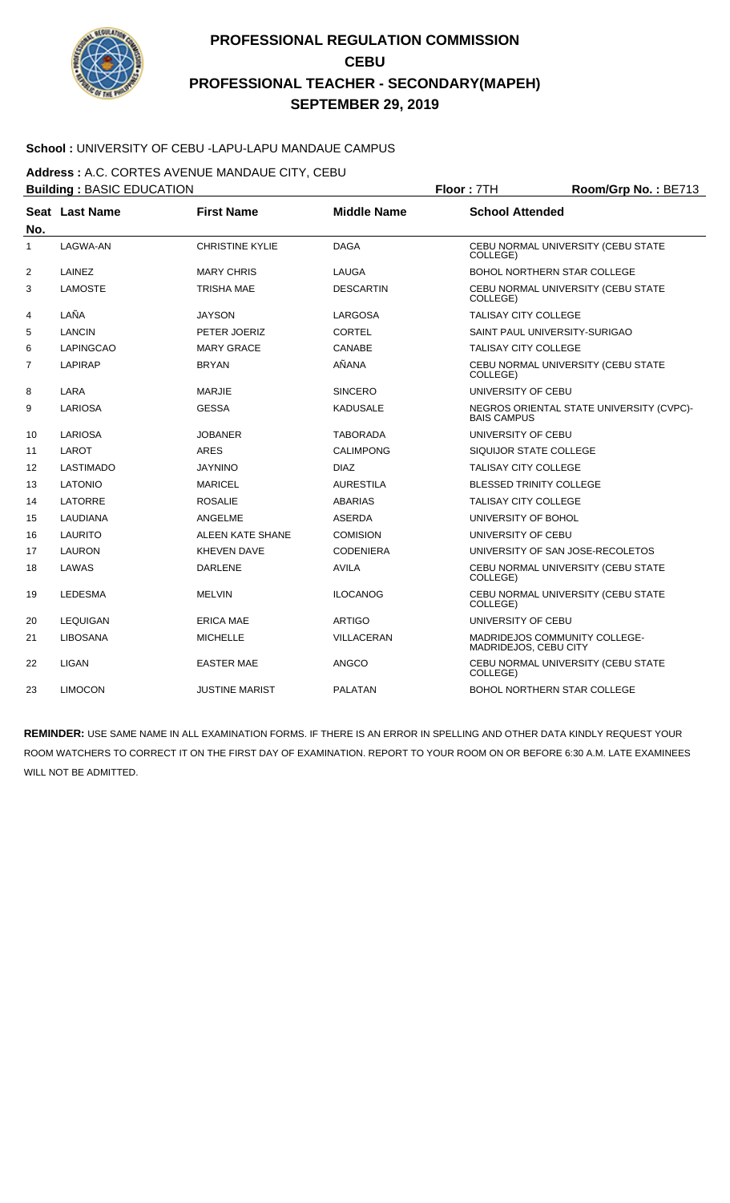# PROFESSIONAL REGULATION COMMISSION
# CEBU
# PROFESSIONAL TEACHER - SECONDARY(MAPEH)
# SEPTEMBER 29, 2019

**School :** UNIVERSITY OF CEBU -LAPU-LAPU MANDAUE CAMPUS

**Address :** A.C. CORTES AVENUE MANDAUE CITY, CEBU

**Building :** BASIC EDUCATION **Floor :** 7TH **Room/Grp No. :** BE713

| Seat No. | Last Name | First Name | Middle Name | School Attended |
|---|---|---|---|---|
| 1 | LAGWA-AN | CHRISTINE KYLIE | DAGA | CEBU NORMAL UNIVERSITY (CEBU STATE COLLEGE) |
| 2 | LAINEZ | MARY CHRIS | LAUGA | BOHOL NORTHERN STAR COLLEGE |
| 3 | LAMOSTE | TRISHA MAE | DESCARTIN | CEBU NORMAL UNIVERSITY (CEBU STATE COLLEGE) |
| 4 | LAÑA | JAYSON | LARGOSA | TALISAY CITY COLLEGE |
| 5 | LANCIN | PETER JOERIZ | CORTEL | SAINT PAUL UNIVERSITY-SURIGAO |
| 6 | LAPINGCAO | MARY GRACE | CANABE | TALISAY CITY COLLEGE |
| 7 | LAPIRAP | BRYAN | AÑANA | CEBU NORMAL UNIVERSITY (CEBU STATE COLLEGE) |
| 8 | LARA | MARJIE | SINCERO | UNIVERSITY OF CEBU |
| 9 | LARIOSA | GESSA | KADUSALE | NEGROS ORIENTAL STATE UNIVERSITY (CVPC)-BAIS CAMPUS |
| 10 | LARIOSA | JOBANER | TABORADA | UNIVERSITY OF CEBU |
| 11 | LAROT | ARES | CALIMPONG | SIQUIJOR STATE COLLEGE |
| 12 | LASTIMADO | JAYNINO | DIAZ | TALISAY CITY COLLEGE |
| 13 | LATONIO | MARICEL | AURESTILA | BLESSED TRINITY COLLEGE |
| 14 | LATORRE | ROSALIE | ABARIAS | TALISAY CITY COLLEGE |
| 15 | LAUDIANA | ANGELME | ASERDA | UNIVERSITY OF BOHOL |
| 16 | LAURITO | ALEEN KATE SHANE | COMISION | UNIVERSITY OF CEBU |
| 17 | LAURON | KHEVEN DAVE | CODENIERA | UNIVERSITY OF SAN JOSE-RECOLETOS |
| 18 | LAWAS | DARLENE | AVILA | CEBU NORMAL UNIVERSITY (CEBU STATE COLLEGE) |
| 19 | LEDESMA | MELVIN | ILOCANOG | CEBU NORMAL UNIVERSITY (CEBU STATE COLLEGE) |
| 20 | LEQUIGAN | ERICA MAE | ARTIGO | UNIVERSITY OF CEBU |
| 21 | LIBOSANA | MICHELLE | VILLACERAN | MADRIDEJOS COMMUNITY COLLEGE-MADRIDEJOS, CEBU CITY |
| 22 | LIGAN | EASTER MAE | ANGCO | CEBU NORMAL UNIVERSITY (CEBU STATE COLLEGE) |
| 23 | LIMOCON | JUSTINE MARIST | PALATAN | BOHOL NORTHERN STAR COLLEGE |

**REMINDER:** USE SAME NAME IN ALL EXAMINATION FORMS. IF THERE IS AN ERROR IN SPELLING AND OTHER DATA KINDLY REQUEST YOUR ROOM WATCHERS TO CORRECT IT ON THE FIRST DAY OF EXAMINATION. REPORT TO YOUR ROOM ON OR BEFORE 6:30 A.M. LATE EXAMINEES WILL NOT BE ADMITTED.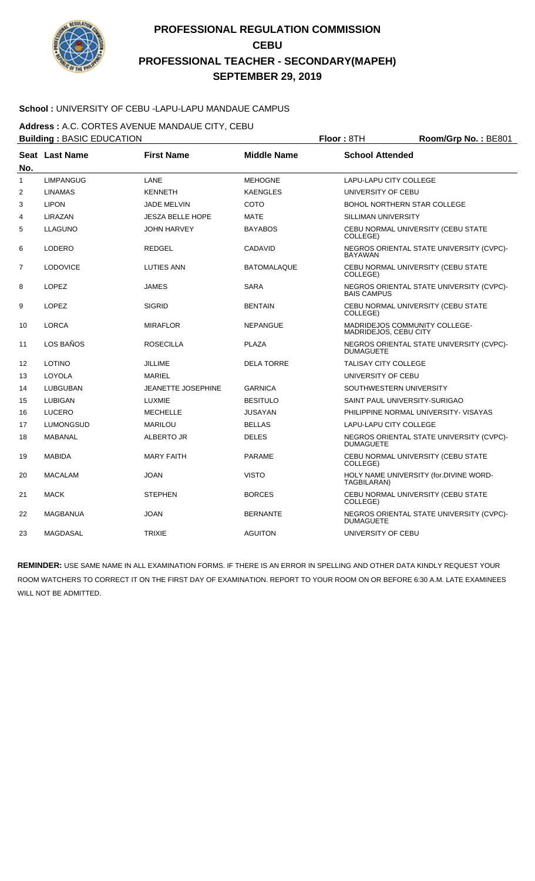# PROFESSIONAL REGULATION COMMISSION
# CEBU
# PROFESSIONAL TEACHER - SECONDARY(MAPEH)
# SEPTEMBER 29, 2019

**School :** UNIVERSITY OF CEBU -LAPU-LAPU MANDAUE CAMPUS

**Address :** A.C. CORTES AVENUE MANDAUE CITY, CEBU

**Building :** BASIC EDUCATION **Floor :** 8TH **Room/Grp No. :** BE801

| Seat No. | Last Name | First Name | Middle Name | School Attended |
|---|---|---|---|---|
| 1 | LIMPANGUG | LANE | MEHOGNE | LAPU-LAPU CITY COLLEGE |
| 2 | LINAMAS | KENNETH | KAENGLES | UNIVERSITY OF CEBU |
| 3 | LIPON | JADE MELVIN | COTO | BOHOL NORTHERN STAR COLLEGE |
| 4 | LIRAZAN | JESZA BELLE HOPE | MATE | SILLIMAN UNIVERSITY |
| 5 | LLAGUNO | JOHN HARVEY | BAYABOS | CEBU NORMAL UNIVERSITY (CEBU STATE COLLEGE) |
| 6 | LODERO | REDGEL | CADAVID | NEGROS ORIENTAL STATE UNIVERSITY (CVPC)-BAYAWAN |
| 7 | LODOVICE | LUTIES ANN | BATOMALAQUE | CEBU NORMAL UNIVERSITY (CEBU STATE COLLEGE) |
| 8 | LOPEZ | JAMES | SARA | NEGROS ORIENTAL STATE UNIVERSITY (CVPC)-BAIS CAMPUS |
| 9 | LOPEZ | SIGRID | BENTAIN | CEBU NORMAL UNIVERSITY (CEBU STATE COLLEGE) |
| 10 | LORCA | MIRAFLOR | NEPANGUE | MADRIDEJOS COMMUNITY COLLEGE-MADRIDEJOS, CEBU CITY |
| 11 | LOS BAÑOS | ROSECILLA | PLAZA | NEGROS ORIENTAL STATE UNIVERSITY (CVPC)-DUMAGUETE |
| 12 | LOTINO | JILLIME | DELA TORRE | TALISAY CITY COLLEGE |
| 13 | LOYOLA | MARIEL | | UNIVERSITY OF CEBU |
| 14 | LUBGUBAN | JEANETTE JOSEPHINE | GARNICA | SOUTHWESTERN UNIVERSITY |
| 15 | LUBIGAN | LUXMIE | BESITULO | SAINT PAUL UNIVERSITY-SURIGAO |
| 16 | LUCERO | MECHELLE | JUSAYAN | PHILIPPINE NORMAL UNIVERSITY- VISAYAS |
| 17 | LUMONGSUD | MARILOU | BELLAS | LAPU-LAPU CITY COLLEGE |
| 18 | MABANAL | ALBERTO JR | DELES | NEGROS ORIENTAL STATE UNIVERSITY (CVPC)-DUMAGUETE |
| 19 | MABIDA | MARY FAITH | PARAME | CEBU NORMAL UNIVERSITY (CEBU STATE COLLEGE) |
| 20 | MACALAM | JOAN | VISTO | HOLY NAME UNIVERSITY (for.DIVINE WORD-TAGBILARAN) |
| 21 | MACK | STEPHEN | BORCES | CEBU NORMAL UNIVERSITY (CEBU STATE COLLEGE) |
| 22 | MAGBANUA | JOAN | BERNANTE | NEGROS ORIENTAL STATE UNIVERSITY (CVPC)-DUMAGUETE |
| 23 | MAGDASAL | TRIXIE | AGUITON | UNIVERSITY OF CEBU |

**REMINDER:** USE SAME NAME IN ALL EXAMINATION FORMS. IF THERE IS AN ERROR IN SPELLING AND OTHER DATA KINDLY REQUEST YOUR ROOM WATCHERS TO CORRECT IT ON THE FIRST DAY OF EXAMINATION. REPORT TO YOUR ROOM ON OR BEFORE 6:30 A.M. LATE EXAMINEES WILL NOT BE ADMITTED.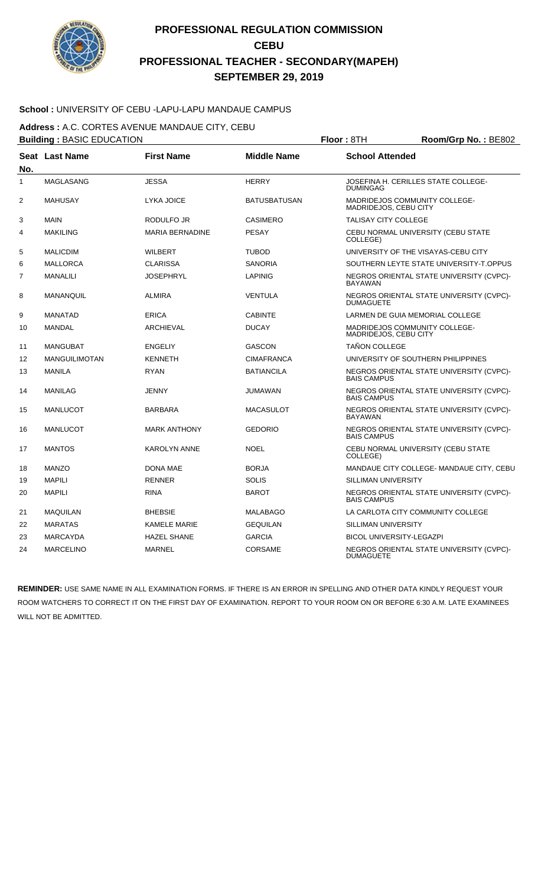# PROFESSIONAL REGULATION COMMISSION
# CEBU
# PROFESSIONAL TEACHER - SECONDARY(MAPEH)
# SEPTEMBER 29, 2019

**School :** UNIVERSITY OF CEBU -LAPU-LAPU MANDAUE CAMPUS

**Address :** A.C. CORTES AVENUE MANDAUE CITY, CEBU

**Building :** BASIC EDUCATION **Floor :** 8TH **Room/Grp No. :** BE802

| Seat No. | Last Name | First Name | Middle Name | School Attended |
|---|---|---|---|---|
| 1 | MAGLASANG | JESSA | HERRY | JOSEFINA H. CERILLES STATE COLLEGE-DUMINGAG |
| 2 | MAHUSAY | LYKA JOICE | BATUSBATUSAN | MADRIDEJOS COMMUNITY COLLEGE-MADRIDEJOS, CEBU CITY |
| 3 | MAIN | RODULFO JR | CASIMERO | TALISAY CITY COLLEGE |
| 4 | MAKILING | MARIA BERNADINE | PESAY | CEBU NORMAL UNIVERSITY (CEBU STATE COLLEGE) |
| 5 | MALICDIM | WILBERT | TUBOD | UNIVERSITY OF THE VISAYAS-CEBU CITY |
| 6 | MALLORCA | CLARISSA | SANORIA | SOUTHERN LEYTE STATE UNIVERSITY-T.OPPUS |
| 7 | MANALILI | JOSEPHRYL | LAPINIG | NEGROS ORIENTAL STATE UNIVERSITY (CVPC)-BAYAWAN |
| 8 | MANANQUIL | ALMIRA | VENTULA | NEGROS ORIENTAL STATE UNIVERSITY (CVPC)-DUMAGUETE |
| 9 | MANATAD | ERICA | CABINTE | LARMEN DE GUIA MEMORIAL COLLEGE |
| 10 | MANDAL | ARCHIEVAL | DUCAY | MADRIDEJOS COMMUNITY COLLEGE-MADRIDEJOS, CEBU CITY |
| 11 | MANGUBAT | ENGELIY | GASCON | TAÑON COLLEGE |
| 12 | MANGUILIMOTAN | KENNETH | CIMAFRANCA | UNIVERSITY OF SOUTHERN PHILIPPINES |
| 13 | MANILA | RYAN | BATIANCILA | NEGROS ORIENTAL STATE UNIVERSITY (CVPC)-BAIS CAMPUS |
| 14 | MANILAG | JENNY | JUMAWAN | NEGROS ORIENTAL STATE UNIVERSITY (CVPC)-BAIS CAMPUS |
| 15 | MANLUCOT | BARBARA | MACASULOT | NEGROS ORIENTAL STATE UNIVERSITY (CVPC)-BAYAWAN |
| 16 | MANLUCOT | MARK ANTHONY | GEDORIO | NEGROS ORIENTAL STATE UNIVERSITY (CVPC)-BAIS CAMPUS |
| 17 | MANTOS | KAROLYN ANNE | NOEL | CEBU NORMAL UNIVERSITY (CEBU STATE COLLEGE) |
| 18 | MANZO | DONA MAE | BORJA | MANDAUE CITY COLLEGE- MANDAUE CITY, CEBU |
| 19 | MAPILI | RENNER | SOLIS | SILLIMAN UNIVERSITY |
| 20 | MAPILI | RINA | BAROT | NEGROS ORIENTAL STATE UNIVERSITY (CVPC)-BAIS CAMPUS |
| 21 | MAQUILAN | BHEBSIE | MALABAGO | LA CARLOTA CITY COMMUNITY COLLEGE |
| 22 | MARATAS | KAMELE MARIE | GEQUILAN | SILLIMAN UNIVERSITY |
| 23 | MARCAYDA | HAZEL SHANE | GARCIA | BICOL UNIVERSITY-LEGAZPI |
| 24 | MARCELINO | MARNEL | CORSAME | NEGROS ORIENTAL STATE UNIVERSITY (CVPC)-DUMAGUETE |

**REMINDER:** USE SAME NAME IN ALL EXAMINATION FORMS. IF THERE IS AN ERROR IN SPELLING AND OTHER DATA KINDLY REQUEST YOUR ROOM WATCHERS TO CORRECT IT ON THE FIRST DAY OF EXAMINATION. REPORT TO YOUR ROOM ON OR BEFORE 6:30 A.M. LATE EXAMINEES WILL NOT BE ADMITTED.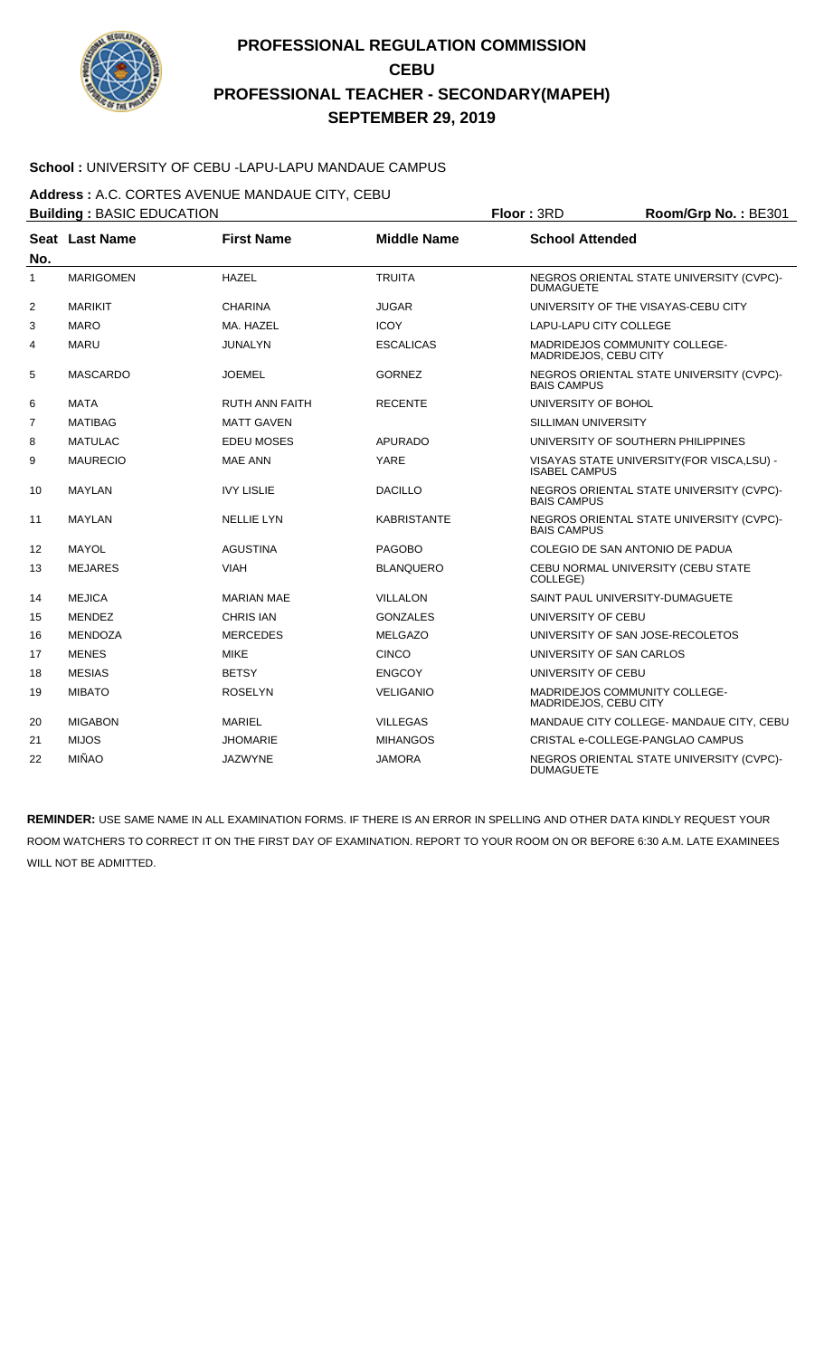# PROFESSIONAL REGULATION COMMISSION
## CEBU
## PROFESSIONAL TEACHER - SECONDARY(MAPEH)
## SEPTEMBER 29, 2019

**School :** UNIVERSITY OF CEBU -LAPU-LAPU MANDAUE CAMPUS

**Address :** A.C. CORTES AVENUE MANDAUE CITY, CEBU

**Building :** BASIC EDUCATION **Floor :** 3RD **Room/Grp No. :** BE301

| Seat No. | Last Name | First Name | Middle Name | School Attended |
|---|---|---|---|---|
| 1 | MARIGOMEN | HAZEL | TRUITA | NEGROS ORIENTAL STATE UNIVERSITY (CVPC)-DUMAGUETE |
| 2 | MARIKIT | CHARINA | JUGAR | UNIVERSITY OF THE VISAYAS-CEBU CITY |
| 3 | MARO | MA. HAZEL | ICOY | LAPU-LAPU CITY COLLEGE |
| 4 | MARU | JUNALYN | ESCALICAS | MADRIDEJOS COMMUNITY COLLEGE-MADRIDEJOS, CEBU CITY |
| 5 | MASCARDO | JOEMEL | GORNEZ | NEGROS ORIENTAL STATE UNIVERSITY (CVPC)-BAIS CAMPUS |
| 6 | MATA | RUTH ANN FAITH | RECENTE | UNIVERSITY OF BOHOL |
| 7 | MATIBAG | MATT GAVEN | | SILLIMAN UNIVERSITY |
| 8 | MATULAC | EDEU MOSES | APURADO | UNIVERSITY OF SOUTHERN PHILIPPINES |
| 9 | MAURECIO | MAE ANN | YARE | VISAYAS STATE UNIVERSITY(FOR VISCA,LSU) - ISABEL CAMPUS |
| 10 | MAYLAN | IVY LISLIE | DACILLO | NEGROS ORIENTAL STATE UNIVERSITY (CVPC)-BAIS CAMPUS |
| 11 | MAYLAN | NELLIE LYN | KABRISTANTE | NEGROS ORIENTAL STATE UNIVERSITY (CVPC)-BAIS CAMPUS |
| 12 | MAYOL | AGUSTINA | PAGOBO | COLEGIO DE SAN ANTONIO DE PADUA |
| 13 | MEJARES | VIAH | BLANQUERO | CEBU NORMAL UNIVERSITY (CEBU STATE COLLEGE) |
| 14 | MEJICA | MARIAN MAE | VILLALON | SAINT PAUL UNIVERSITY-DUMAGUETE |
| 15 | MENDEZ | CHRIS IAN | GONZALES | UNIVERSITY OF CEBU |
| 16 | MENDOZA | MERCEDES | MELGAZO | UNIVERSITY OF SAN JOSE-RECOLETOS |
| 17 | MENES | MIKE | CINCO | UNIVERSITY OF SAN CARLOS |
| 18 | MESIAS | BETSY | ENGCOY | UNIVERSITY OF CEBU |
| 19 | MIBATO | ROSELYN | VELIGANIO | MADRIDEJOS COMMUNITY COLLEGE-MADRIDEJOS, CEBU CITY |
| 20 | MIGABON | MARIEL | VILLEGAS | MANDAUE CITY COLLEGE- MANDAUE CITY, CEBU |
| 21 | MIJOS | JHOMARIE | MIHANGOS | CRISTAL e-COLLEGE-PANGLAO CAMPUS |
| 22 | MIÑAO | JAZWYNE | JAMORA | NEGROS ORIENTAL STATE UNIVERSITY (CVPC)-DUMAGUETE |

**REMINDER:** USE SAME NAME IN ALL EXAMINATION FORMS. IF THERE IS AN ERROR IN SPELLING AND OTHER DATA KINDLY REQUEST YOUR ROOM WATCHERS TO CORRECT IT ON THE FIRST DAY OF EXAMINATION. REPORT TO YOUR ROOM ON OR BEFORE 6:30 A.M. LATE EXAMINEES WILL NOT BE ADMITTED.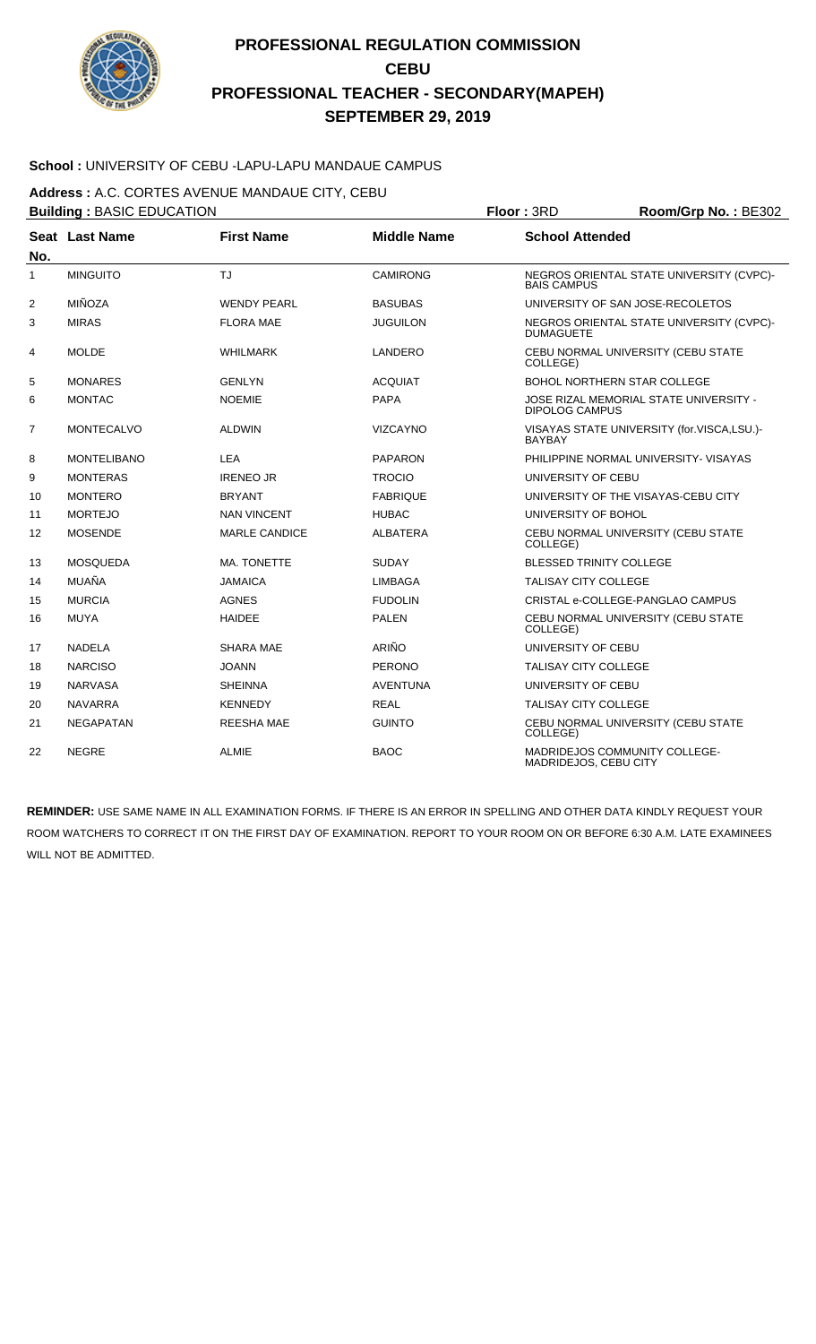# PROFESSIONAL REGULATION COMMISSION
# CEBU
# PROFESSIONAL TEACHER - SECONDARY(MAPEH)
# SEPTEMBER 29, 2019

**School :** UNIVERSITY OF CEBU -LAPU-LAPU MANDAUE CAMPUS

**Address :** A.C. CORTES AVENUE MANDAUE CITY, CEBU

**Building :** BASIC EDUCATION **Floor :** 3RD **Room/Grp No. :** BE302

| Seat No. | Last Name | First Name | Middle Name | School Attended |
|---|---|---|---|---|
| 1 | MINGUITO | TJ | CAMIRONG | NEGROS ORIENTAL STATE UNIVERSITY (CVPC)-BAIS CAMPUS |
| 2 | MIÑOZA | WENDY PEARL | BASUBAS | UNIVERSITY OF SAN JOSE-RECOLETOS |
| 3 | MIRAS | FLORA MAE | JUGUILON | NEGROS ORIENTAL STATE UNIVERSITY (CVPC)-DUMAGUETE |
| 4 | MOLDE | WHILMARK | LANDERO | CEBU NORMAL UNIVERSITY (CEBU STATE COLLEGE) |
| 5 | MONARES | GENLYN | ACQUIAT | BOHOL NORTHERN STAR COLLEGE |
| 6 | MONTAC | NOEMIE | PAPA | JOSE RIZAL MEMORIAL STATE UNIVERSITY - DIPOLOG CAMPUS |
| 7 | MONTECALVO | ALDWIN | VIZCAYNO | VISAYAS STATE UNIVERSITY (for.VISCA,LSU.)-BAYBAY |
| 8 | MONTELIBANO | LEA | PAPARON | PHILIPPINE NORMAL UNIVERSITY- VISAYAS |
| 9 | MONTERAS | IRENEO JR | TROCIO | UNIVERSITY OF CEBU |
| 10 | MONTERO | BRYANT | FABRIQUE | UNIVERSITY OF THE VISAYAS-CEBU CITY |
| 11 | MORTEJO | NAN VINCENT | HUBAC | UNIVERSITY OF BOHOL |
| 12 | MOSENDE | MARLE CANDICE | ALBATERA | CEBU NORMAL UNIVERSITY (CEBU STATE COLLEGE) |
| 13 | MOSQUEDA | MA. TONETTE | SUDAY | BLESSED TRINITY COLLEGE |
| 14 | MUAÑA | JAMAICA | LIMBAGA | TALISAY CITY COLLEGE |
| 15 | MURCIA | AGNES | FUDOLIN | CRISTAL e-COLLEGE-PANGLAO CAMPUS |
| 16 | MUYA | HAIDEE | PALEN | CEBU NORMAL UNIVERSITY (CEBU STATE COLLEGE) |
| 17 | NADELA | SHARA MAE | ARIÑO | UNIVERSITY OF CEBU |
| 18 | NARCISO | JOANN | PERONO | TALISAY CITY COLLEGE |
| 19 | NARVASA | SHEINNA | AVENTUNA | UNIVERSITY OF CEBU |
| 20 | NAVARRA | KENNEDY | REAL | TALISAY CITY COLLEGE |
| 21 | NEGAPATAN | REESHA MAE | GUINTO | CEBU NORMAL UNIVERSITY (CEBU STATE COLLEGE) |
| 22 | NEGRE | ALMIE | BAOC | MADRIDEJOS COMMUNITY COLLEGE-MADRIDEJOS, CEBU CITY |

**REMINDER:** USE SAME NAME IN ALL EXAMINATION FORMS. IF THERE IS AN ERROR IN SPELLING AND OTHER DATA KINDLY REQUEST YOUR ROOM WATCHERS TO CORRECT IT ON THE FIRST DAY OF EXAMINATION. REPORT TO YOUR ROOM ON OR BEFORE 6:30 A.M. LATE EXAMINEES WILL NOT BE ADMITTED.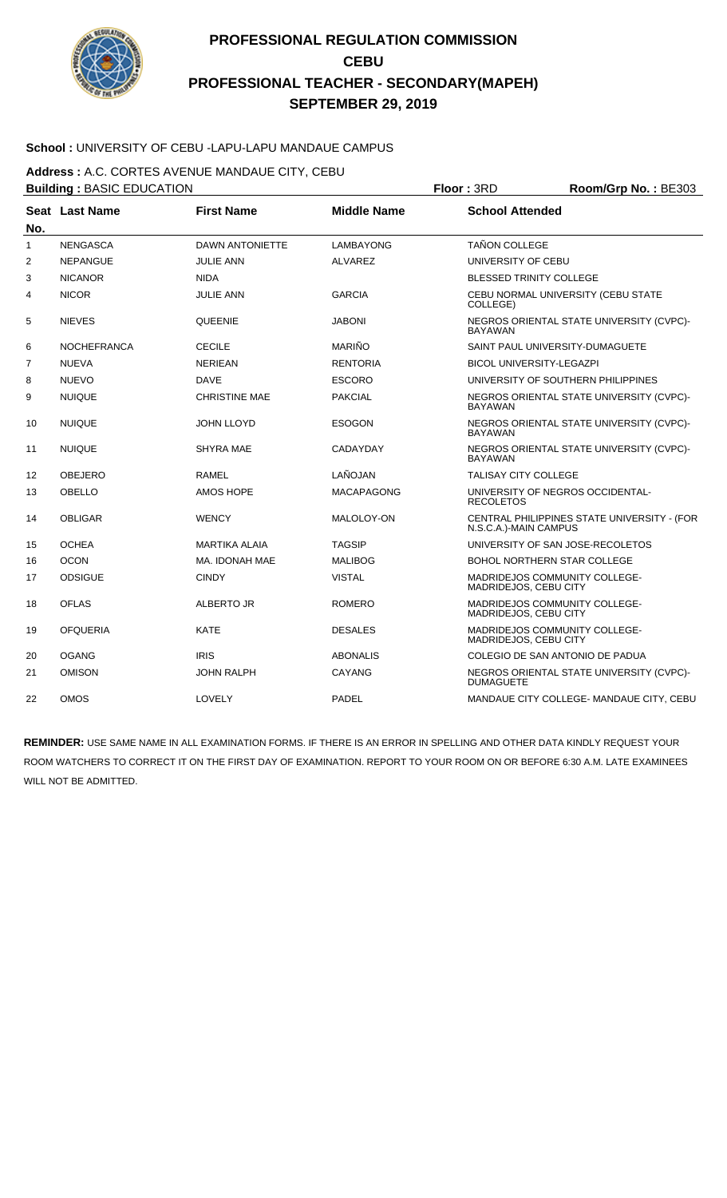# PROFESSIONAL REGULATION COMMISSION
## CEBU
## PROFESSIONAL TEACHER - SECONDARY(MAPEH)
## SEPTEMBER 29, 2019

**School :** UNIVERSITY OF CEBU -LAPU-LAPU MANDAUE CAMPUS

**Address :** A.C. CORTES AVENUE MANDAUE CITY, CEBU

**Building :** BASIC EDUCATION **Floor :** 3RD **Room/Grp No. :** BE303

| Seat No. | Last Name | First Name | Middle Name | School Attended |
|---|---|---|---|---|
| 1 | NENGASCA | DAWN ANTONIETTE | LAMBAYONG | TAÑON COLLEGE |
| 2 | NEPANGUE | JULIE ANN | ALVAREZ | UNIVERSITY OF CEBU |
| 3 | NICANOR | NIDA | | BLESSED TRINITY COLLEGE |
| 4 | NICOR | JULIE ANN | GARCIA | CEBU NORMAL UNIVERSITY (CEBU STATE COLLEGE) |
| 5 | NIEVES | QUEENIE | JABONI | NEGROS ORIENTAL STATE UNIVERSITY (CVPC)-BAYAWAN |
| 6 | NOCHEFRANCA | CECILE | MARIÑO | SAINT PAUL UNIVERSITY-DUMAGUETE |
| 7 | NUEVA | NERIEAN | RENTORIA | BICOL UNIVERSITY-LEGAZPI |
| 8 | NUEVO | DAVE | ESCORO | UNIVERSITY OF SOUTHERN PHILIPPINES |
| 9 | NUIQUE | CHRISTINE MAE | PAKCIAL | NEGROS ORIENTAL STATE UNIVERSITY (CVPC)-BAYAWAN |
| 10 | NUIQUE | JOHN LLOYD | ESOGON | NEGROS ORIENTAL STATE UNIVERSITY (CVPC)-BAYAWAN |
| 11 | NUIQUE | SHYRA MAE | CADAYDAY | NEGROS ORIENTAL STATE UNIVERSITY (CVPC)-BAYAWAN |
| 12 | OBEJERO | RAMEL | LAÑOJAN | TALISAY CITY COLLEGE |
| 13 | OBELLO | AMOS HOPE | MACAPAGONG | UNIVERSITY OF NEGROS OCCIDENTAL-RECOLETOS |
| 14 | OBLIGAR | WENCY | MALOLOY-ON | CENTRAL PHILIPPINES STATE UNIVERSITY - (FOR N.S.C.A.)-MAIN CAMPUS |
| 15 | OCHEA | MARTIKA ALAIA | TAGSIP | UNIVERSITY OF SAN JOSE-RECOLETOS |
| 16 | OCON | MA. IDONAH MAE | MALIBOG | BOHOL NORTHERN STAR COLLEGE |
| 17 | ODSIGUE | CINDY | VISTAL | MADRIDEJOS COMMUNITY COLLEGE-MADRIDEJOS, CEBU CITY |
| 18 | OFLAS | ALBERTO JR | ROMERO | MADRIDEJOS COMMUNITY COLLEGE-MADRIDEJOS, CEBU CITY |
| 19 | OFQUERIA | KATE | DESALES | MADRIDEJOS COMMUNITY COLLEGE-MADRIDEJOS, CEBU CITY |
| 20 | OGANG | IRIS | ABONALIS | COLEGIO DE SAN ANTONIO DE PADUA |
| 21 | OMISON | JOHN RALPH | CAYANG | NEGROS ORIENTAL STATE UNIVERSITY (CVPC)-DUMAGUETE |
| 22 | OMOS | LOVELY | PADEL | MANDAUE CITY COLLEGE- MANDAUE CITY, CEBU |

**REMINDER:** USE SAME NAME IN ALL EXAMINATION FORMS. IF THERE IS AN ERROR IN SPELLING AND OTHER DATA KINDLY REQUEST YOUR ROOM WATCHERS TO CORRECT IT ON THE FIRST DAY OF EXAMINATION. REPORT TO YOUR ROOM ON OR BEFORE 6:30 A.M. LATE EXAMINEES WILL NOT BE ADMITTED.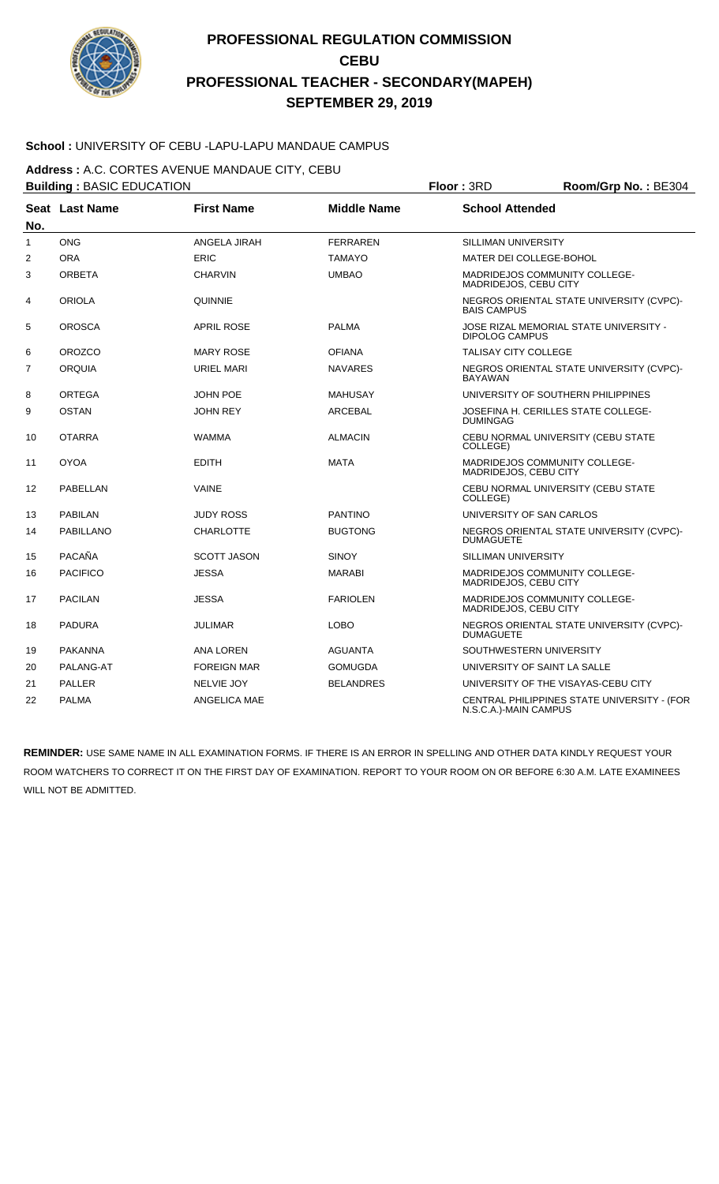# PROFESSIONAL REGULATION COMMISSION
# CEBU
# PROFESSIONAL TEACHER - SECONDARY(MAPEH)
# SEPTEMBER 29, 2019

**School :** UNIVERSITY OF CEBU -LAPU-LAPU MANDAUE CAMPUS

**Address :** A.C. CORTES AVENUE MANDAUE CITY, CEBU

**Building :** BASIC EDUCATION **Floor :** 3RD **Room/Grp No. :** BE304

| Seat No. | Last Name | First Name | Middle Name | School Attended |
|---|---|---|---|---|
| 1 | ONG | ANGELA JIRAH | FERRAREN | SILLIMAN UNIVERSITY |
| 2 | ORA | ERIC | TAMAYO | MATER DEI COLLEGE-BOHOL |
| 3 | ORBETA | CHARVIN | UMBAO | MADRIDEJOS COMMUNITY COLLEGE-MADRIDEJOS, CEBU CITY |
| 4 | ORIOLA | QUINNIE | | NEGROS ORIENTAL STATE UNIVERSITY (CVPC)-BAIS CAMPUS |
| 5 | OROSCA | APRIL ROSE | PALMA | JOSE RIZAL MEMORIAL STATE UNIVERSITY - DIPOLOG CAMPUS |
| 6 | OROZCO | MARY ROSE | OFIANA | TALISAY CITY COLLEGE |
| 7 | ORQUIA | URIEL MARI | NAVARES | NEGROS ORIENTAL STATE UNIVERSITY (CVPC)-BAYAWAN |
| 8 | ORTEGA | JOHN POE | MAHUSAY | UNIVERSITY OF SOUTHERN PHILIPPINES |
| 9 | OSTAN | JOHN REY | ARCEBAL | JOSEFINA H. CERILLES STATE COLLEGE-DUMINGAG |
| 10 | OTARRA | WAMMA | ALMACIN | CEBU NORMAL UNIVERSITY (CEBU STATE COLLEGE) |
| 11 | OYOA | EDITH | MATA | MADRIDEJOS COMMUNITY COLLEGE-MADRIDEJOS, CEBU CITY |
| 12 | PABELLAN | VAINE | | CEBU NORMAL UNIVERSITY (CEBU STATE COLLEGE) |
| 13 | PABILAN | JUDY ROSS | PANTINO | UNIVERSITY OF SAN CARLOS |
| 14 | PABILLANO | CHARLOTTE | BUGTONG | NEGROS ORIENTAL STATE UNIVERSITY (CVPC)-DUMAGUETE |
| 15 | PACAÑA | SCOTT JASON | SINOY | SILLIMAN UNIVERSITY |
| 16 | PACIFICO | JESSA | MARABI | MADRIDEJOS COMMUNITY COLLEGE-MADRIDEJOS, CEBU CITY |
| 17 | PACILAN | JESSA | FARIOLEN | MADRIDEJOS COMMUNITY COLLEGE-MADRIDEJOS, CEBU CITY |
| 18 | PADURA | JULIMAR | LOBO | NEGROS ORIENTAL STATE UNIVERSITY (CVPC)-DUMAGUETE |
| 19 | PAKANNA | ANA LOREN | AGUANTA | SOUTHWESTERN UNIVERSITY |
| 20 | PALANG-AT | FOREIGN MAR | GOMUGDA | UNIVERSITY OF SAINT LA SALLE |
| 21 | PALLER | NELVIE JOY | BELANDRES | UNIVERSITY OF THE VISAYAS-CEBU CITY |
| 22 | PALMA | ANGELICA MAE | | CENTRAL PHILIPPINES STATE UNIVERSITY - (FOR N.S.C.A.)-MAIN CAMPUS |

**REMINDER:** USE SAME NAME IN ALL EXAMINATION FORMS. IF THERE IS AN ERROR IN SPELLING AND OTHER DATA KINDLY REQUEST YOUR ROOM WATCHERS TO CORRECT IT ON THE FIRST DAY OF EXAMINATION. REPORT TO YOUR ROOM ON OR BEFORE 6:30 A.M. LATE EXAMINEES WILL NOT BE ADMITTED.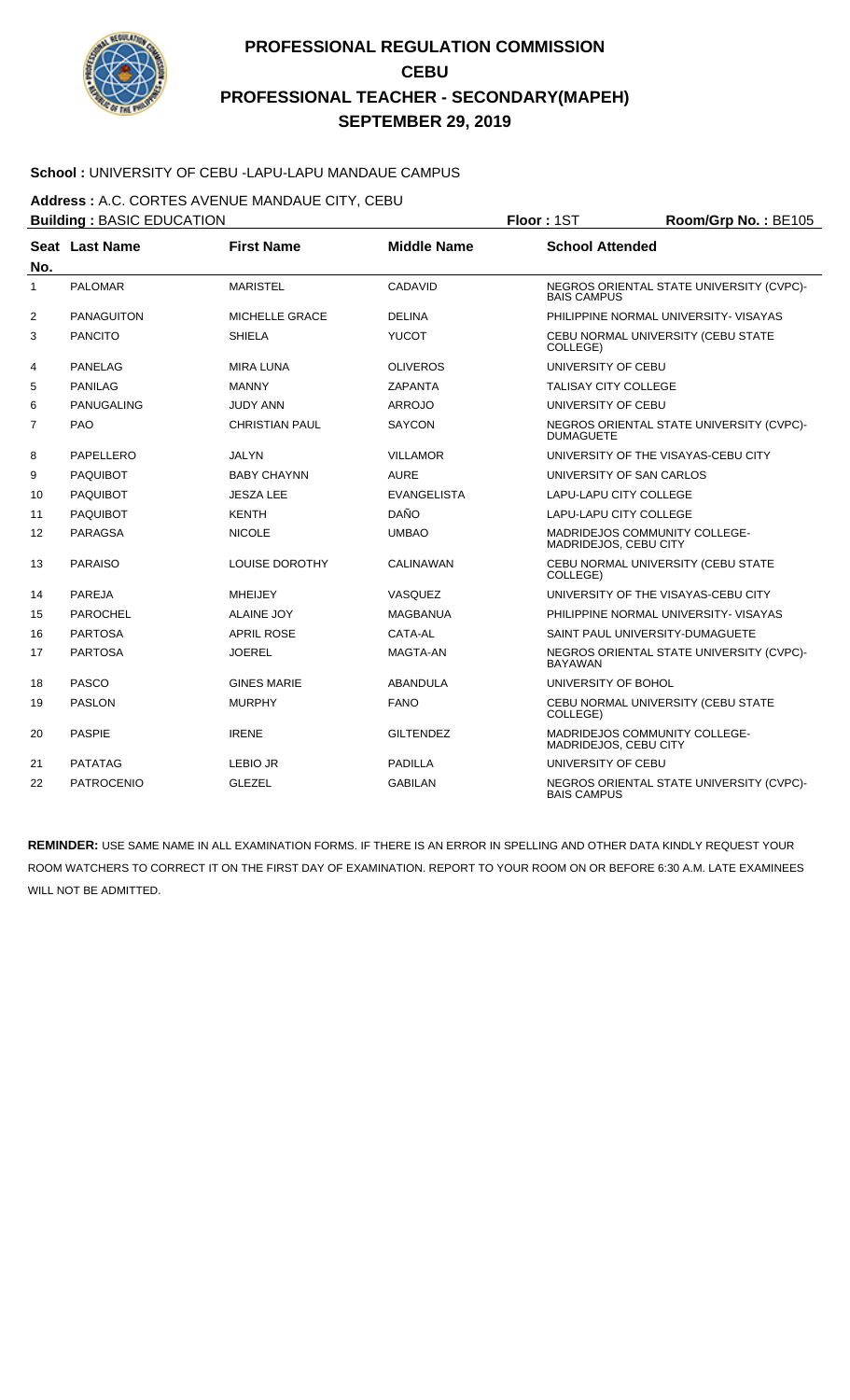# PROFESSIONAL REGULATION COMMISSION
## CEBU
## PROFESSIONAL TEACHER - SECONDARY(MAPEH)
## SEPTEMBER 29, 2019

**School :** UNIVERSITY OF CEBU -LAPU-LAPU MANDAUE CAMPUS

**Address :** A.C. CORTES AVENUE MANDAUE CITY, CEBU

**Building :** BASIC EDUCATION **Floor :** 1ST **Room/Grp No. :** BE105

| Seat No. | Last Name | First Name | Middle Name | School Attended |
|---|---|---|---|---|
| 1 | PALOMAR | MARISTEL | CADAVID | NEGROS ORIENTAL STATE UNIVERSITY (CVPC)-BAIS CAMPUS |
| 2 | PANAGUITON | MICHELLE GRACE | DELINA | PHILIPPINE NORMAL UNIVERSITY- VISAYAS |
| 3 | PANCITO | SHIELA | YUCOT | CEBU NORMAL UNIVERSITY (CEBU STATE COLLEGE) |
| 4 | PANELAG | MIRA LUNA | OLIVEROS | UNIVERSITY OF CEBU |
| 5 | PANILAG | MANNY | ZAPANTA | TALISAY CITY COLLEGE |
| 6 | PANUGALING | JUDY ANN | ARROJO | UNIVERSITY OF CEBU |
| 7 | PAO | CHRISTIAN PAUL | SAYCON | NEGROS ORIENTAL STATE UNIVERSITY (CVPC)-DUMAGUETE |
| 8 | PAPELLERO | JALYN | VILLAMOR | UNIVERSITY OF THE VISAYAS-CEBU CITY |
| 9 | PAQUIBOT | BABY CHAYNN | AURE | UNIVERSITY OF SAN CARLOS |
| 10 | PAQUIBOT | JESZA LEE | EVANGELISTA | LAPU-LAPU CITY COLLEGE |
| 11 | PAQUIBOT | KENTH | DAÑO | LAPU-LAPU CITY COLLEGE |
| 12 | PARAGSA | NICOLE | UMBAO | MADRIDEJOS COMMUNITY COLLEGE-MADRIDEJOS, CEBU CITY |
| 13 | PARAISO | LOUISE DOROTHY | CALINAWAN | CEBU NORMAL UNIVERSITY (CEBU STATE COLLEGE) |
| 14 | PAREJA | MHEIJEY | VASQUEZ | UNIVERSITY OF THE VISAYAS-CEBU CITY |
| 15 | PAROCHEL | ALAINE JOY | MAGBANUA | PHILIPPINE NORMAL UNIVERSITY- VISAYAS |
| 16 | PARTOSA | APRIL ROSE | CATA-AL | SAINT PAUL UNIVERSITY-DUMAGUETE |
| 17 | PARTOSA | JOEREL | MAGTA-AN | NEGROS ORIENTAL STATE UNIVERSITY (CVPC)-BAYAWAN |
| 18 | PASCO | GINES MARIE | ABANDULA | UNIVERSITY OF BOHOL |
| 19 | PASLON | MURPHY | FANO | CEBU NORMAL UNIVERSITY (CEBU STATE COLLEGE) |
| 20 | PASPIE | IRENE | GILTENDEZ | MADRIDEJOS COMMUNITY COLLEGE-MADRIDEJOS, CEBU CITY |
| 21 | PATATAG | LEBIO JR | PADILLA | UNIVERSITY OF CEBU |
| 22 | PATROCENIO | GLEZEL | GABILAN | NEGROS ORIENTAL STATE UNIVERSITY (CVPC)-BAIS CAMPUS |

**REMINDER:** USE SAME NAME IN ALL EXAMINATION FORMS. IF THERE IS AN ERROR IN SPELLING AND OTHER DATA KINDLY REQUEST YOUR ROOM WATCHERS TO CORRECT IT ON THE FIRST DAY OF EXAMINATION. REPORT TO YOUR ROOM ON OR BEFORE 6:30 A.M. LATE EXAMINEES WILL NOT BE ADMITTED.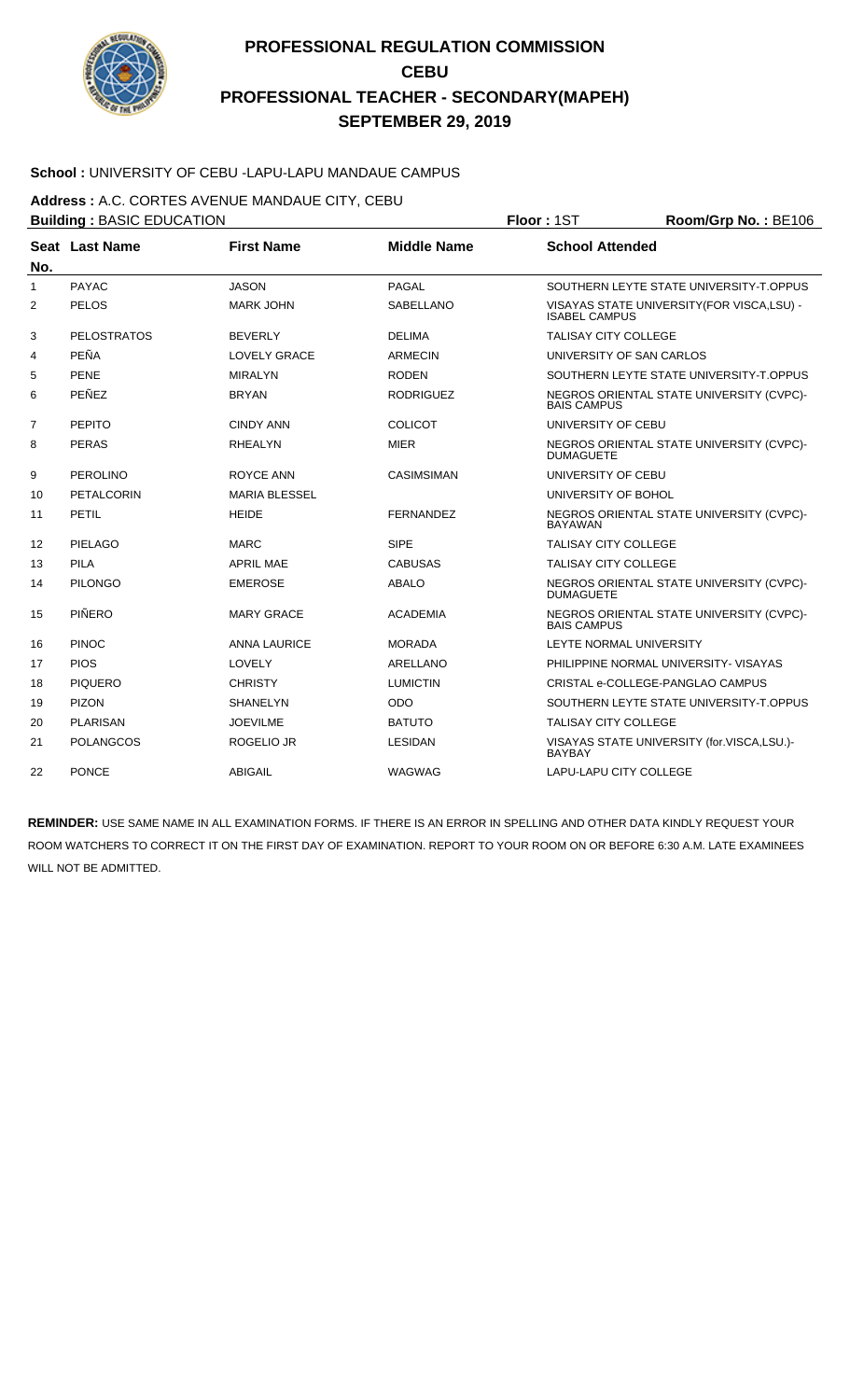# PROFESSIONAL REGULATION COMMISSION
## CEBU
## PROFESSIONAL TEACHER - SECONDARY(MAPEH)
## SEPTEMBER 29, 2019

**School :** UNIVERSITY OF CEBU -LAPU-LAPU MANDAUE CAMPUS

**Address :** A.C. CORTES AVENUE MANDAUE CITY, CEBU

**Building :** BASIC EDUCATION **Floor :** 1ST **Room/Grp No. :** BE106

| Seat No. | Last Name | First Name | Middle Name | School Attended |
|---|---|---|---|---|
| 1 | PAYAC | JASON | PAGAL | SOUTHERN LEYTE STATE UNIVERSITY-T.OPPUS |
| 2 | PELOS | MARK JOHN | SABELLANO | VISAYAS STATE UNIVERSITY(FOR VISCA,LSU) - ISABEL CAMPUS |
| 3 | PELOSTRATOS | BEVERLY | DELIMA | TALISAY CITY COLLEGE |
| 4 | PEÑA | LOVELY GRACE | ARMECIN | UNIVERSITY OF SAN CARLOS |
| 5 | PENE | MIRALYN | RODEN | SOUTHERN LEYTE STATE UNIVERSITY-T.OPPUS |
| 6 | PEÑEZ | BRYAN | RODRIGUEZ | NEGROS ORIENTAL STATE UNIVERSITY (CVPC)-BAIS CAMPUS |
| 7 | PEPITO | CINDY ANN | COLICOT | UNIVERSITY OF CEBU |
| 8 | PERAS | RHEALYN | MIER | NEGROS ORIENTAL STATE UNIVERSITY (CVPC)-DUMAGUETE |
| 9 | PEROLINO | ROYCE ANN | CASIMSIMAN | UNIVERSITY OF CEBU |
| 10 | PETALCORIN | MARIA BLESSEL | | UNIVERSITY OF BOHOL |
| 11 | PETIL | HEIDE | FERNANDEZ | NEGROS ORIENTAL STATE UNIVERSITY (CVPC)-BAYAWAN |
| 12 | PIELAGO | MARC | SIPE | TALISAY CITY COLLEGE |
| 13 | PILA | APRIL MAE | CABUSAS | TALISAY CITY COLLEGE |
| 14 | PILONGO | EMEROSE | ABALO | NEGROS ORIENTAL STATE UNIVERSITY (CVPC)-DUMAGUETE |
| 15 | PIÑERO | MARY GRACE | ACADEMIA | NEGROS ORIENTAL STATE UNIVERSITY (CVPC)-BAIS CAMPUS |
| 16 | PINOC | ANNA LAURICE | MORADA | LEYTE NORMAL UNIVERSITY |
| 17 | PIOS | LOVELY | ARELLANO | PHILIPPINE NORMAL UNIVERSITY- VISAYAS |
| 18 | PIQUERO | CHRISTY | LUMICTIN | CRISTAL e-COLLEGE-PANGLAO CAMPUS |
| 19 | PIZON | SHANELYN | ODO | SOUTHERN LEYTE STATE UNIVERSITY-T.OPPUS |
| 20 | PLARISAN | JOEVILME | BATUTO | TALISAY CITY COLLEGE |
| 21 | POLANGCOS | ROGELIO JR | LESIDAN | VISAYAS STATE UNIVERSITY (for.VISCA,LSU.)-BAYBAY |
| 22 | PONCE | ABIGAIL | WAGWAG | LAPU-LAPU CITY COLLEGE |

**REMINDER:** USE SAME NAME IN ALL EXAMINATION FORMS. IF THERE IS AN ERROR IN SPELLING AND OTHER DATA KINDLY REQUEST YOUR ROOM WATCHERS TO CORRECT IT ON THE FIRST DAY OF EXAMINATION. REPORT TO YOUR ROOM ON OR BEFORE 6:30 A.M. LATE EXAMINEES WILL NOT BE ADMITTED.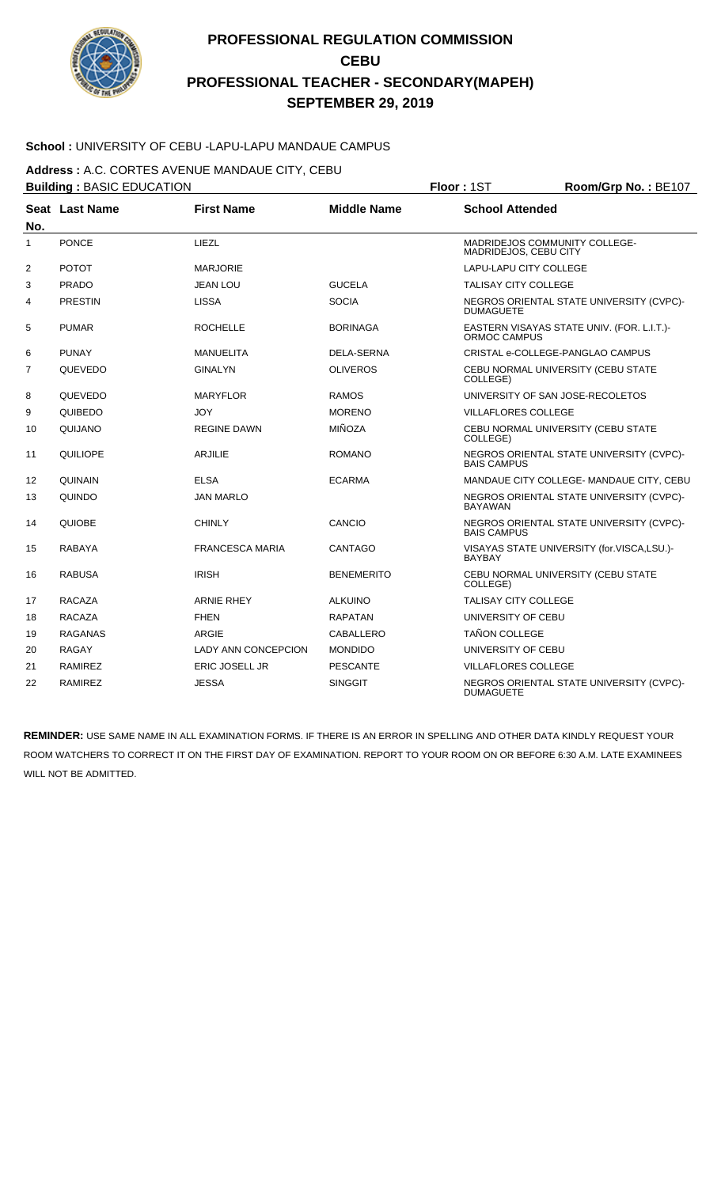# PROFESSIONAL REGULATION COMMISSION
## CEBU
## PROFESSIONAL TEACHER - SECONDARY(MAPEH)
## SEPTEMBER 29, 2019

**School :** UNIVERSITY OF CEBU -LAPU-LAPU MANDAUE CAMPUS

**Address :** A.C. CORTES AVENUE MANDAUE CITY, CEBU

**Building :** BASIC EDUCATION **Floor :** 1ST **Room/Grp No. :** BE107

| Seat No. | Last Name | First Name | Middle Name | School Attended |
|---|---|---|---|---|
| 1 | PONCE | LIEZL | | MADRIDEJOS COMMUNITY COLLEGE-MADRIDEJOS, CEBU CITY |
| 2 | POTOT | MARJORIE | | LAPU-LAPU CITY COLLEGE |
| 3 | PRADO | JEAN LOU | GUCELA | TALISAY CITY COLLEGE |
| 4 | PRESTIN | LISSA | SOCIA | NEGROS ORIENTAL STATE UNIVERSITY (CVPC)-DUMAGUETE |
| 5 | PUMAR | ROCHELLE | BORINAGA | EASTERN VISAYAS STATE UNIV. (FOR. L.I.T.)-ORMOC CAMPUS |
| 6 | PUNAY | MANUELITA | DELA-SERNA | CRISTAL e-COLLEGE-PANGLAO CAMPUS |
| 7 | QUEVEDO | GINALYN | OLIVEROS | CEBU NORMAL UNIVERSITY (CEBU STATE COLLEGE) |
| 8 | QUEVEDO | MARYFLOR | RAMOS | UNIVERSITY OF SAN JOSE-RECOLETOS |
| 9 | QUIBEDO | JOY | MORENO | VILLAFLORES COLLEGE |
| 10 | QUIJANO | REGINE DAWN | MIÑOZA | CEBU NORMAL UNIVERSITY (CEBU STATE COLLEGE) |
| 11 | QUILIOPE | ARJILIE | ROMANO | NEGROS ORIENTAL STATE UNIVERSITY (CVPC)-BAIS CAMPUS |
| 12 | QUINAIN | ELSA | ECARMA | MANDAUE CITY COLLEGE- MANDAUE CITY, CEBU |
| 13 | QUINDO | JAN MARLO | | NEGROS ORIENTAL STATE UNIVERSITY (CVPC)-BAYAWAN |
| 14 | QUIOBE | CHINLY | CANCIO | NEGROS ORIENTAL STATE UNIVERSITY (CVPC)-BAIS CAMPUS |
| 15 | RABAYA | FRANCESCA MARIA | CANTAGO | VISAYAS STATE UNIVERSITY (for.VISCA,LSU.)-BAYBAY |
| 16 | RABUSA | IRISH | BENEMERITO | CEBU NORMAL UNIVERSITY (CEBU STATE COLLEGE) |
| 17 | RACAZA | ARNIE RHEY | ALKUINO | TALISAY CITY COLLEGE |
| 18 | RACAZA | FHEN | RAPATAN | UNIVERSITY OF CEBU |
| 19 | RAGANAS | ARGIE | CABALLERO | TAÑON COLLEGE |
| 20 | RAGAY | LADY ANN CONCEPCION | MONDIDO | UNIVERSITY OF CEBU |
| 21 | RAMIREZ | ERIC JOSELL JR | PESCANTE | VILLAFLORES COLLEGE |
| 22 | RAMIREZ | JESSA | SINGGIT | NEGROS ORIENTAL STATE UNIVERSITY (CVPC)-DUMAGUETE |

**REMINDER:** USE SAME NAME IN ALL EXAMINATION FORMS. IF THERE IS AN ERROR IN SPELLING AND OTHER DATA KINDLY REQUEST YOUR ROOM WATCHERS TO CORRECT IT ON THE FIRST DAY OF EXAMINATION. REPORT TO YOUR ROOM ON OR BEFORE 6:30 A.M. LATE EXAMINEES WILL NOT BE ADMITTED.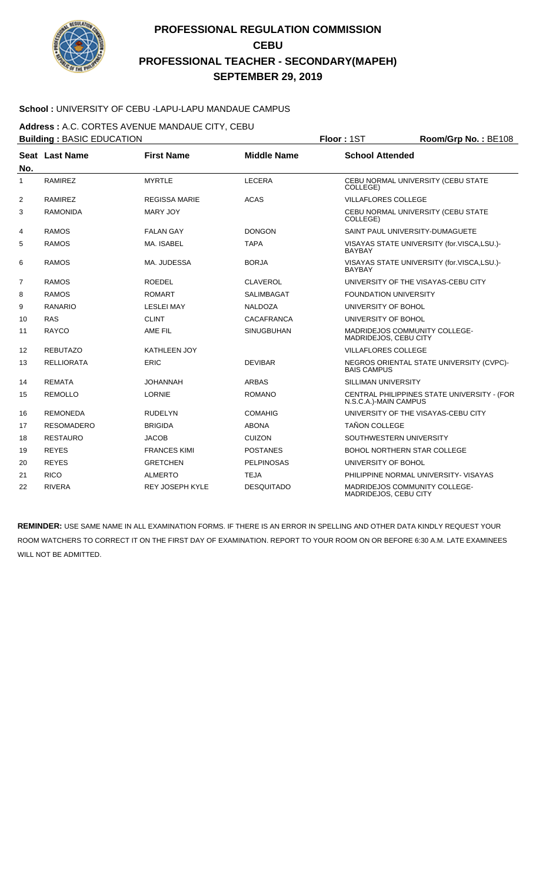# PROFESSIONAL REGULATION COMMISSION
# CEBU
# PROFESSIONAL TEACHER - SECONDARY(MAPEH)
# SEPTEMBER 29, 2019

**School :** UNIVERSITY OF CEBU -LAPU-LAPU MANDAUE CAMPUS

**Address :** A.C. CORTES AVENUE MANDAUE CITY, CEBU

**Building :** BASIC EDUCATION **Floor :** 1ST **Room/Grp No. :** BE108

| Seat No. | Last Name | First Name | Middle Name | School Attended |
|---|---|---|---|---|
| 1 | RAMIREZ | MYRTLE | LECERA | CEBU NORMAL UNIVERSITY (CEBU STATE COLLEGE) |
| 2 | RAMIREZ | REGISSA MARIE | ACAS | VILLAFLORES COLLEGE |
| 3 | RAMONIDA | MARY JOY | | CEBU NORMAL UNIVERSITY (CEBU STATE COLLEGE) |
| 4 | RAMOS | FALAN GAY | DONGON | SAINT PAUL UNIVERSITY-DUMAGUETE |
| 5 | RAMOS | MA. ISABEL | TAPA | VISAYAS STATE UNIVERSITY (for.VISCA,LSU.)-BAYBAY |
| 6 | RAMOS | MA. JUDESSA | BORJA | VISAYAS STATE UNIVERSITY (for.VISCA,LSU.)-BAYBAY |
| 7 | RAMOS | ROEDEL | CLAVEROL | UNIVERSITY OF THE VISAYAS-CEBU CITY |
| 8 | RAMOS | ROMART | SALIMBAGAT | FOUNDATION UNIVERSITY |
| 9 | RANARIO | LESLEI MAY | NALDOZA | UNIVERSITY OF BOHOL |
| 10 | RAS | CLINT | CACAFRANCA | UNIVERSITY OF BOHOL |
| 11 | RAYCO | AME FIL | SINUGBUHAN | MADRIDEJOS COMMUNITY COLLEGE-MADRIDEJOS, CEBU CITY |
| 12 | REBUTAZO | KATHLEEN JOY | | VILLAFLORES COLLEGE |
| 13 | RELLIORATA | ERIC | DEVIBAR | NEGROS ORIENTAL STATE UNIVERSITY (CVPC)-BAIS CAMPUS |
| 14 | REMATA | JOHANNAH | ARBAS | SILLIMAN UNIVERSITY |
| 15 | REMOLLO | LORNIE | ROMANO | CENTRAL PHILIPPINES STATE UNIVERSITY - (FOR N.S.C.A.)-MAIN CAMPUS |
| 16 | REMONEDA | RUDELYN | COMAHIG | UNIVERSITY OF THE VISAYAS-CEBU CITY |
| 17 | RESOMADERO | BRIGIDA | ABONA | TAÑON COLLEGE |
| 18 | RESTAURO | JACOB | CUIZON | SOUTHWESTERN UNIVERSITY |
| 19 | REYES | FRANCES KIMI | POSTANES | BOHOL NORTHERN STAR COLLEGE |
| 20 | REYES | GRETCHEN | PELPINOSAS | UNIVERSITY OF BOHOL |
| 21 | RICO | ALMERTO | TEJA | PHILIPPINE NORMAL UNIVERSITY- VISAYAS |
| 22 | RIVERA | REY JOSEPH KYLE | DESQUITADO | MADRIDEJOS COMMUNITY COLLEGE-MADRIDEJOS, CEBU CITY |

**REMINDER:** USE SAME NAME IN ALL EXAMINATION FORMS. IF THERE IS AN ERROR IN SPELLING AND OTHER DATA KINDLY REQUEST YOUR ROOM WATCHERS TO CORRECT IT ON THE FIRST DAY OF EXAMINATION. REPORT TO YOUR ROOM ON OR BEFORE 6:30 A.M. LATE EXAMINEES WILL NOT BE ADMITTED.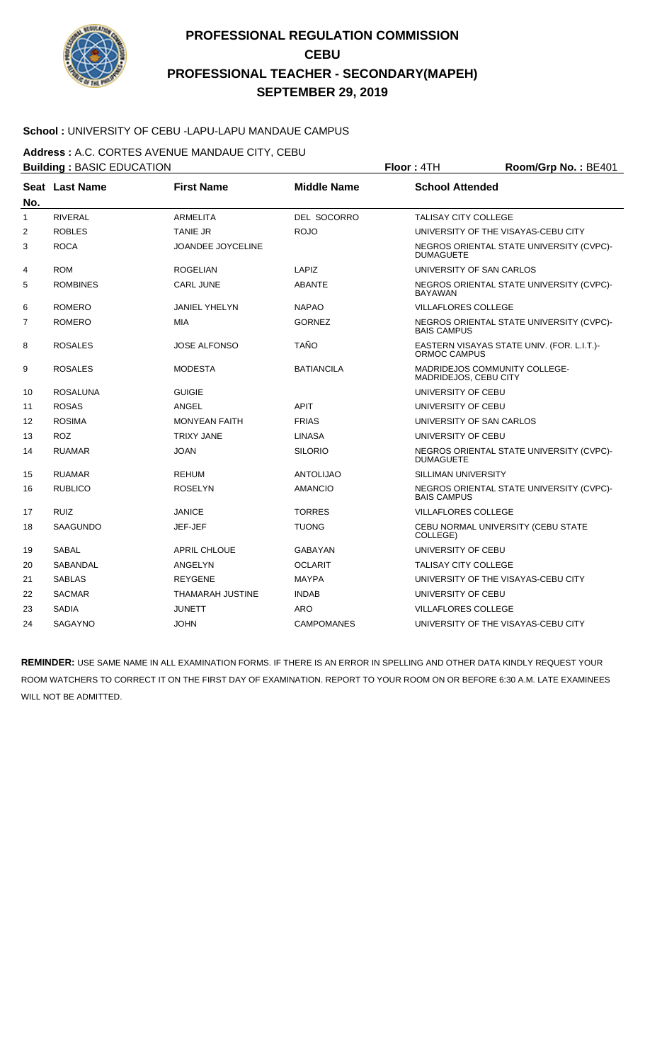# PROFESSIONAL REGULATION COMMISSION
## CEBU
## PROFESSIONAL TEACHER - SECONDARY(MAPEH)
## SEPTEMBER 29, 2019

**School :** UNIVERSITY OF CEBU -LAPU-LAPU MANDAUE CAMPUS

**Address :** A.C. CORTES AVENUE MANDAUE CITY, CEBU

**Building :** BASIC EDUCATION **Floor :** 4TH **Room/Grp No. :** BE401

| Seat No. | Last Name | First Name | Middle Name | School Attended |
|---|---|---|---|---|
| 1 | RIVERAL | ARMELITA | DEL SOCORRO | TALISAY CITY COLLEGE |
| 2 | ROBLES | TANIE JR | ROJO | UNIVERSITY OF THE VISAYAS-CEBU CITY |
| 3 | ROCA | JOANDEE JOYCELINE | | NEGROS ORIENTAL STATE UNIVERSITY (CVPC)-DUMAGUETE |
| 4 | ROM | ROGELIAN | LAPIZ | UNIVERSITY OF SAN CARLOS |
| 5 | ROMBINES | CARL JUNE | ABANTE | NEGROS ORIENTAL STATE UNIVERSITY (CVPC)-BAYAWAN |
| 6 | ROMERO | JANIEL YHELYN | NAPAO | VILLAFLORES COLLEGE |
| 7 | ROMERO | MIA | GORNEZ | NEGROS ORIENTAL STATE UNIVERSITY (CVPC)-BAIS CAMPUS |
| 8 | ROSALES | JOSE ALFONSO | TAÑO | EASTERN VISAYAS STATE UNIV. (FOR. L.I.T.)-ORMOC CAMPUS |
| 9 | ROSALES | MODESTA | BATIANCILA | MADRIDEJOS COMMUNITY COLLEGE-MADRIDEJOS, CEBU CITY |
| 10 | ROSALUNA | GUIGIE | | UNIVERSITY OF CEBU |
| 11 | ROSAS | ANGEL | APIT | UNIVERSITY OF CEBU |
| 12 | ROSIMA | MONYEAN FAITH | FRIAS | UNIVERSITY OF SAN CARLOS |
| 13 | ROZ | TRIXY JANE | LINASA | UNIVERSITY OF CEBU |
| 14 | RUAMAR | JOAN | SILORIO | NEGROS ORIENTAL STATE UNIVERSITY (CVPC)-DUMAGUETE |
| 15 | RUAMAR | REHUM | ANTOLIJAO | SILLIMAN UNIVERSITY |
| 16 | RUBLICO | ROSELYN | AMANCIO | NEGROS ORIENTAL STATE UNIVERSITY (CVPC)-BAIS CAMPUS |
| 17 | RUIZ | JANICE | TORRES | VILLAFLORES COLLEGE |
| 18 | SAAGUNDO | JEF-JEF | TUONG | CEBU NORMAL UNIVERSITY (CEBU STATE COLLEGE) |
| 19 | SABAL | APRIL CHLOUE | GABAYAN | UNIVERSITY OF CEBU |
| 20 | SABANDAL | ANGELYN | OCLARIT | TALISAY CITY COLLEGE |
| 21 | SABLAS | REYGENE | MAYPA | UNIVERSITY OF THE VISAYAS-CEBU CITY |
| 22 | SACMAR | THAMARAH JUSTINE | INDAB | UNIVERSITY OF CEBU |
| 23 | SADIA | JUNETT | ARO | VILLAFLORES COLLEGE |
| 24 | SAGAYNO | JOHN | CAMPOMANES | UNIVERSITY OF THE VISAYAS-CEBU CITY |

**REMINDER:** USE SAME NAME IN ALL EXAMINATION FORMS. IF THERE IS AN ERROR IN SPELLING AND OTHER DATA KINDLY REQUEST YOUR ROOM WATCHERS TO CORRECT IT ON THE FIRST DAY OF EXAMINATION. REPORT TO YOUR ROOM ON OR BEFORE 6:30 A.M. LATE EXAMINEES WILL NOT BE ADMITTED.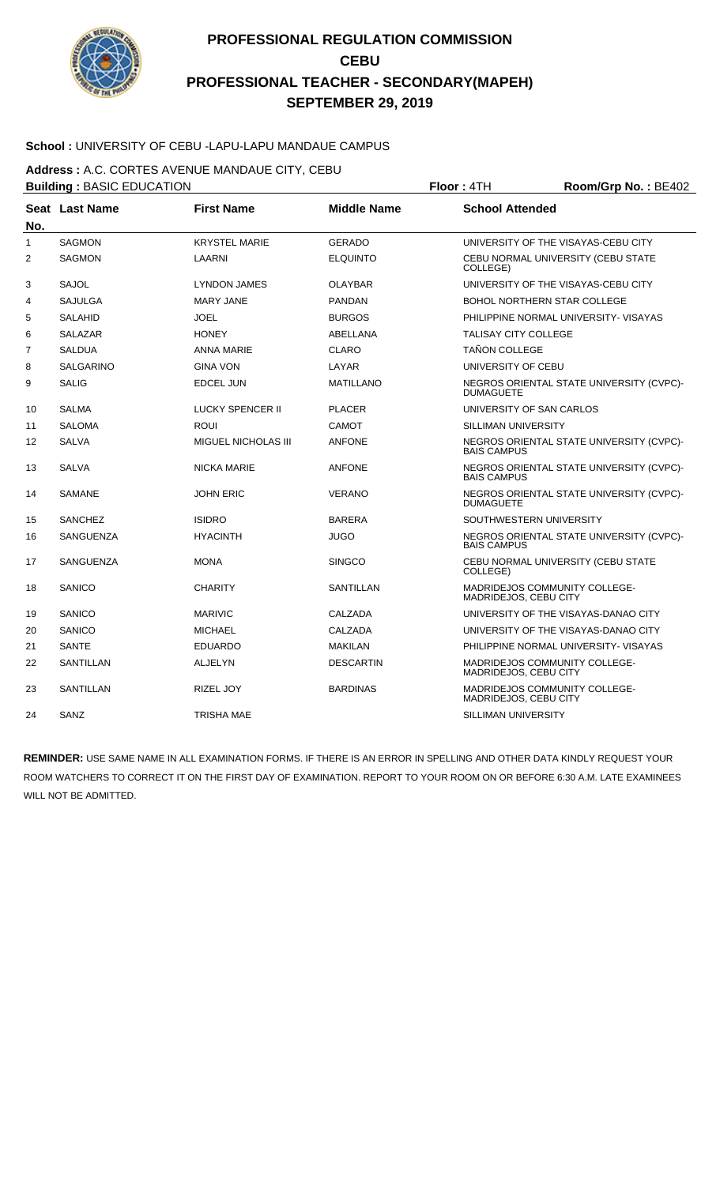# PROFESSIONAL REGULATION COMMISSION
# CEBU
# PROFESSIONAL TEACHER - SECONDARY(MAPEH)
# SEPTEMBER 29, 2019

**School :** UNIVERSITY OF CEBU -LAPU-LAPU MANDAUE CAMPUS

**Address :** A.C. CORTES AVENUE MANDAUE CITY, CEBU

**Building :** BASIC EDUCATION **Floor :** 4TH **Room/Grp No. :** BE402

| Seat No. | Last Name | First Name | Middle Name | School Attended |
|---|---|---|---|---|
| 1 | SAGMON | KRYSTEL MARIE | GERADO | UNIVERSITY OF THE VISAYAS-CEBU CITY |
| 2 | SAGMON | LAARNI | ELQUINTO | CEBU NORMAL UNIVERSITY (CEBU STATE COLLEGE) |
| 3 | SAJOL | LYNDON JAMES | OLAYBAR | UNIVERSITY OF THE VISAYAS-CEBU CITY |
| 4 | SAJULGA | MARY JANE | PANDAN | BOHOL NORTHERN STAR COLLEGE |
| 5 | SALAHID | JOEL | BURGOS | PHILIPPINE NORMAL UNIVERSITY- VISAYAS |
| 6 | SALAZAR | HONEY | ABELLANA | TALISAY CITY COLLEGE |
| 7 | SALDUA | ANNA MARIE | CLARO | TAÑON COLLEGE |
| 8 | SALGARINO | GINA VON | LAYAR | UNIVERSITY OF CEBU |
| 9 | SALIG | EDCEL JUN | MATILLANO | NEGROS ORIENTAL STATE UNIVERSITY (CVPC)-DUMAGUETE |
| 10 | SALMA | LUCKY SPENCER II | PLACER | UNIVERSITY OF SAN CARLOS |
| 11 | SALOMA | ROUI | CAMOT | SILLIMAN UNIVERSITY |
| 12 | SALVA | MIGUEL NICHOLAS III | ANFONE | NEGROS ORIENTAL STATE UNIVERSITY (CVPC)-BAIS CAMPUS |
| 13 | SALVA | NICKA MARIE | ANFONE | NEGROS ORIENTAL STATE UNIVERSITY (CVPC)-BAIS CAMPUS |
| 14 | SAMANE | JOHN ERIC | VERANO | NEGROS ORIENTAL STATE UNIVERSITY (CVPC)-DUMAGUETE |
| 15 | SANCHEZ | ISIDRO | BARERA | SOUTHWESTERN UNIVERSITY |
| 16 | SANGUENZA | HYACINTH | JUGO | NEGROS ORIENTAL STATE UNIVERSITY (CVPC)-BAIS CAMPUS |
| 17 | SANGUENZA | MONA | SINGCO | CEBU NORMAL UNIVERSITY (CEBU STATE COLLEGE) |
| 18 | SANICO | CHARITY | SANTILLAN | MADRIDEJOS COMMUNITY COLLEGE-MADRIDEJOS, CEBU CITY |
| 19 | SANICO | MARIVIC | CALZADA | UNIVERSITY OF THE VISAYAS-DANAO CITY |
| 20 | SANICO | MICHAEL | CALZADA | UNIVERSITY OF THE VISAYAS-DANAO CITY |
| 21 | SANTE | EDUARDO | MAKILAN | PHILIPPINE NORMAL UNIVERSITY- VISAYAS |
| 22 | SANTILLAN | ALJELYN | DESCARTIN | MADRIDEJOS COMMUNITY COLLEGE-MADRIDEJOS, CEBU CITY |
| 23 | SANTILLAN | RIZEL JOY | BARDINAS | MADRIDEJOS COMMUNITY COLLEGE-MADRIDEJOS, CEBU CITY |
| 24 | SANZ | TRISHA MAE | | SILLIMAN UNIVERSITY |

**REMINDER:** USE SAME NAME IN ALL EXAMINATION FORMS. IF THERE IS AN ERROR IN SPELLING AND OTHER DATA KINDLY REQUEST YOUR ROOM WATCHERS TO CORRECT IT ON THE FIRST DAY OF EXAMINATION. REPORT TO YOUR ROOM ON OR BEFORE 6:30 A.M. LATE EXAMINEES WILL NOT BE ADMITTED.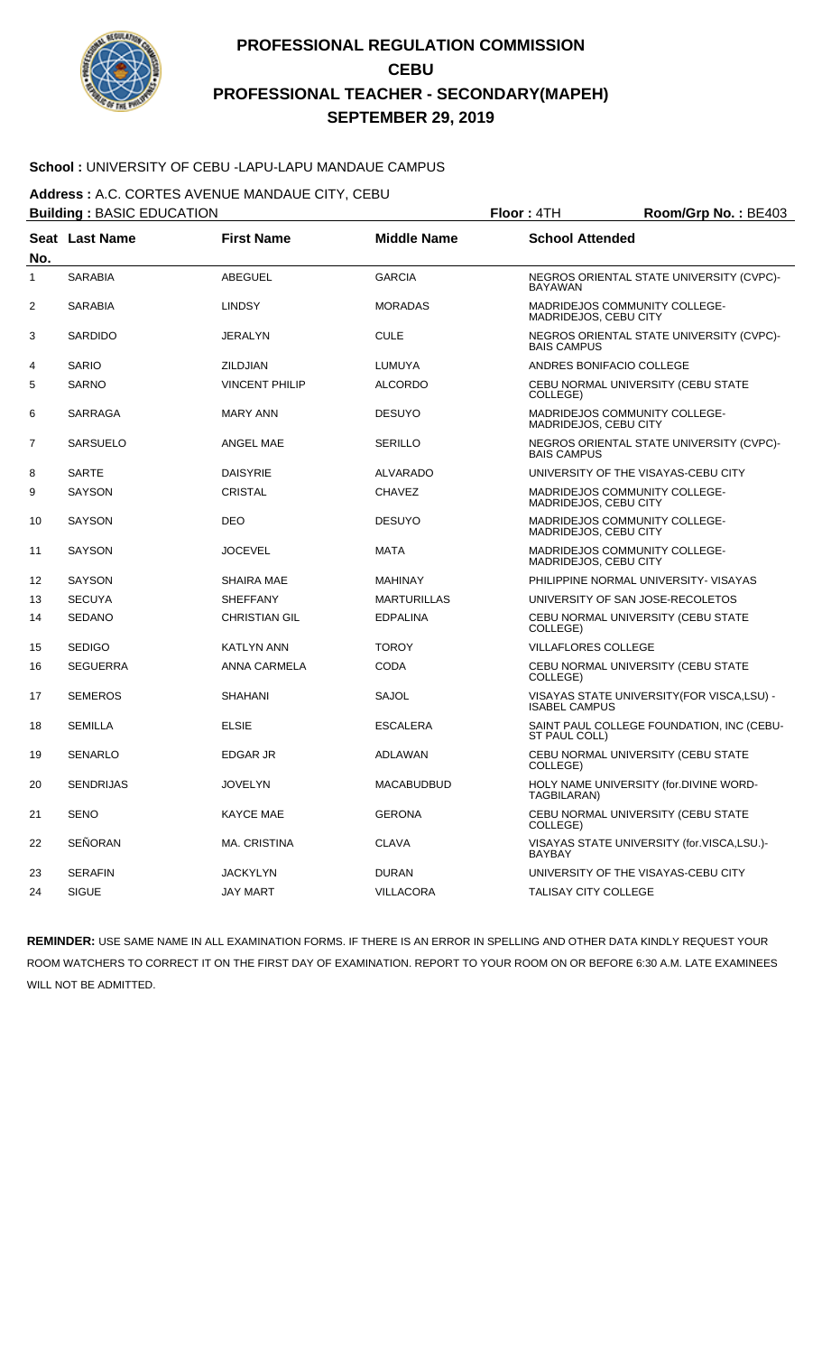# PROFESSIONAL REGULATION COMMISSION
# CEBU
# PROFESSIONAL TEACHER - SECONDARY(MAPEH)
# SEPTEMBER 29, 2019

**School :** UNIVERSITY OF CEBU -LAPU-LAPU MANDAUE CAMPUS

**Address :** A.C. CORTES AVENUE MANDAUE CITY, CEBU

**Building :** BASIC EDUCATION **Floor :** 4TH **Room/Grp No. :** BE403

| Seat No. | Last Name | First Name | Middle Name | School Attended |
|---|---|---|---|---|
| 1 | SARABIA | ABEGUEL | GARCIA | NEGROS ORIENTAL STATE UNIVERSITY (CVPC)-BAYAWAN |
| 2 | SARABIA | LINDSY | MORADAS | MADRIDEJOS COMMUNITY COLLEGE-MADRIDEJOS, CEBU CITY |
| 3 | SARDIDO | JERALYN | CULE | NEGROS ORIENTAL STATE UNIVERSITY (CVPC)-BAIS CAMPUS |
| 4 | SARIO | ZILDJIAN | LUMUYA | ANDRES BONIFACIO COLLEGE |
| 5 | SARNO | VINCENT PHILIP | ALCORDO | CEBU NORMAL UNIVERSITY (CEBU STATE COLLEGE) |
| 6 | SARRAGA | MARY ANN | DESUYO | MADRIDEJOS COMMUNITY COLLEGE-MADRIDEJOS, CEBU CITY |
| 7 | SARSUELO | ANGEL MAE | SERILLO | NEGROS ORIENTAL STATE UNIVERSITY (CVPC)-BAIS CAMPUS |
| 8 | SARTE | DAISYRIE | ALVARADO | UNIVERSITY OF THE VISAYAS-CEBU CITY |
| 9 | SAYSON | CRISTAL | CHAVEZ | MADRIDEJOS COMMUNITY COLLEGE-MADRIDEJOS, CEBU CITY |
| 10 | SAYSON | DEO | DESUYO | MADRIDEJOS COMMUNITY COLLEGE-MADRIDEJOS, CEBU CITY |
| 11 | SAYSON | JOCEVEL | MATA | MADRIDEJOS COMMUNITY COLLEGE-MADRIDEJOS, CEBU CITY |
| 12 | SAYSON | SHAIRA MAE | MAHINAY | PHILIPPINE NORMAL UNIVERSITY- VISAYAS |
| 13 | SECUYA | SHEFFANY | MARTURILLAS | UNIVERSITY OF SAN JOSE-RECOLETOS |
| 14 | SEDANO | CHRISTIAN GIL | EDPALINA | CEBU NORMAL UNIVERSITY (CEBU STATE COLLEGE) |
| 15 | SEDIGO | KATLYN ANN | TOROY | VILLAFLORES COLLEGE |
| 16 | SEGUERRA | ANNA CARMELA | CODA | CEBU NORMAL UNIVERSITY (CEBU STATE COLLEGE) |
| 17 | SEMEROS | SHAHANI | SAJOL | VISAYAS STATE UNIVERSITY(FOR VISCA,LSU) - ISABEL CAMPUS |
| 18 | SEMILLA | ELSIE | ESCALERA | SAINT PAUL COLLEGE FOUNDATION, INC (CEBU-ST PAUL COLL) |
| 19 | SENARLO | EDGAR JR | ADLAWAN | CEBU NORMAL UNIVERSITY (CEBU STATE COLLEGE) |
| 20 | SENDRIJAS | JOVELYN | MACABUDBUD | HOLY NAME UNIVERSITY (for.DIVINE WORD-TAGBILARAN) |
| 21 | SENO | KAYCE MAE | GERONA | CEBU NORMAL UNIVERSITY (CEBU STATE COLLEGE) |
| 22 | SEÑORAN | MA. CRISTINA | CLAVA | VISAYAS STATE UNIVERSITY (for.VISCA,LSU.)-BAYBAY |
| 23 | SERAFIN | JACKYLYN | DURAN | UNIVERSITY OF THE VISAYAS-CEBU CITY |
| 24 | SIGUE | JAY MART | VILLACORA | TALISAY CITY COLLEGE |

**REMINDER:** USE SAME NAME IN ALL EXAMINATION FORMS. IF THERE IS AN ERROR IN SPELLING AND OTHER DATA KINDLY REQUEST YOUR ROOM WATCHERS TO CORRECT IT ON THE FIRST DAY OF EXAMINATION. REPORT TO YOUR ROOM ON OR BEFORE 6:30 A.M. LATE EXAMINEES WILL NOT BE ADMITTED.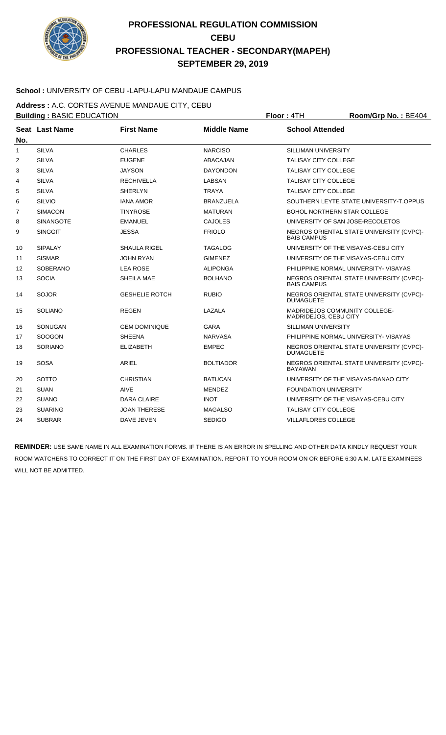# PROFESSIONAL REGULATION COMMISSION
## CEBU
## PROFESSIONAL TEACHER - SECONDARY(MAPEH)
## SEPTEMBER 29, 2019

**School :** UNIVERSITY OF CEBU -LAPU-LAPU MANDAUE CAMPUS

**Address :** A.C. CORTES AVENUE MANDAUE CITY, CEBU

**Building :** BASIC EDUCATION **Floor :** 4TH **Room/Grp No. :** BE404

| Seat No. | Last Name | First Name | Middle Name | School Attended |
|---|---|---|---|---|
| 1 | SILVA | CHARLES | NARCISO | SILLIMAN UNIVERSITY |
| 2 | SILVA | EUGENE | ABACAJAN | TALISAY CITY COLLEGE |
| 3 | SILVA | JAYSON | DAYONDON | TALISAY CITY COLLEGE |
| 4 | SILVA | RECHIVELLA | LABSAN | TALISAY CITY COLLEGE |
| 5 | SILVA | SHERLYN | TRAYA | TALISAY CITY COLLEGE |
| 6 | SILVIO | IANA AMOR | BRANZUELA | SOUTHERN LEYTE STATE UNIVERSITY-T.OPPUS |
| 7 | SIMACON | TINYROSE | MATURAN | BOHOL NORTHERN STAR COLLEGE |
| 8 | SINANGOTE | EMANUEL | CAJOLES | UNIVERSITY OF SAN JOSE-RECOLETOS |
| 9 | SINGGIT | JESSA | FRIOLO | NEGROS ORIENTAL STATE UNIVERSITY (CVPC)-BAIS CAMPUS |
| 10 | SIPALAY | SHAULA RIGEL | TAGALOG | UNIVERSITY OF THE VISAYAS-CEBU CITY |
| 11 | SISMAR | JOHN RYAN | GIMENEZ | UNIVERSITY OF THE VISAYAS-CEBU CITY |
| 12 | SOBERANO | LEA ROSE | ALIPONGA | PHILIPPINE NORMAL UNIVERSITY- VISAYAS |
| 13 | SOCIA | SHEILA MAE | BOLHANO | NEGROS ORIENTAL STATE UNIVERSITY (CVPC)-BAIS CAMPUS |
| 14 | SOJOR | GESHELIE ROTCH | RUBIO | NEGROS ORIENTAL STATE UNIVERSITY (CVPC)-DUMAGUETE |
| 15 | SOLIANO | REGEN | LAZALA | MADRIDEJOS COMMUNITY COLLEGE-MADRIDEJOS, CEBU CITY |
| 16 | SONUGAN | GEM DOMINIQUE | GARA | SILLIMAN UNIVERSITY |
| 17 | SOOGON | SHEENA | NARVASA | PHILIPPINE NORMAL UNIVERSITY- VISAYAS |
| 18 | SORIANO | ELIZABETH | EMPEC | NEGROS ORIENTAL STATE UNIVERSITY (CVPC)-DUMAGUETE |
| 19 | SOSA | ARIEL | BOLTIADOR | NEGROS ORIENTAL STATE UNIVERSITY (CVPC)-BAYAWAN |
| 20 | SOTTO | CHRISTIAN | BATUCAN | UNIVERSITY OF THE VISAYAS-DANAO CITY |
| 21 | SUAN | AIVE | MENDEZ | FOUNDATION UNIVERSITY |
| 22 | SUANO | DARA CLAIRE | INOT | UNIVERSITY OF THE VISAYAS-CEBU CITY |
| 23 | SUARING | JOAN THERESE | MAGALSO | TALISAY CITY COLLEGE |
| 24 | SUBRAR | DAVE JEVEN | SEDIGO | VILLAFLORES COLLEGE |

**REMINDER:** USE SAME NAME IN ALL EXAMINATION FORMS. IF THERE IS AN ERROR IN SPELLING AND OTHER DATA KINDLY REQUEST YOUR ROOM WATCHERS TO CORRECT IT ON THE FIRST DAY OF EXAMINATION. REPORT TO YOUR ROOM ON OR BEFORE 6:30 A.M. LATE EXAMINEES WILL NOT BE ADMITTED.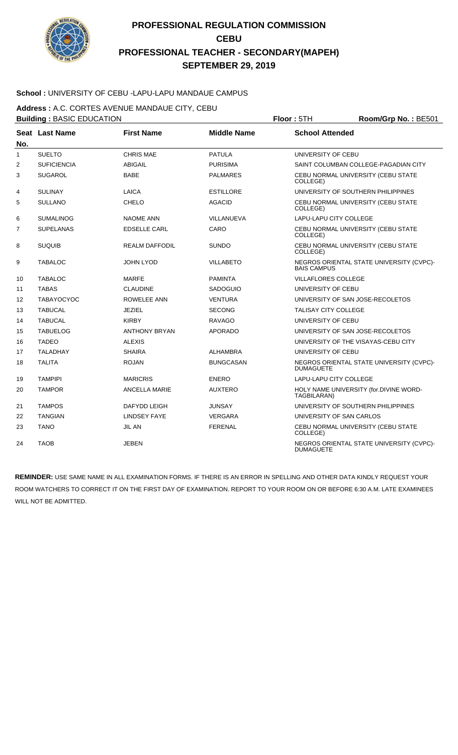# PROFESSIONAL REGULATION COMMISSION
## CEBU
## PROFESSIONAL TEACHER - SECONDARY(MAPEH)
## SEPTEMBER 29, 2019

**School :** UNIVERSITY OF CEBU -LAPU-LAPU MANDAUE CAMPUS

**Address :** A.C. CORTES AVENUE MANDAUE CITY, CEBU

**Building :** BASIC EDUCATION **Floor :** 5TH **Room/Grp No. :** BE501

| Seat No. | Last Name | First Name | Middle Name | School Attended |
|---|---|---|---|---|
| 1 | SUELTO | CHRIS MAE | PATULA | UNIVERSITY OF CEBU |
| 2 | SUFICIENCIA | ABIGAIL | PURISIMA | SAINT COLUMBAN COLLEGE-PAGADIAN CITY |
| 3 | SUGAROL | BABE | PALMARES | CEBU NORMAL UNIVERSITY (CEBU STATE COLLEGE) |
| 4 | SULINAY | LAICA | ESTILLORE | UNIVERSITY OF SOUTHERN PHILIPPINES |
| 5 | SULLANO | CHELO | AGACID | CEBU NORMAL UNIVERSITY (CEBU STATE COLLEGE) |
| 6 | SUMALINOG | NAOME ANN | VILLANUEVA | LAPU-LAPU CITY COLLEGE |
| 7 | SUPELANAS | EDSELLE CARL | CARO | CEBU NORMAL UNIVERSITY (CEBU STATE COLLEGE) |
| 8 | SUQUIB | REALM DAFFODIL | SUNDO | CEBU NORMAL UNIVERSITY (CEBU STATE COLLEGE) |
| 9 | TABALOC | JOHN LYOD | VILLABETO | NEGROS ORIENTAL STATE UNIVERSITY (CVPC)-BAIS CAMPUS |
| 10 | TABALOC | MARFE | PAMINTA | VILLAFLORES COLLEGE |
| 11 | TABAS | CLAUDINE | SADOGUIO | UNIVERSITY OF CEBU |
| 12 | TABAYOCYOC | ROWELEE ANN | VENTURA | UNIVERSITY OF SAN JOSE-RECOLETOS |
| 13 | TABUCAL | JEZIEL | SECONG | TALISAY CITY COLLEGE |
| 14 | TABUCAL | KIRBY | RAVAGO | UNIVERSITY OF CEBU |
| 15 | TABUELOG | ANTHONY BRYAN | APORADO | UNIVERSITY OF SAN JOSE-RECOLETOS |
| 16 | TADEO | ALEXIS | | UNIVERSITY OF THE VISAYAS-CEBU CITY |
| 17 | TALADHAY | SHAIRA | ALHAMBRA | UNIVERSITY OF CEBU |
| 18 | TALITA | ROJAN | BUNGCASAN | NEGROS ORIENTAL STATE UNIVERSITY (CVPC)-DUMAGUETE |
| 19 | TAMPIPI | MARICRIS | ENERO | LAPU-LAPU CITY COLLEGE |
| 20 | TAMPOR | ANCELLA MARIE | AUXTERO | HOLY NAME UNIVERSITY (for.DIVINE WORD-TAGBILARAN) |
| 21 | TAMPOS | DAFYDD LEIGH | JUNSAY | UNIVERSITY OF SOUTHERN PHILIPPINES |
| 22 | TANGIAN | LINDSEY FAYE | VERGARA | UNIVERSITY OF SAN CARLOS |
| 23 | TANO | JIL AN | FERENAL | CEBU NORMAL UNIVERSITY (CEBU STATE COLLEGE) |
| 24 | TAOB | JEBEN | | NEGROS ORIENTAL STATE UNIVERSITY (CVPC)-DUMAGUETE |

**REMINDER:** USE SAME NAME IN ALL EXAMINATION FORMS. IF THERE IS AN ERROR IN SPELLING AND OTHER DATA KINDLY REQUEST YOUR ROOM WATCHERS TO CORRECT IT ON THE FIRST DAY OF EXAMINATION. REPORT TO YOUR ROOM ON OR BEFORE 6:30 A.M. LATE EXAMINEES WILL NOT BE ADMITTED.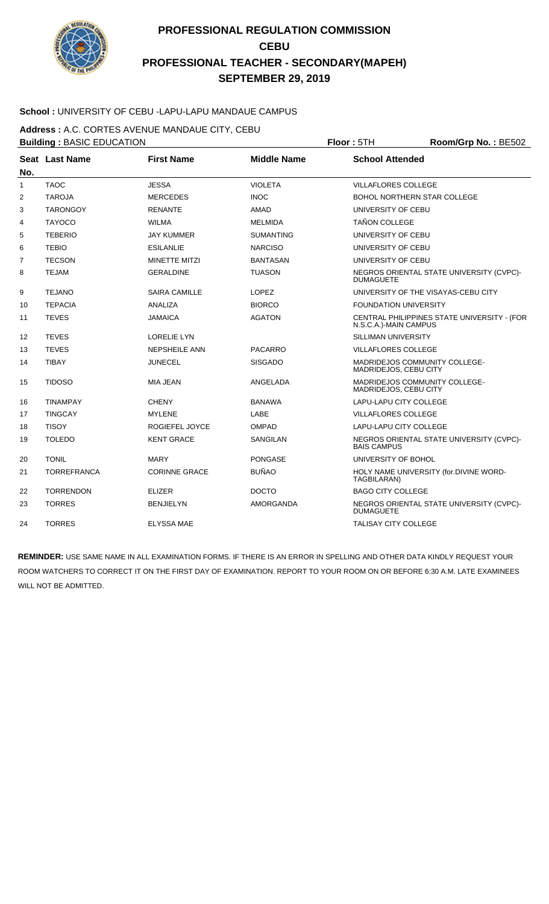# PROFESSIONAL REGULATION COMMISSION
# CEBU
# PROFESSIONAL TEACHER - SECONDARY(MAPEH)
# SEPTEMBER 29, 2019

**School :** UNIVERSITY OF CEBU -LAPU-LAPU MANDAUE CAMPUS

**Address :** A.C. CORTES AVENUE MANDAUE CITY, CEBU

**Building :** BASIC EDUCATION **Floor :** 5TH **Room/Grp No. :** BE502

| Seat No. | Last Name | First Name | Middle Name | School Attended |
|---|---|---|---|---|
| 1 | TAOC | JESSA | VIOLETA | VILLAFLORES COLLEGE |
| 2 | TAROJA | MERCEDES | INOC | BOHOL NORTHERN STAR COLLEGE |
| 3 | TARONGOY | RENANTE | AMAD | UNIVERSITY OF CEBU |
| 4 | TAYOCO | WILMA | MELMIDA | TAÑON COLLEGE |
| 5 | TEBERIO | JAY KUMMER | SUMANTING | UNIVERSITY OF CEBU |
| 6 | TEBIO | ESILANLIE | NARCISO | UNIVERSITY OF CEBU |
| 7 | TECSON | MINETTE MITZI | BANTASAN | UNIVERSITY OF CEBU |
| 8 | TEJAM | GERALDINE | TUASON | NEGROS ORIENTAL STATE UNIVERSITY (CVPC)-DUMAGUETE |
| 9 | TEJANO | SAIRA CAMILLE | LOPEZ | UNIVERSITY OF THE VISAYAS-CEBU CITY |
| 10 | TEPACIA | ANALIZA | BIORCO | FOUNDATION UNIVERSITY |
| 11 | TEVES | JAMAICA | AGATON | CENTRAL PHILIPPINES STATE UNIVERSITY - (FOR N.S.C.A.)-MAIN CAMPUS |
| 12 | TEVES | LORELIE LYN | | SILLIMAN UNIVERSITY |
| 13 | TEVES | NEPSHEILE ANN | PACARRO | VILLAFLORES COLLEGE |
| 14 | TIBAY | JUNECEL | SISGADO | MADRIDEJOS COMMUNITY COLLEGE-MADRIDEJOS, CEBU CITY |
| 15 | TIDOSO | MIA JEAN | ANGELADA | MADRIDEJOS COMMUNITY COLLEGE-MADRIDEJOS, CEBU CITY |
| 16 | TINAMPAY | CHENY | BANAWA | LAPU-LAPU CITY COLLEGE |
| 17 | TINGCAY | MYLENE | LABE | VILLAFLORES COLLEGE |
| 18 | TISOY | ROGIEFEL JOYCE | OMPAD | LAPU-LAPU CITY COLLEGE |
| 19 | TOLEDO | KENT GRACE | SANGILAN | NEGROS ORIENTAL STATE UNIVERSITY (CVPC)-BAIS CAMPUS |
| 20 | TONIL | MARY | PONGASE | UNIVERSITY OF BOHOL |
| 21 | TORREFRANCA | CORINNE GRACE | BUÑAO | HOLY NAME UNIVERSITY (for.DIVINE WORD-TAGBILARAN) |
| 22 | TORRENDON | ELIZER | DOCTO | BAGO CITY COLLEGE |
| 23 | TORRES | BENJIELYN | AMORGANDA | NEGROS ORIENTAL STATE UNIVERSITY (CVPC)-DUMAGUETE |
| 24 | TORRES | ELYSSA MAE | | TALISAY CITY COLLEGE |

**REMINDER:** USE SAME NAME IN ALL EXAMINATION FORMS. IF THERE IS AN ERROR IN SPELLING AND OTHER DATA KINDLY REQUEST YOUR ROOM WATCHERS TO CORRECT IT ON THE FIRST DAY OF EXAMINATION. REPORT TO YOUR ROOM ON OR BEFORE 6:30 A.M. LATE EXAMINEES WILL NOT BE ADMITTED.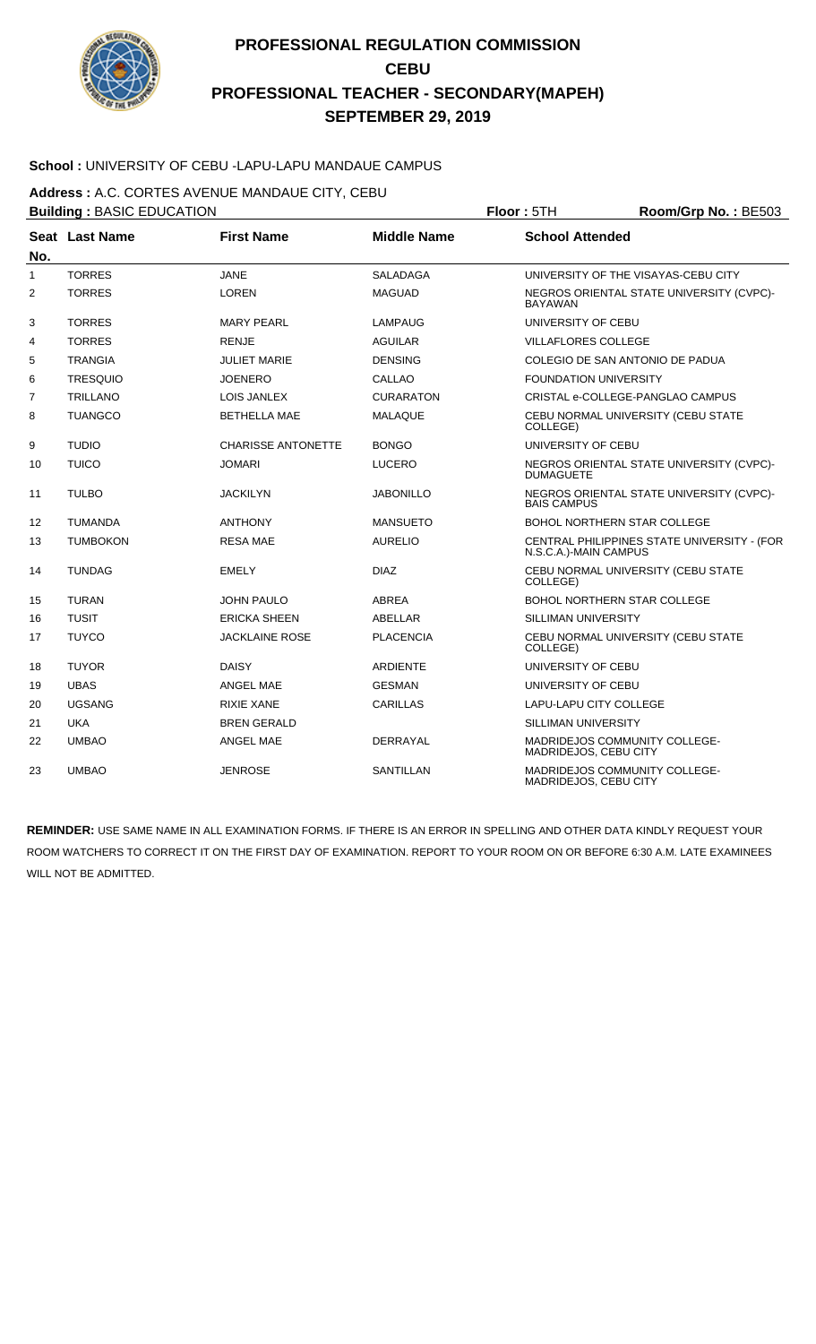# PROFESSIONAL REGULATION COMMISSION
## CEBU
## PROFESSIONAL TEACHER - SECONDARY(MAPEH)
## SEPTEMBER 29, 2019

**School :** UNIVERSITY OF CEBU -LAPU-LAPU MANDAUE CAMPUS

**Address :** A.C. CORTES AVENUE MANDAUE CITY, CEBU

**Building :** BASIC EDUCATION **Floor :** 5TH **Room/Grp No. :** BE503

| Seat No. | Last Name | First Name | Middle Name | School Attended |
|---|---|---|---|---|
| 1 | TORRES | JANE | SALADAGA | UNIVERSITY OF THE VISAYAS-CEBU CITY |
| 2 | TORRES | LOREN | MAGUAD | NEGROS ORIENTAL STATE UNIVERSITY (CVPC)-BAYAWAN |
| 3 | TORRES | MARY PEARL | LAMPAUG | UNIVERSITY OF CEBU |
| 4 | TORRES | RENJE | AGUILAR | VILLAFLORES COLLEGE |
| 5 | TRANGIA | JULIET MARIE | DENSING | COLEGIO DE SAN ANTONIO DE PADUA |
| 6 | TRESQUIO | JOENERO | CALLAO | FOUNDATION UNIVERSITY |
| 7 | TRILLANO | LOIS JANLEX | CURARATON | CRISTAL e-COLLEGE-PANGLAO CAMPUS |
| 8 | TUANGCO | BETHELLA MAE | MALAQUE | CEBU NORMAL UNIVERSITY (CEBU STATE COLLEGE) |
| 9 | TUDIO | CHARISSE ANTONETTE | BONGO | UNIVERSITY OF CEBU |
| 10 | TUICO | JOMARI | LUCERO | NEGROS ORIENTAL STATE UNIVERSITY (CVPC)-DUMAGUETE |
| 11 | TULBO | JACKILYN | JABONILLO | NEGROS ORIENTAL STATE UNIVERSITY (CVPC)-BAIS CAMPUS |
| 12 | TUMANDA | ANTHONY | MANSUETO | BOHOL NORTHERN STAR COLLEGE |
| 13 | TUMBOKON | RESA MAE | AURELIO | CENTRAL PHILIPPINES STATE UNIVERSITY - (FOR N.S.C.A.)-MAIN CAMPUS |
| 14 | TUNDAG | EMELY | DIAZ | CEBU NORMAL UNIVERSITY (CEBU STATE COLLEGE) |
| 15 | TURAN | JOHN PAULO | ABREA | BOHOL NORTHERN STAR COLLEGE |
| 16 | TUSIT | ERICKA SHEEN | ABELLAR | SILLIMAN UNIVERSITY |
| 17 | TUYCO | JACKLAINE ROSE | PLACENCIA | CEBU NORMAL UNIVERSITY (CEBU STATE COLLEGE) |
| 18 | TUYOR | DAISY | ARDIENTE | UNIVERSITY OF CEBU |
| 19 | UBAS | ANGEL MAE | GESMAN | UNIVERSITY OF CEBU |
| 20 | UGSANG | RIXIE XANE | CARILLAS | LAPU-LAPU CITY COLLEGE |
| 21 | UKA | BREN GERALD | | SILLIMAN UNIVERSITY |
| 22 | UMBAO | ANGEL MAE | DERRAYAL | MADRIDEJOS COMMUNITY COLLEGE-MADRIDEJOS, CEBU CITY |
| 23 | UMBAO | JENROSE | SANTILLAN | MADRIDEJOS COMMUNITY COLLEGE-MADRIDEJOS, CEBU CITY |

**REMINDER:** USE SAME NAME IN ALL EXAMINATION FORMS. IF THERE IS AN ERROR IN SPELLING AND OTHER DATA KINDLY REQUEST YOUR ROOM WATCHERS TO CORRECT IT ON THE FIRST DAY OF EXAMINATION. REPORT TO YOUR ROOM ON OR BEFORE 6:30 A.M. LATE EXAMINEES WILL NOT BE ADMITTED.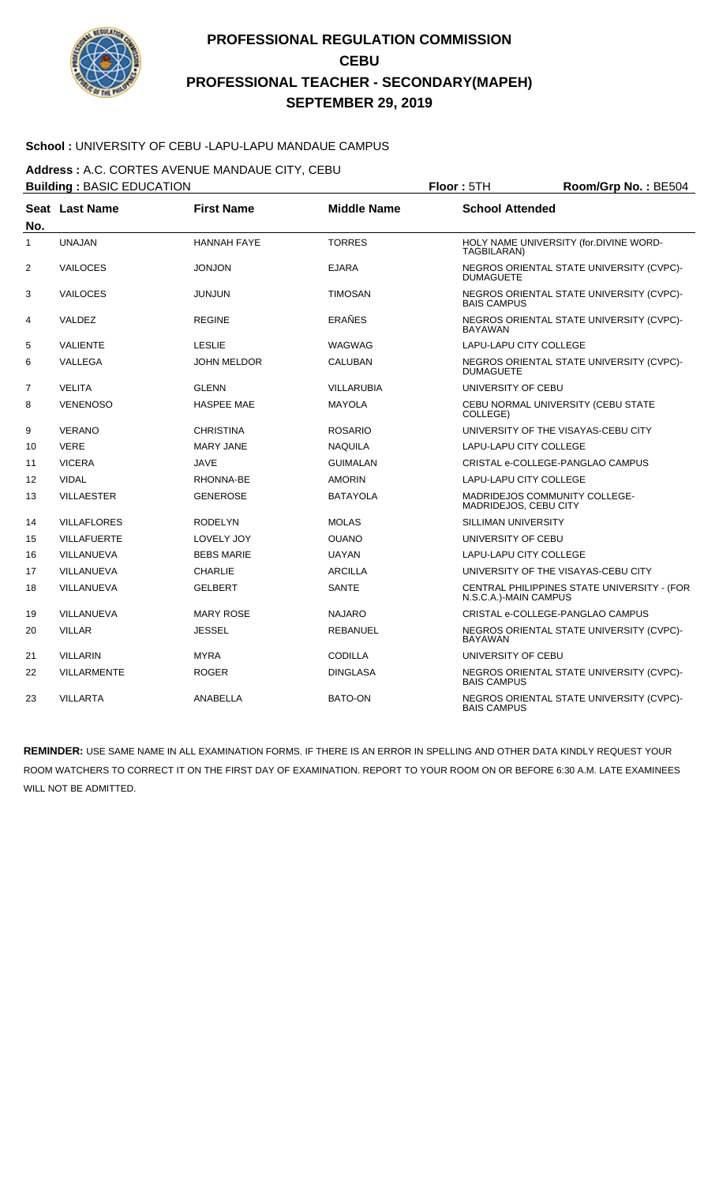# PROFESSIONAL REGULATION COMMISSION
## CEBU
## PROFESSIONAL TEACHER - SECONDARY(MAPEH)
## SEPTEMBER 29, 2019

**School :** UNIVERSITY OF CEBU -LAPU-LAPU MANDAUE CAMPUS

**Address :** A.C. CORTES AVENUE MANDAUE CITY, CEBU

**Building :** BASIC EDUCATION **Floor :** 5TH **Room/Grp No. :** BE504

| Seat No. | Last Name | First Name | Middle Name | School Attended |
|---|---|---|---|---|
| 1 | UNAJAN | HANNAH FAYE | TORRES | HOLY NAME UNIVERSITY (for.DIVINE WORD-TAGBILARAN) |
| 2 | VAILOCES | JONJON | EJARA | NEGROS ORIENTAL STATE UNIVERSITY (CVPC)-DUMAGUETE |
| 3 | VAILOCES | JUNJUN | TIMOSAN | NEGROS ORIENTAL STATE UNIVERSITY (CVPC)-BAIS CAMPUS |
| 4 | VALDEZ | REGINE | ERAÑES | NEGROS ORIENTAL STATE UNIVERSITY (CVPC)-BAYAWAN |
| 5 | VALIENTE | LESLIE | WAGWAG | LAPU-LAPU CITY COLLEGE |
| 6 | VALLEGA | JOHN MELDOR | CALUBAN | NEGROS ORIENTAL STATE UNIVERSITY (CVPC)-DUMAGUETE |
| 7 | VELITA | GLENN | VILLARUBIA | UNIVERSITY OF CEBU |
| 8 | VENENOSO | HASPEE MAE | MAYOLA | CEBU NORMAL UNIVERSITY (CEBU STATE COLLEGE) |
| 9 | VERANO | CHRISTINA | ROSARIO | UNIVERSITY OF THE VISAYAS-CEBU CITY |
| 10 | VERE | MARY JANE | NAQUILA | LAPU-LAPU CITY COLLEGE |
| 11 | VICERA | JAVE | GUIMALAN | CRISTAL e-COLLEGE-PANGLAO CAMPUS |
| 12 | VIDAL | RHONNA-BE | AMORIN | LAPU-LAPU CITY COLLEGE |
| 13 | VILLAESTER | GENEROSE | BATAYOLA | MADRIDEJOS COMMUNITY COLLEGE-MADRIDEJOS, CEBU CITY |
| 14 | VILLAFLORES | RODELYN | MOLAS | SILLIMAN UNIVERSITY |
| 15 | VILLAFUERTE | LOVELY JOY | OUANO | UNIVERSITY OF CEBU |
| 16 | VILLANUEVA | BEBS MARIE | UAYAN | LAPU-LAPU CITY COLLEGE |
| 17 | VILLANUEVA | CHARLIE | ARCILLA | UNIVERSITY OF THE VISAYAS-CEBU CITY |
| 18 | VILLANUEVA | GELBERT | SANTE | CENTRAL PHILIPPINES STATE UNIVERSITY - (FOR N.S.C.A.)-MAIN CAMPUS |
| 19 | VILLANUEVA | MARY ROSE | NAJARO | CRISTAL e-COLLEGE-PANGLAO CAMPUS |
| 20 | VILLAR | JESSEL | REBANUEL | NEGROS ORIENTAL STATE UNIVERSITY (CVPC)-BAYAWAN |
| 21 | VILLARIN | MYRA | CODILLA | UNIVERSITY OF CEBU |
| 22 | VILLARMENTE | ROGER | DINGLASA | NEGROS ORIENTAL STATE UNIVERSITY (CVPC)-BAIS CAMPUS |
| 23 | VILLARTA | ANABELLA | BATO-ON | NEGROS ORIENTAL STATE UNIVERSITY (CVPC)-BAIS CAMPUS |

**REMINDER:** USE SAME NAME IN ALL EXAMINATION FORMS. IF THERE IS AN ERROR IN SPELLING AND OTHER DATA KINDLY REQUEST YOUR ROOM WATCHERS TO CORRECT IT ON THE FIRST DAY OF EXAMINATION. REPORT TO YOUR ROOM ON OR BEFORE 6:30 A.M. LATE EXAMINEES WILL NOT BE ADMITTED.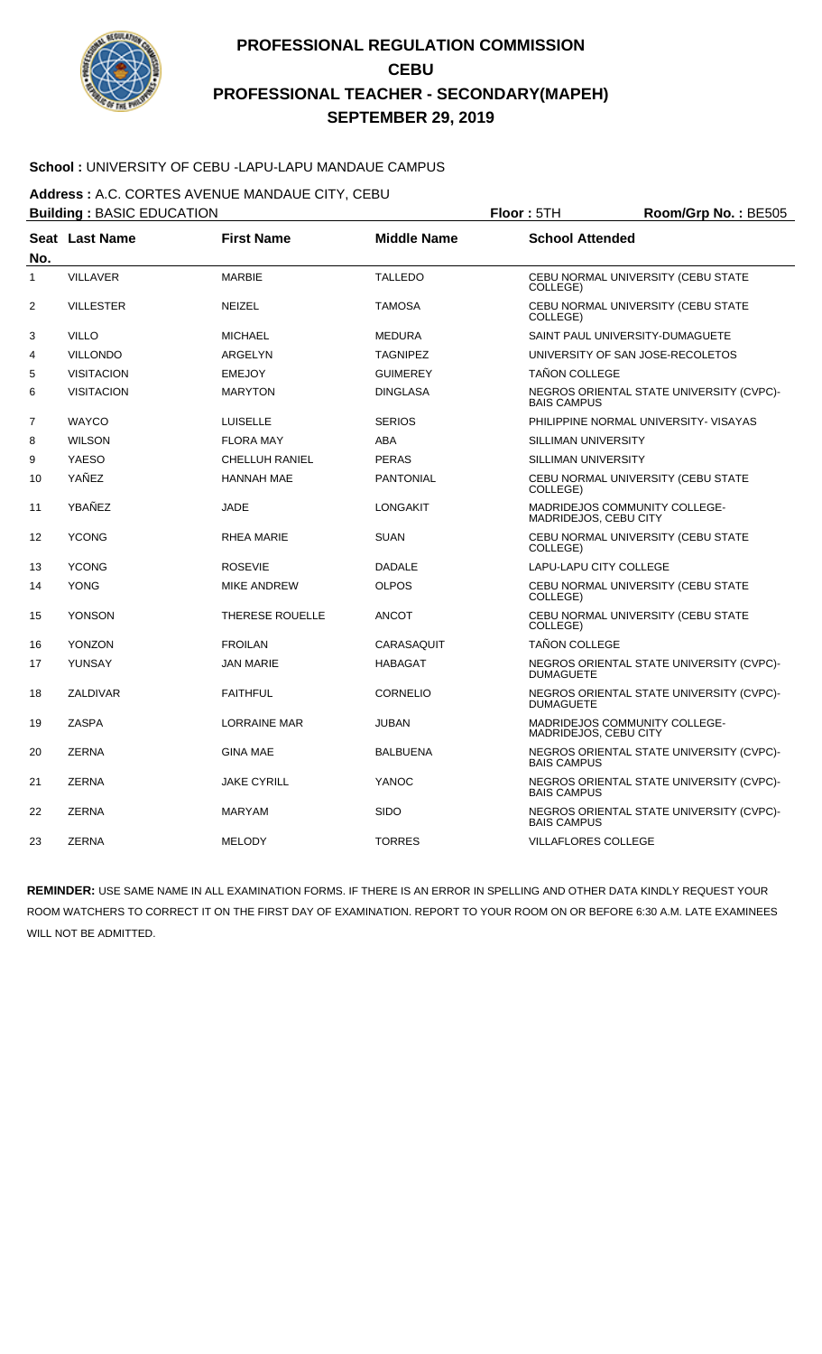# PROFESSIONAL REGULATION COMMISSION
# CEBU
# PROFESSIONAL TEACHER - SECONDARY(MAPEH)
# SEPTEMBER 29, 2019

**School :** UNIVERSITY OF CEBU -LAPU-LAPU MANDAUE CAMPUS

**Address :** A.C. CORTES AVENUE MANDAUE CITY, CEBU

**Building :** BASIC EDUCATION **Floor :** 5TH **Room/Grp No. :** BE505

| Seat No. | Last Name | First Name | Middle Name | School Attended |
|---|---|---|---|---|
| 1 | VILLAVER | MARBIE | TALLEDO | CEBU NORMAL UNIVERSITY (CEBU STATE COLLEGE) |
| 2 | VILLESTER | NEIZEL | TAMOSA | CEBU NORMAL UNIVERSITY (CEBU STATE COLLEGE) |
| 3 | VILLO | MICHAEL | MEDURA | SAINT PAUL UNIVERSITY-DUMAGUETE |
| 4 | VILLONDO | ARGELYN | TAGNIPEZ | UNIVERSITY OF SAN JOSE-RECOLETOS |
| 5 | VISITACION | EMEJOY | GUIMEREY | TAÑON COLLEGE |
| 6 | VISITACION | MARYTON | DINGLASA | NEGROS ORIENTAL STATE UNIVERSITY (CVPC)-BAIS CAMPUS |
| 7 | WAYCO | LUISELLE | SERIOS | PHILIPPINE NORMAL UNIVERSITY- VISAYAS |
| 8 | WILSON | FLORA MAY | ABA | SILLIMAN UNIVERSITY |
| 9 | YAESO | CHELLUH RANIEL | PERAS | SILLIMAN UNIVERSITY |
| 10 | YAÑEZ | HANNAH MAE | PANTONIAL | CEBU NORMAL UNIVERSITY (CEBU STATE COLLEGE) |
| 11 | YBAÑEZ | JADE | LONGAKIT | MADRIDEJOS COMMUNITY COLLEGE-MADRIDEJOS, CEBU CITY |
| 12 | YCONG | RHEA MARIE | SUAN | CEBU NORMAL UNIVERSITY (CEBU STATE COLLEGE) |
| 13 | YCONG | ROSEVIE | DADALE | LAPU-LAPU CITY COLLEGE |
| 14 | YONG | MIKE ANDREW | OLPOS | CEBU NORMAL UNIVERSITY (CEBU STATE COLLEGE) |
| 15 | YONSON | THERESE ROUELLE | ANCOT | CEBU NORMAL UNIVERSITY (CEBU STATE COLLEGE) |
| 16 | YONZON | FROILAN | CARASAQUIT | TAÑON COLLEGE |
| 17 | YUNSAY | JAN MARIE | HABAGAT | NEGROS ORIENTAL STATE UNIVERSITY (CVPC)-DUMAGUETE |
| 18 | ZALDIVAR | FAITHFUL | CORNELIO | NEGROS ORIENTAL STATE UNIVERSITY (CVPC)-DUMAGUETE |
| 19 | ZASPA | LORRAINE MAR | JUBAN | MADRIDEJOS COMMUNITY COLLEGE-MADRIDEJOS, CEBU CITY |
| 20 | ZERNA | GINA MAE | BALBUENA | NEGROS ORIENTAL STATE UNIVERSITY (CVPC)-BAIS CAMPUS |
| 21 | ZERNA | JAKE CYRILL | YANOC | NEGROS ORIENTAL STATE UNIVERSITY (CVPC)-BAIS CAMPUS |
| 22 | ZERNA | MARYAM | SIDO | NEGROS ORIENTAL STATE UNIVERSITY (CVPC)-BAIS CAMPUS |
| 23 | ZERNA | MELODY | TORRES | VILLAFLORES COLLEGE |

**REMINDER:** USE SAME NAME IN ALL EXAMINATION FORMS. IF THERE IS AN ERROR IN SPELLING AND OTHER DATA KINDLY REQUEST YOUR ROOM WATCHERS TO CORRECT IT ON THE FIRST DAY OF EXAMINATION. REPORT TO YOUR ROOM ON OR BEFORE 6:30 A.M. LATE EXAMINEES WILL NOT BE ADMITTED.